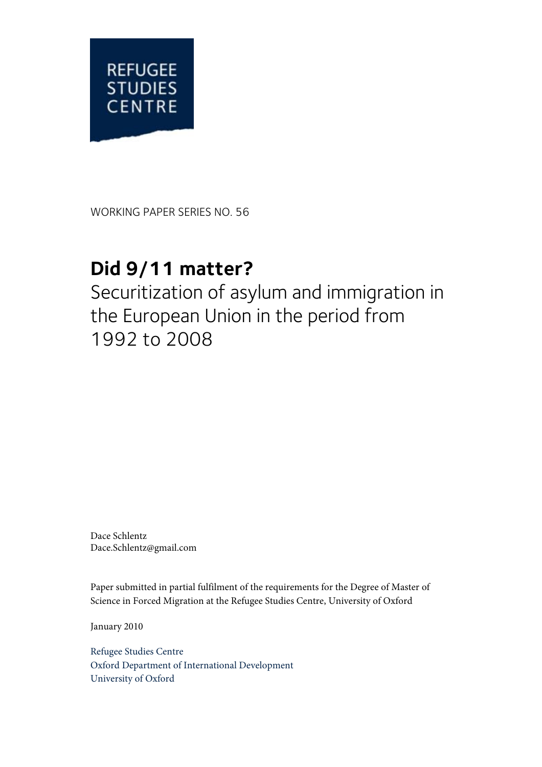REFUGEE STUDIES CENTRE

WORKING PAPER SERIES NO. 56

# Did 9/11 matter?

## Securitization of asylum and immigration in the European Union in the period from 1992 to 2008

Dace Schlentz
Dace.Schlentz@gmail.com

Paper submitted in partial fulfilment of the requirements for the Degree of Master of Science in Forced Migration at the Refugee Studies Centre, University of Oxford

January 2010

Refugee Studies Centre
Oxford Department of International Development
University of Oxford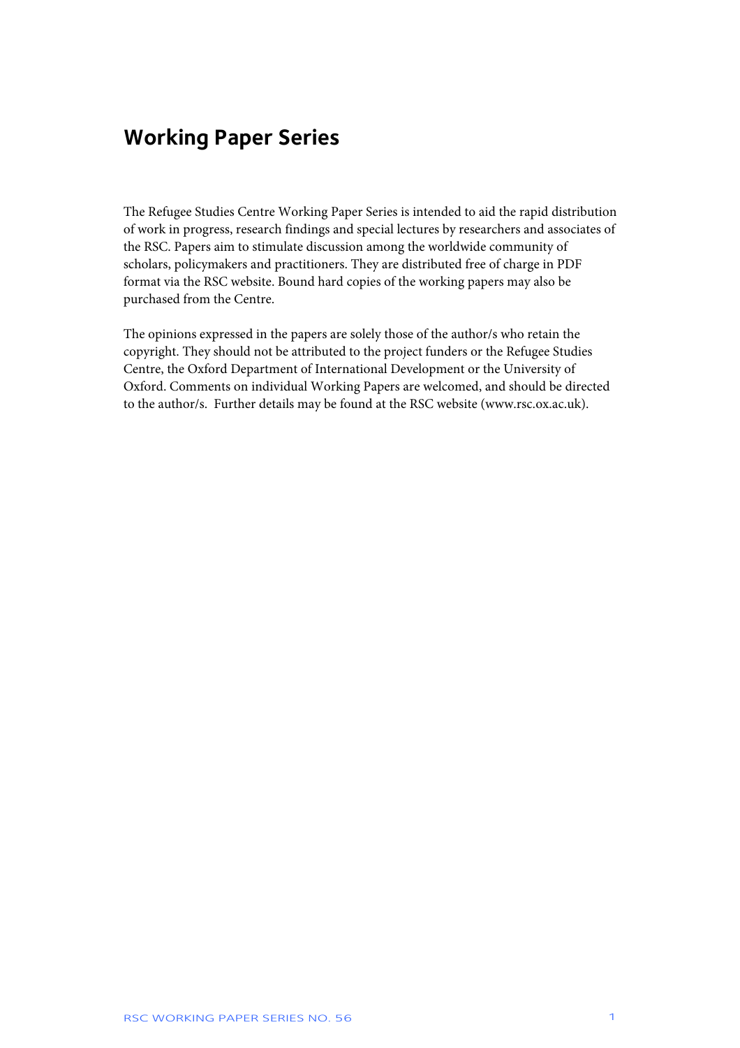## Working Paper Series

The Refugee Studies Centre Working Paper Series is intended to aid the rapid distribution of work in progress, research findings and special lectures by researchers and associates of the RSC. Papers aim to stimulate discussion among the worldwide community of scholars, policymakers and practitioners. They are distributed free of charge in PDF format via the RSC website. Bound hard copies of the working papers may also be purchased from the Centre.

The opinions expressed in the papers are solely those of the author/s who retain the copyright. They should not be attributed to the project funders or the Refugee Studies Centre, the Oxford Department of International Development or the University of Oxford. Comments on individual Working Papers are welcomed, and should be directed to the author/s. Further details may be found at the RSC website (www.rsc.ox.ac.uk).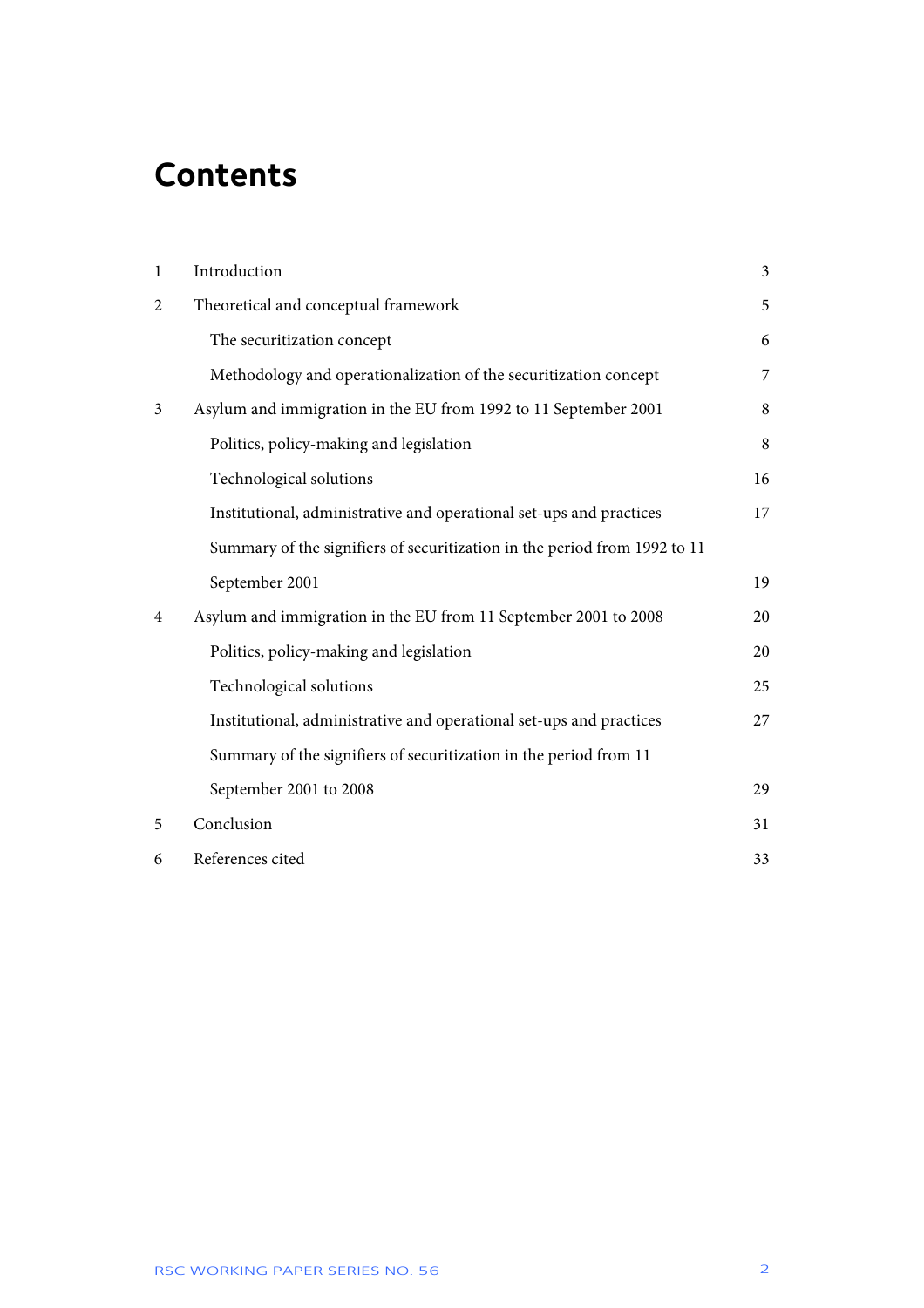# Contents

| | | |
|---|---|---|
| 1 | Introduction | 3 |
| 2 | Theoretical and conceptual framework | 5 |
| | The securitization concept | 6 |
| | Methodology and operationalization of the securitization concept | 7 |
| 3 | Asylum and immigration in the EU from 1992 to 11 September 2001 | 8 |
| | Politics, policy-making and legislation | 8 |
| | Technological solutions | 16 |
| | Institutional, administrative and operational set-ups and practices | 17 |
| | Summary of the signifiers of securitization in the period from 1992 to 11 September 2001 | 19 |
| 4 | Asylum and immigration in the EU from 11 September 2001 to 2008 | 20 |
| | Politics, policy-making and legislation | 20 |
| | Technological solutions | 25 |
| | Institutional, administrative and operational set-ups and practices | 27 |
| | Summary of the signifiers of securitization in the period from 11 September 2001 to 2008 | 29 |
| 5 | Conclusion | 31 |
| 6 | References cited | 33 |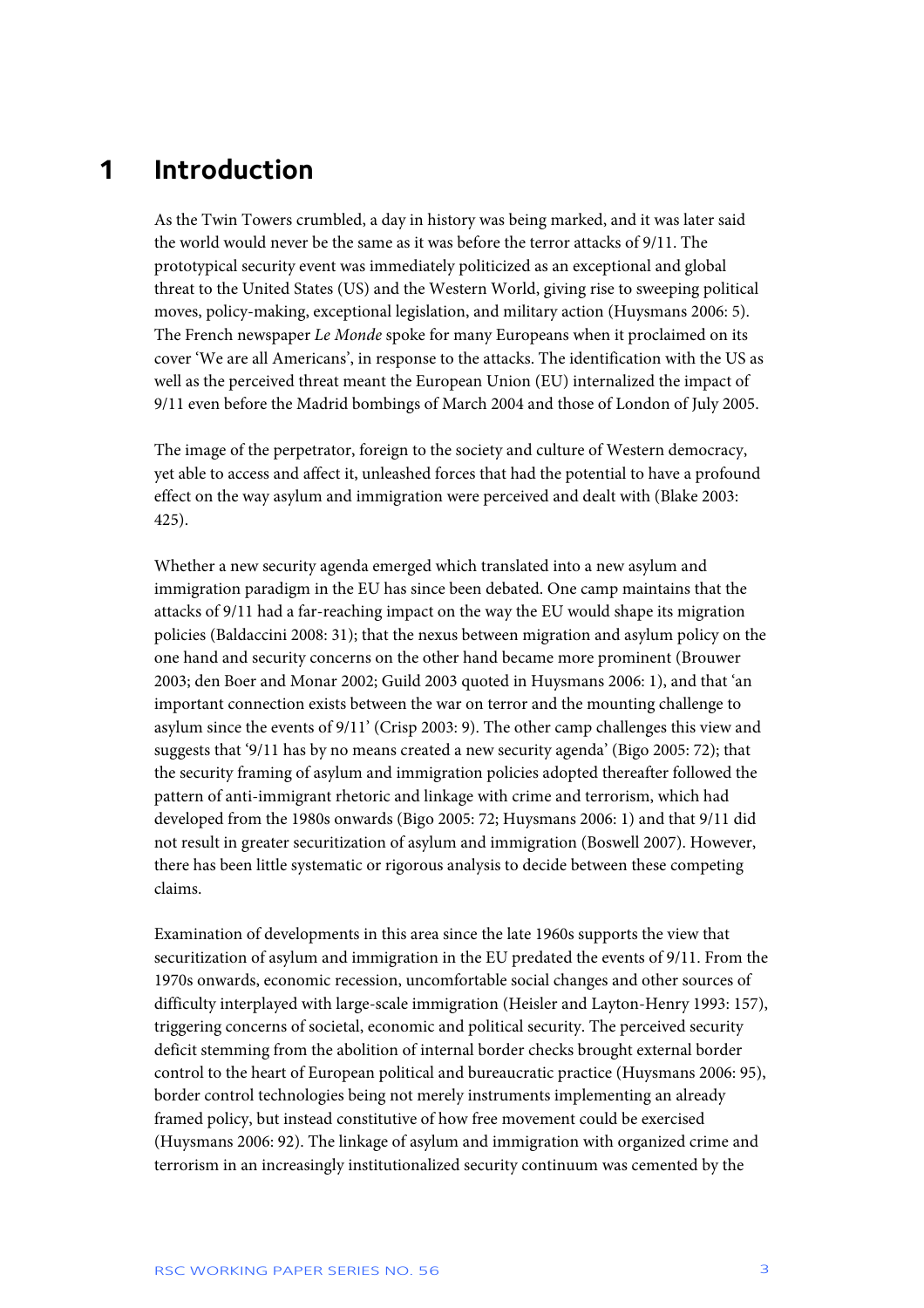# 1 Introduction

As the Twin Towers crumbled, a day in history was being marked, and it was later said the world would never be the same as it was before the terror attacks of 9/11. The prototypical security event was immediately politicized as an exceptional and global threat to the United States (US) and the Western World, giving rise to sweeping political moves, policy-making, exceptional legislation, and military action (Huysmans 2006: 5). The French newspaper *Le Monde* spoke for many Europeans when it proclaimed on its cover 'We are all Americans', in response to the attacks. The identification with the US as well as the perceived threat meant the European Union (EU) internalized the impact of 9/11 even before the Madrid bombings of March 2004 and those of London of July 2005.

The image of the perpetrator, foreign to the society and culture of Western democracy, yet able to access and affect it, unleashed forces that had the potential to have a profound effect on the way asylum and immigration were perceived and dealt with (Blake 2003: 425).

Whether a new security agenda emerged which translated into a new asylum and immigration paradigm in the EU has since been debated. One camp maintains that the attacks of 9/11 had a far-reaching impact on the way the EU would shape its migration policies (Baldaccini 2008: 31); that the nexus between migration and asylum policy on the one hand and security concerns on the other hand became more prominent (Brouwer 2003; den Boer and Monar 2002; Guild 2003 quoted in Huysmans 2006: 1), and that 'an important connection exists between the war on terror and the mounting challenge to asylum since the events of 9/11' (Crisp 2003: 9). The other camp challenges this view and suggests that '9/11 has by no means created a new security agenda' (Bigo 2005: 72); that the security framing of asylum and immigration policies adopted thereafter followed the pattern of anti-immigrant rhetoric and linkage with crime and terrorism, which had developed from the 1980s onwards (Bigo 2005: 72; Huysmans 2006: 1) and that 9/11 did not result in greater securitization of asylum and immigration (Boswell 2007). However, there has been little systematic or rigorous analysis to decide between these competing claims.

Examination of developments in this area since the late 1960s supports the view that securitization of asylum and immigration in the EU predated the events of 9/11. From the 1970s onwards, economic recession, uncomfortable social changes and other sources of difficulty interplayed with large-scale immigration (Heisler and Layton-Henry 1993: 157), triggering concerns of societal, economic and political security. The perceived security deficit stemming from the abolition of internal border checks brought external border control to the heart of European political and bureaucratic practice (Huysmans 2006: 95), border control technologies being not merely instruments implementing an already framed policy, but instead constitutive of how free movement could be exercised (Huysmans 2006: 92). The linkage of asylum and immigration with organized crime and terrorism in an increasingly institutionalized security continuum was cemented by the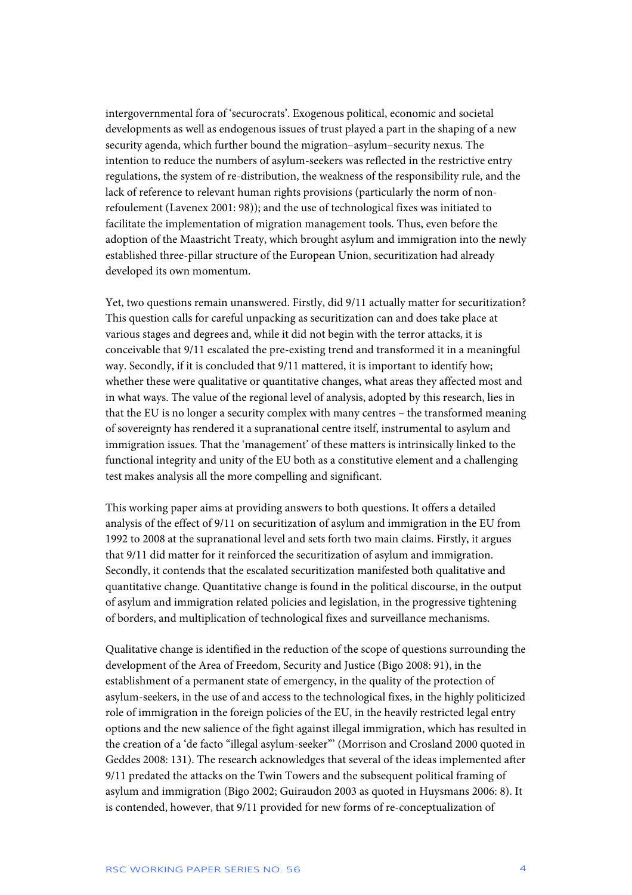intergovernmental fora of 'securocrats'. Exogenous political, economic and societal developments as well as endogenous issues of trust played a part in the shaping of a new security agenda, which further bound the migration–asylum–security nexus. The intention to reduce the numbers of asylum-seekers was reflected in the restrictive entry regulations, the system of re-distribution, the weakness of the responsibility rule, and the lack of reference to relevant human rights provisions (particularly the norm of non-refoulement (Lavenex 2001: 98)); and the use of technological fixes was initiated to facilitate the implementation of migration management tools. Thus, even before the adoption of the Maastricht Treaty, which brought asylum and immigration into the newly established three-pillar structure of the European Union, securitization had already developed its own momentum.

Yet, two questions remain unanswered. Firstly, did 9/11 actually matter for securitization? This question calls for careful unpacking as securitization can and does take place at various stages and degrees and, while it did not begin with the terror attacks, it is conceivable that 9/11 escalated the pre-existing trend and transformed it in a meaningful way. Secondly, if it is concluded that 9/11 mattered, it is important to identify how; whether these were qualitative or quantitative changes, what areas they affected most and in what ways. The value of the regional level of analysis, adopted by this research, lies in that the EU is no longer a security complex with many centres – the transformed meaning of sovereignty has rendered it a supranational centre itself, instrumental to asylum and immigration issues. That the 'management' of these matters is intrinsically linked to the functional integrity and unity of the EU both as a constitutive element and a challenging test makes analysis all the more compelling and significant.

This working paper aims at providing answers to both questions. It offers a detailed analysis of the effect of 9/11 on securitization of asylum and immigration in the EU from 1992 to 2008 at the supranational level and sets forth two main claims. Firstly, it argues that 9/11 did matter for it reinforced the securitization of asylum and immigration. Secondly, it contends that the escalated securitization manifested both qualitative and quantitative change. Quantitative change is found in the political discourse, in the output of asylum and immigration related policies and legislation, in the progressive tightening of borders, and multiplication of technological fixes and surveillance mechanisms.

Qualitative change is identified in the reduction of the scope of questions surrounding the development of the Area of Freedom, Security and Justice (Bigo 2008: 91), in the establishment of a permanent state of emergency, in the quality of the protection of asylum-seekers, in the use of and access to the technological fixes, in the highly politicized role of immigration in the foreign policies of the EU, in the heavily restricted legal entry options and the new salience of the fight against illegal immigration, which has resulted in the creation of a 'de facto "illegal asylum-seeker"' (Morrison and Crosland 2000 quoted in Geddes 2008: 131). The research acknowledges that several of the ideas implemented after 9/11 predated the attacks on the Twin Towers and the subsequent political framing of asylum and immigration (Bigo 2002; Guiraudon 2003 as quoted in Huysmans 2006: 8). It is contended, however, that 9/11 provided for new forms of re-conceptualization of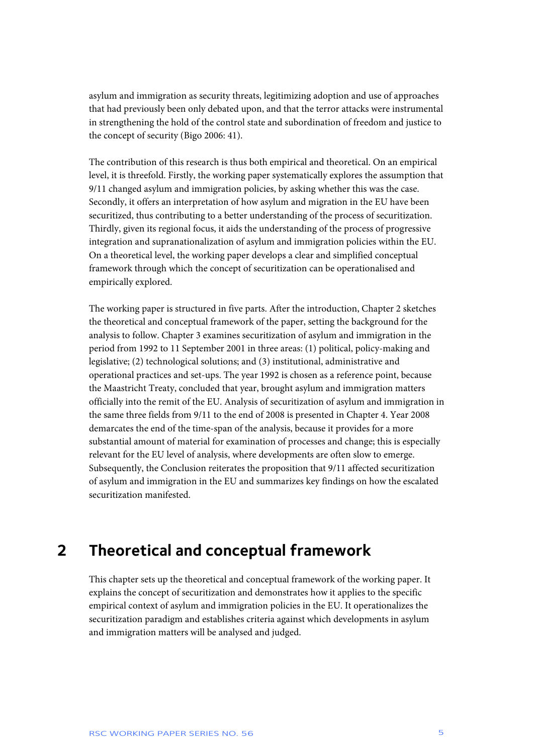asylum and immigration as security threats, legitimizing adoption and use of approaches that had previously been only debated upon, and that the terror attacks were instrumental in strengthening the hold of the control state and subordination of freedom and justice to the concept of security (Bigo 2006: 41).

The contribution of this research is thus both empirical and theoretical. On an empirical level, it is threefold. Firstly, the working paper systematically explores the assumption that 9/11 changed asylum and immigration policies, by asking whether this was the case. Secondly, it offers an interpretation of how asylum and migration in the EU have been securitized, thus contributing to a better understanding of the process of securitization. Thirdly, given its regional focus, it aids the understanding of the process of progressive integration and supranationalization of asylum and immigration policies within the EU. On a theoretical level, the working paper develops a clear and simplified conceptual framework through which the concept of securitization can be operationalised and empirically explored.

The working paper is structured in five parts. After the introduction, Chapter 2 sketches the theoretical and conceptual framework of the paper, setting the background for the analysis to follow. Chapter 3 examines securitization of asylum and immigration in the period from 1992 to 11 September 2001 in three areas: (1) political, policy-making and legislative; (2) technological solutions; and (3) institutional, administrative and operational practices and set-ups. The year 1992 is chosen as a reference point, because the Maastricht Treaty, concluded that year, brought asylum and immigration matters officially into the remit of the EU. Analysis of securitization of asylum and immigration in the same three fields from 9/11 to the end of 2008 is presented in Chapter 4. Year 2008 demarcates the end of the time-span of the analysis, because it provides for a more substantial amount of material for examination of processes and change; this is especially relevant for the EU level of analysis, where developments are often slow to emerge. Subsequently, the Conclusion reiterates the proposition that 9/11 affected securitization of asylum and immigration in the EU and summarizes key findings on how the escalated securitization manifested.

## 2 Theoretical and conceptual framework

This chapter sets up the theoretical and conceptual framework of the working paper. It explains the concept of securitization and demonstrates how it applies to the specific empirical context of asylum and immigration policies in the EU. It operationalizes the securitization paradigm and establishes criteria against which developments in asylum and immigration matters will be analysed and judged.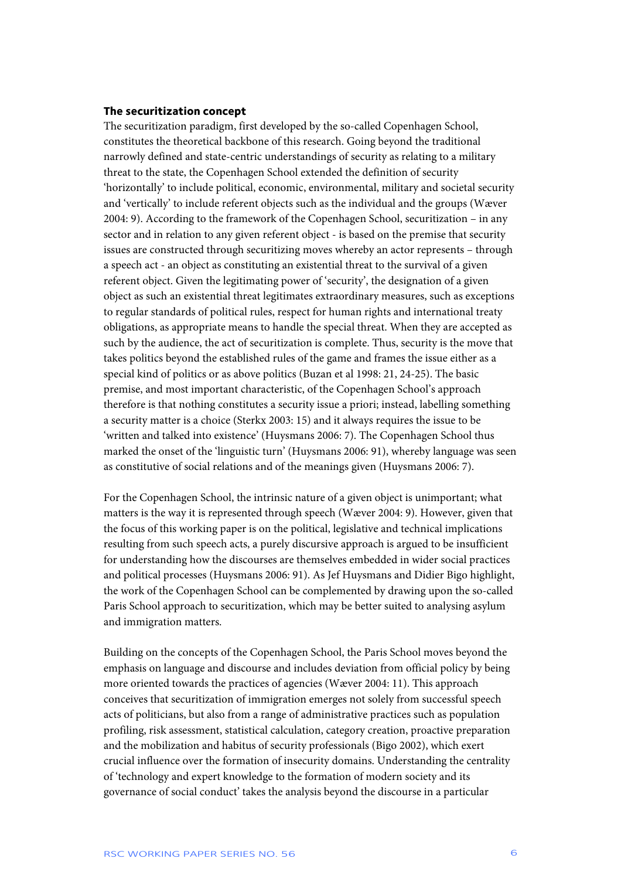### The securitization concept

The securitization paradigm, first developed by the so-called Copenhagen School, constitutes the theoretical backbone of this research. Going beyond the traditional narrowly defined and state-centric understandings of security as relating to a military threat to the state, the Copenhagen School extended the definition of security 'horizontally' to include political, economic, environmental, military and societal security and 'vertically' to include referent objects such as the individual and the groups (Wæver 2004: 9). According to the framework of the Copenhagen School, securitization – in any sector and in relation to any given referent object - is based on the premise that security issues are constructed through securitizing moves whereby an actor represents – through a speech act - an object as constituting an existential threat to the survival of a given referent object. Given the legitimating power of 'security', the designation of a given object as such an existential threat legitimates extraordinary measures, such as exceptions to regular standards of political rules, respect for human rights and international treaty obligations, as appropriate means to handle the special threat. When they are accepted as such by the audience, the act of securitization is complete. Thus, security is the move that takes politics beyond the established rules of the game and frames the issue either as a special kind of politics or as above politics (Buzan et al 1998: 21, 24-25). The basic premise, and most important characteristic, of the Copenhagen School's approach therefore is that nothing constitutes a security issue a priori; instead, labelling something a security matter is a choice (Sterkx 2003: 15) and it always requires the issue to be 'written and talked into existence' (Huysmans 2006: 7). The Copenhagen School thus marked the onset of the 'linguistic turn' (Huysmans 2006: 91), whereby language was seen as constitutive of social relations and of the meanings given (Huysmans 2006: 7).

For the Copenhagen School, the intrinsic nature of a given object is unimportant; what matters is the way it is represented through speech (Wæver 2004: 9). However, given that the focus of this working paper is on the political, legislative and technical implications resulting from such speech acts, a purely discursive approach is argued to be insufficient for understanding how the discourses are themselves embedded in wider social practices and political processes (Huysmans 2006: 91). As Jef Huysmans and Didier Bigo highlight, the work of the Copenhagen School can be complemented by drawing upon the so-called Paris School approach to securitization, which may be better suited to analysing asylum and immigration matters.

Building on the concepts of the Copenhagen School, the Paris School moves beyond the emphasis on language and discourse and includes deviation from official policy by being more oriented towards the practices of agencies (Wæver 2004: 11). This approach conceives that securitization of immigration emerges not solely from successful speech acts of politicians, but also from a range of administrative practices such as population profiling, risk assessment, statistical calculation, category creation, proactive preparation and the mobilization and habitus of security professionals (Bigo 2002), which exert crucial influence over the formation of insecurity domains. Understanding the centrality of 'technology and expert knowledge to the formation of modern society and its governance of social conduct' takes the analysis beyond the discourse in a particular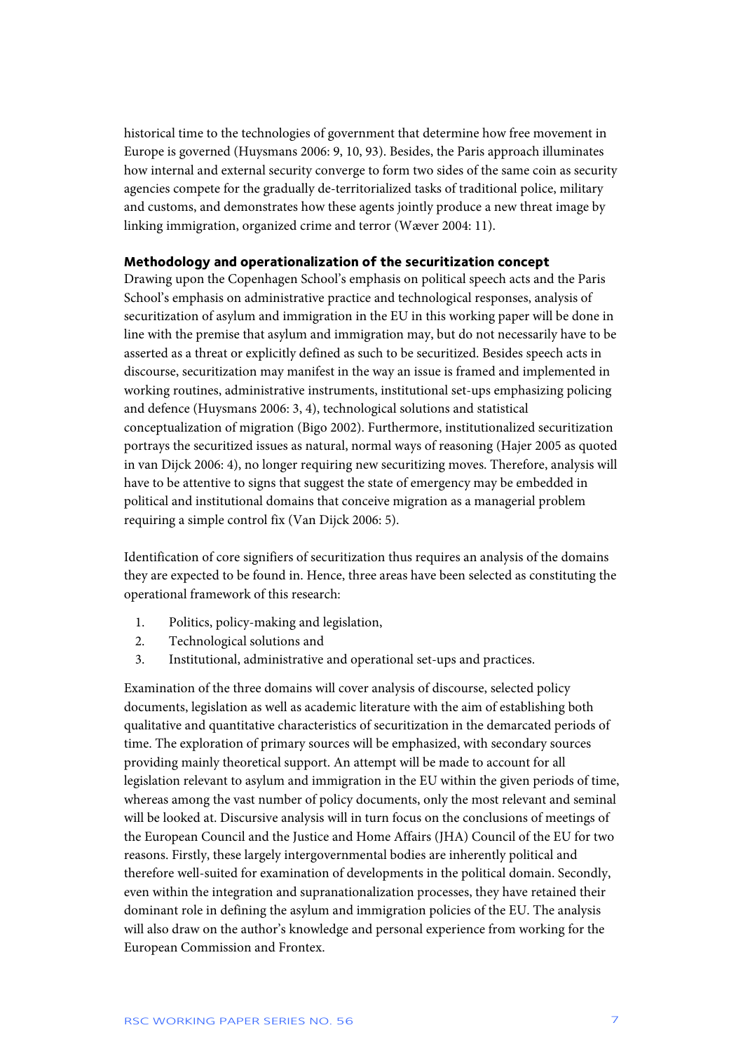historical time to the technologies of government that determine how free movement in Europe is governed (Huysmans 2006: 9, 10, 93). Besides, the Paris approach illuminates how internal and external security converge to form two sides of the same coin as security agencies compete for the gradually de-territorialized tasks of traditional police, military and customs, and demonstrates how these agents jointly produce a new threat image by linking immigration, organized crime and terror (Wæver 2004: 11).

### Methodology and operationalization of the securitization concept

Drawing upon the Copenhagen School's emphasis on political speech acts and the Paris School's emphasis on administrative practice and technological responses, analysis of securitization of asylum and immigration in the EU in this working paper will be done in line with the premise that asylum and immigration may, but do not necessarily have to be asserted as a threat or explicitly defined as such to be securitized. Besides speech acts in discourse, securitization may manifest in the way an issue is framed and implemented in working routines, administrative instruments, institutional set-ups emphasizing policing and defence (Huysmans 2006: 3, 4), technological solutions and statistical conceptualization of migration (Bigo 2002). Furthermore, institutionalized securitization portrays the securitized issues as natural, normal ways of reasoning (Hajer 2005 as quoted in van Dijck 2006: 4), no longer requiring new securitizing moves. Therefore, analysis will have to be attentive to signs that suggest the state of emergency may be embedded in political and institutional domains that conceive migration as a managerial problem requiring a simple control fix (Van Dijck 2006: 5).

Identification of core signifiers of securitization thus requires an analysis of the domains they are expected to be found in. Hence, three areas have been selected as constituting the operational framework of this research:

1. Politics, policy-making and legislation,
2. Technological solutions and
3. Institutional, administrative and operational set-ups and practices.

Examination of the three domains will cover analysis of discourse, selected policy documents, legislation as well as academic literature with the aim of establishing both qualitative and quantitative characteristics of securitization in the demarcated periods of time. The exploration of primary sources will be emphasized, with secondary sources providing mainly theoretical support. An attempt will be made to account for all legislation relevant to asylum and immigration in the EU within the given periods of time, whereas among the vast number of policy documents, only the most relevant and seminal will be looked at. Discursive analysis will in turn focus on the conclusions of meetings of the European Council and the Justice and Home Affairs (JHA) Council of the EU for two reasons. Firstly, these largely intergovernmental bodies are inherently political and therefore well-suited for examination of developments in the political domain. Secondly, even within the integration and supranationalization processes, they have retained their dominant role in defining the asylum and immigration policies of the EU. The analysis will also draw on the author's knowledge and personal experience from working for the European Commission and Frontex.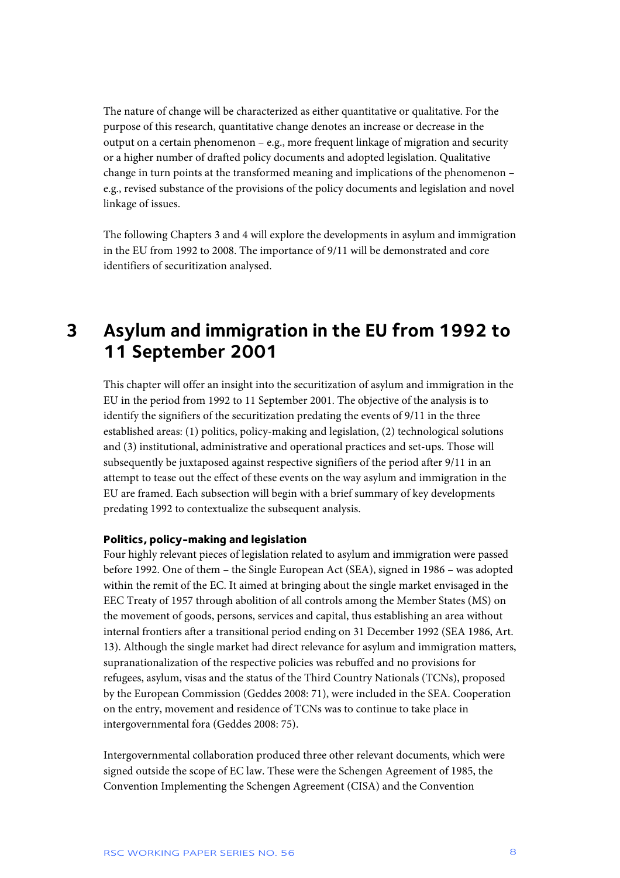The nature of change will be characterized as either quantitative or qualitative. For the purpose of this research, quantitative change denotes an increase or decrease in the output on a certain phenomenon – e.g., more frequent linkage of migration and security or a higher number of drafted policy documents and adopted legislation. Qualitative change in turn points at the transformed meaning and implications of the phenomenon – e.g., revised substance of the provisions of the policy documents and legislation and novel linkage of issues.

The following Chapters 3 and 4 will explore the developments in asylum and immigration in the EU from 1992 to 2008. The importance of 9/11 will be demonstrated and core identifiers of securitization analysed.

# 3 Asylum and immigration in the EU from 1992 to 11 September 2001

This chapter will offer an insight into the securitization of asylum and immigration in the EU in the period from 1992 to 11 September 2001. The objective of the analysis is to identify the signifiers of the securitization predating the events of 9/11 in the three established areas: (1) politics, policy-making and legislation, (2) technological solutions and (3) institutional, administrative and operational practices and set-ups. Those will subsequently be juxtaposed against respective signifiers of the period after 9/11 in an attempt to tease out the effect of these events on the way asylum and immigration in the EU are framed. Each subsection will begin with a brief summary of key developments predating 1992 to contextualize the subsequent analysis.

### Politics, policy-making and legislation

Four highly relevant pieces of legislation related to asylum and immigration were passed before 1992. One of them – the Single European Act (SEA), signed in 1986 – was adopted within the remit of the EC. It aimed at bringing about the single market envisaged in the EEC Treaty of 1957 through abolition of all controls among the Member States (MS) on the movement of goods, persons, services and capital, thus establishing an area without internal frontiers after a transitional period ending on 31 December 1992 (SEA 1986, Art. 13). Although the single market had direct relevance for asylum and immigration matters, supranationalization of the respective policies was rebuffed and no provisions for refugees, asylum, visas and the status of the Third Country Nationals (TCNs), proposed by the European Commission (Geddes 2008: 71), were included in the SEA. Cooperation on the entry, movement and residence of TCNs was to continue to take place in intergovernmental fora (Geddes 2008: 75).

Intergovernmental collaboration produced three other relevant documents, which were signed outside the scope of EC law. These were the Schengen Agreement of 1985, the Convention Implementing the Schengen Agreement (CISA) and the Convention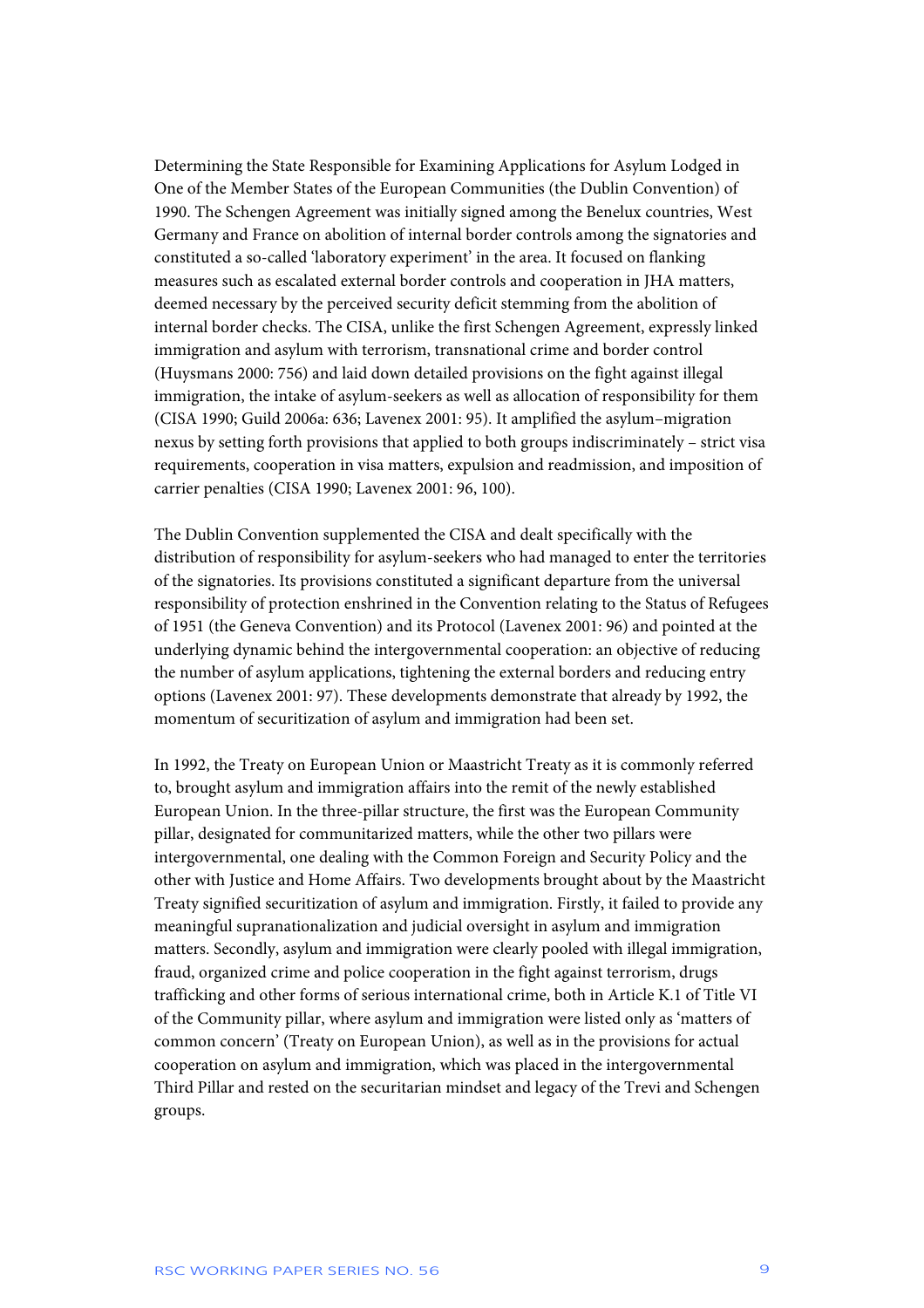Determining the State Responsible for Examining Applications for Asylum Lodged in One of the Member States of the European Communities (the Dublin Convention) of 1990. The Schengen Agreement was initially signed among the Benelux countries, West Germany and France on abolition of internal border controls among the signatories and constituted a so-called 'laboratory experiment' in the area. It focused on flanking measures such as escalated external border controls and cooperation in JHA matters, deemed necessary by the perceived security deficit stemming from the abolition of internal border checks. The CISA, unlike the first Schengen Agreement, expressly linked immigration and asylum with terrorism, transnational crime and border control (Huysmans 2000: 756) and laid down detailed provisions on the fight against illegal immigration, the intake of asylum-seekers as well as allocation of responsibility for them (CISA 1990; Guild 2006a: 636; Lavenex 2001: 95). It amplified the asylum–migration nexus by setting forth provisions that applied to both groups indiscriminately – strict visa requirements, cooperation in visa matters, expulsion and readmission, and imposition of carrier penalties (CISA 1990; Lavenex 2001: 96, 100).

The Dublin Convention supplemented the CISA and dealt specifically with the distribution of responsibility for asylum-seekers who had managed to enter the territories of the signatories. Its provisions constituted a significant departure from the universal responsibility of protection enshrined in the Convention relating to the Status of Refugees of 1951 (the Geneva Convention) and its Protocol (Lavenex 2001: 96) and pointed at the underlying dynamic behind the intergovernmental cooperation: an objective of reducing the number of asylum applications, tightening the external borders and reducing entry options (Lavenex 2001: 97). These developments demonstrate that already by 1992, the momentum of securitization of asylum and immigration had been set.

In 1992, the Treaty on European Union or Maastricht Treaty as it is commonly referred to, brought asylum and immigration affairs into the remit of the newly established European Union. In the three-pillar structure, the first was the European Community pillar, designated for communitarized matters, while the other two pillars were intergovernmental, one dealing with the Common Foreign and Security Policy and the other with Justice and Home Affairs. Two developments brought about by the Maastricht Treaty signified securitization of asylum and immigration. Firstly, it failed to provide any meaningful supranationalization and judicial oversight in asylum and immigration matters. Secondly, asylum and immigration were clearly pooled with illegal immigration, fraud, organized crime and police cooperation in the fight against terrorism, drugs trafficking and other forms of serious international crime, both in Article K.1 of Title VI of the Community pillar, where asylum and immigration were listed only as 'matters of common concern' (Treaty on European Union), as well as in the provisions for actual cooperation on asylum and immigration, which was placed in the intergovernmental Third Pillar and rested on the securitarian mindset and legacy of the Trevi and Schengen groups.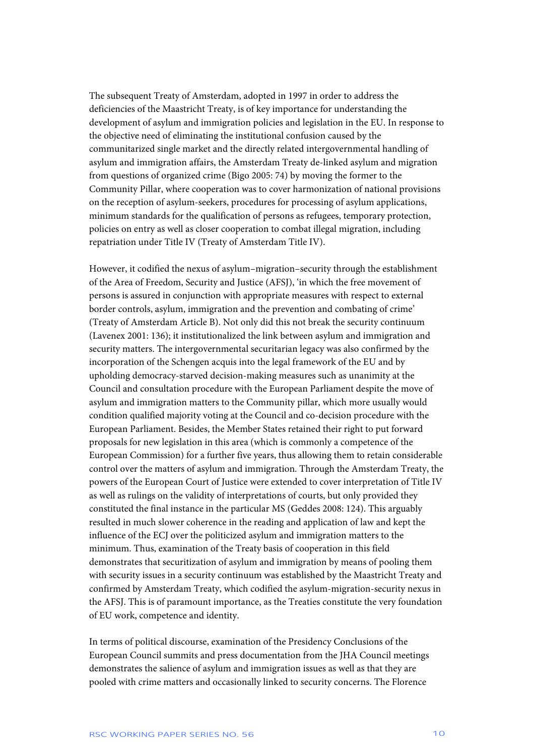The subsequent Treaty of Amsterdam, adopted in 1997 in order to address the deficiencies of the Maastricht Treaty, is of key importance for understanding the development of asylum and immigration policies and legislation in the EU. In response to the objective need of eliminating the institutional confusion caused by the communitarized single market and the directly related intergovernmental handling of asylum and immigration affairs, the Amsterdam Treaty de-linked asylum and migration from questions of organized crime (Bigo 2005: 74) by moving the former to the Community Pillar, where cooperation was to cover harmonization of national provisions on the reception of asylum-seekers, procedures for processing of asylum applications, minimum standards for the qualification of persons as refugees, temporary protection, policies on entry as well as closer cooperation to combat illegal migration, including repatriation under Title IV (Treaty of Amsterdam Title IV).

However, it codified the nexus of asylum–migration–security through the establishment of the Area of Freedom, Security and Justice (AFSJ), 'in which the free movement of persons is assured in conjunction with appropriate measures with respect to external border controls, asylum, immigration and the prevention and combating of crime' (Treaty of Amsterdam Article B). Not only did this not break the security continuum (Lavenex 2001: 136); it institutionalized the link between asylum and immigration and security matters. The intergovernmental securitarian legacy was also confirmed by the incorporation of the Schengen acquis into the legal framework of the EU and by upholding democracy-starved decision-making measures such as unanimity at the Council and consultation procedure with the European Parliament despite the move of asylum and immigration matters to the Community pillar, which more usually would condition qualified majority voting at the Council and co-decision procedure with the European Parliament. Besides, the Member States retained their right to put forward proposals for new legislation in this area (which is commonly a competence of the European Commission) for a further five years, thus allowing them to retain considerable control over the matters of asylum and immigration. Through the Amsterdam Treaty, the powers of the European Court of Justice were extended to cover interpretation of Title IV as well as rulings on the validity of interpretations of courts, but only provided they constituted the final instance in the particular MS (Geddes 2008: 124). This arguably resulted in much slower coherence in the reading and application of law and kept the influence of the ECJ over the politicized asylum and immigration matters to the minimum. Thus, examination of the Treaty basis of cooperation in this field demonstrates that securitization of asylum and immigration by means of pooling them with security issues in a security continuum was established by the Maastricht Treaty and confirmed by Amsterdam Treaty, which codified the asylum-migration-security nexus in the AFSJ. This is of paramount importance, as the Treaties constitute the very foundation of EU work, competence and identity.

In terms of political discourse, examination of the Presidency Conclusions of the European Council summits and press documentation from the JHA Council meetings demonstrates the salience of asylum and immigration issues as well as that they are pooled with crime matters and occasionally linked to security concerns. The Florence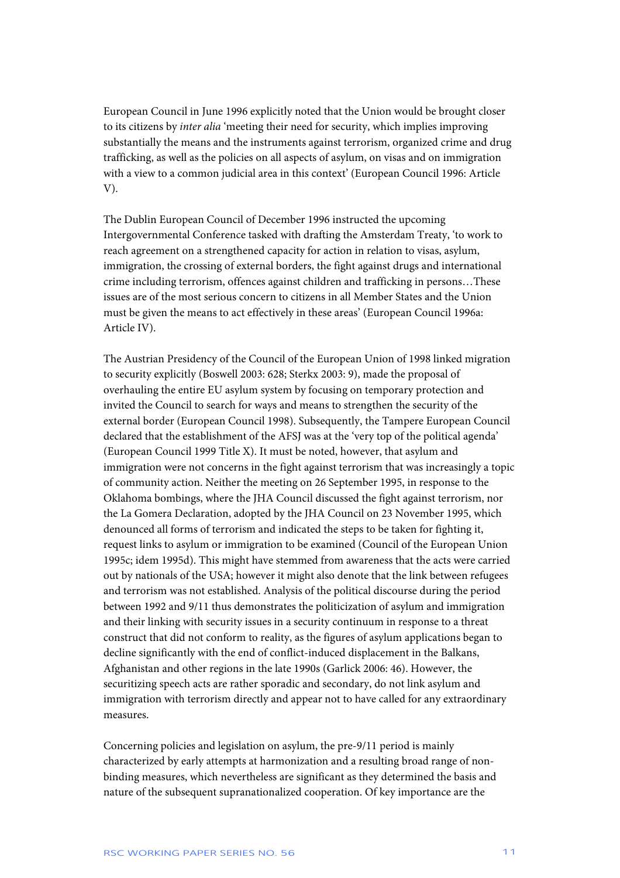European Council in June 1996 explicitly noted that the Union would be brought closer to its citizens by *inter alia* 'meeting their need for security, which implies improving substantially the means and the instruments against terrorism, organized crime and drug trafficking, as well as the policies on all aspects of asylum, on visas and on immigration with a view to a common judicial area in this context' (European Council 1996: Article V).

The Dublin European Council of December 1996 instructed the upcoming Intergovernmental Conference tasked with drafting the Amsterdam Treaty, 'to work to reach agreement on a strengthened capacity for action in relation to visas, asylum, immigration, the crossing of external borders, the fight against drugs and international crime including terrorism, offences against children and trafficking in persons…These issues are of the most serious concern to citizens in all Member States and the Union must be given the means to act effectively in these areas' (European Council 1996a: Article IV).

The Austrian Presidency of the Council of the European Union of 1998 linked migration to security explicitly (Boswell 2003: 628; Sterkx 2003: 9), made the proposal of overhauling the entire EU asylum system by focusing on temporary protection and invited the Council to search for ways and means to strengthen the security of the external border (European Council 1998). Subsequently, the Tampere European Council declared that the establishment of the AFSJ was at the 'very top of the political agenda' (European Council 1999 Title X). It must be noted, however, that asylum and immigration were not concerns in the fight against terrorism that was increasingly a topic of community action. Neither the meeting on 26 September 1995, in response to the Oklahoma bombings, where the JHA Council discussed the fight against terrorism, nor the La Gomera Declaration, adopted by the JHA Council on 23 November 1995, which denounced all forms of terrorism and indicated the steps to be taken for fighting it, request links to asylum or immigration to be examined (Council of the European Union 1995c; idem 1995d). This might have stemmed from awareness that the acts were carried out by nationals of the USA; however it might also denote that the link between refugees and terrorism was not established. Analysis of the political discourse during the period between 1992 and 9/11 thus demonstrates the politicization of asylum and immigration and their linking with security issues in a security continuum in response to a threat construct that did not conform to reality, as the figures of asylum applications began to decline significantly with the end of conflict-induced displacement in the Balkans, Afghanistan and other regions in the late 1990s (Garlick 2006: 46). However, the securitizing speech acts are rather sporadic and secondary, do not link asylum and immigration with terrorism directly and appear not to have called for any extraordinary measures.

Concerning policies and legislation on asylum, the pre-9/11 period is mainly characterized by early attempts at harmonization and a resulting broad range of non-binding measures, which nevertheless are significant as they determined the basis and nature of the subsequent supranationalized cooperation. Of key importance are the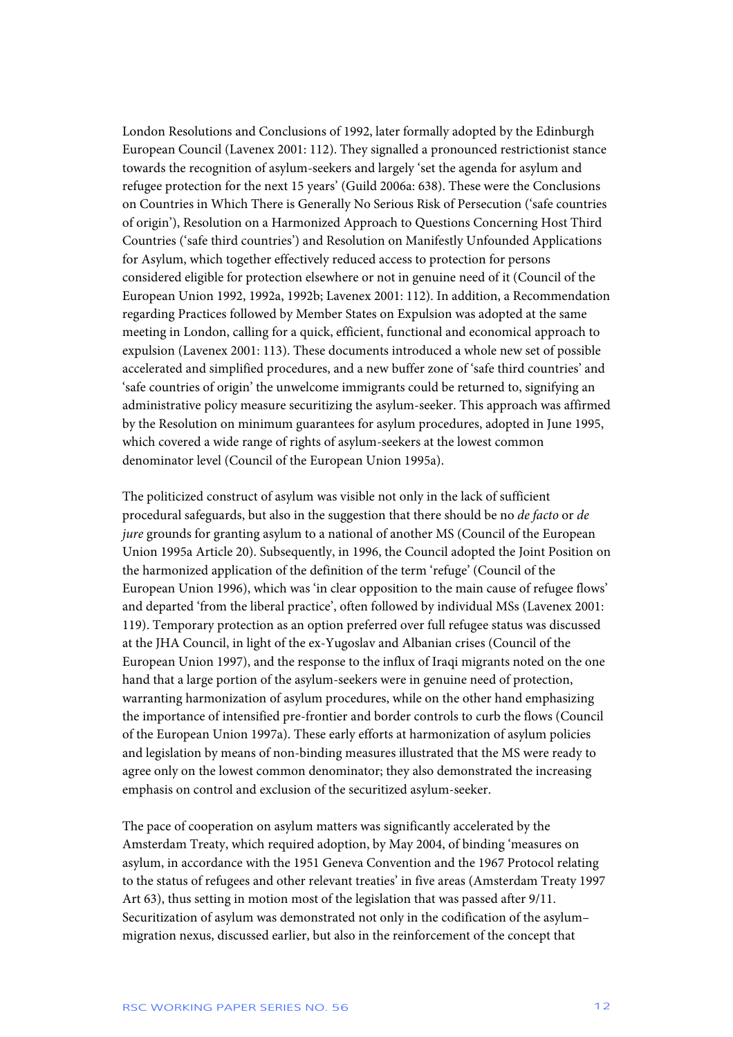London Resolutions and Conclusions of 1992, later formally adopted by the Edinburgh European Council (Lavenex 2001: 112). They signalled a pronounced restrictionist stance towards the recognition of asylum-seekers and largely 'set the agenda for asylum and refugee protection for the next 15 years' (Guild 2006a: 638). These were the Conclusions on Countries in Which There is Generally No Serious Risk of Persecution ('safe countries of origin'), Resolution on a Harmonized Approach to Questions Concerning Host Third Countries ('safe third countries') and Resolution on Manifestly Unfounded Applications for Asylum, which together effectively reduced access to protection for persons considered eligible for protection elsewhere or not in genuine need of it (Council of the European Union 1992, 1992a, 1992b; Lavenex 2001: 112). In addition, a Recommendation regarding Practices followed by Member States on Expulsion was adopted at the same meeting in London, calling for a quick, efficient, functional and economical approach to expulsion (Lavenex 2001: 113). These documents introduced a whole new set of possible accelerated and simplified procedures, and a new buffer zone of 'safe third countries' and 'safe countries of origin' the unwelcome immigrants could be returned to, signifying an administrative policy measure securitizing the asylum-seeker. This approach was affirmed by the Resolution on minimum guarantees for asylum procedures, adopted in June 1995, which covered a wide range of rights of asylum-seekers at the lowest common denominator level (Council of the European Union 1995a).

The politicized construct of asylum was visible not only in the lack of sufficient procedural safeguards, but also in the suggestion that there should be no *de facto* or *de jure* grounds for granting asylum to a national of another MS (Council of the European Union 1995a Article 20). Subsequently, in 1996, the Council adopted the Joint Position on the harmonized application of the definition of the term 'refuge' (Council of the European Union 1996), which was 'in clear opposition to the main cause of refugee flows' and departed 'from the liberal practice', often followed by individual MSs (Lavenex 2001: 119). Temporary protection as an option preferred over full refugee status was discussed at the JHA Council, in light of the ex-Yugoslav and Albanian crises (Council of the European Union 1997), and the response to the influx of Iraqi migrants noted on the one hand that a large portion of the asylum-seekers were in genuine need of protection, warranting harmonization of asylum procedures, while on the other hand emphasizing the importance of intensified pre-frontier and border controls to curb the flows (Council of the European Union 1997a). These early efforts at harmonization of asylum policies and legislation by means of non-binding measures illustrated that the MS were ready to agree only on the lowest common denominator; they also demonstrated the increasing emphasis on control and exclusion of the securitized asylum-seeker.

The pace of cooperation on asylum matters was significantly accelerated by the Amsterdam Treaty, which required adoption, by May 2004, of binding 'measures on asylum, in accordance with the 1951 Geneva Convention and the 1967 Protocol relating to the status of refugees and other relevant treaties' in five areas (Amsterdam Treaty 1997 Art 63), thus setting in motion most of the legislation that was passed after 9/11. Securitization of asylum was demonstrated not only in the codification of the asylum–migration nexus, discussed earlier, but also in the reinforcement of the concept that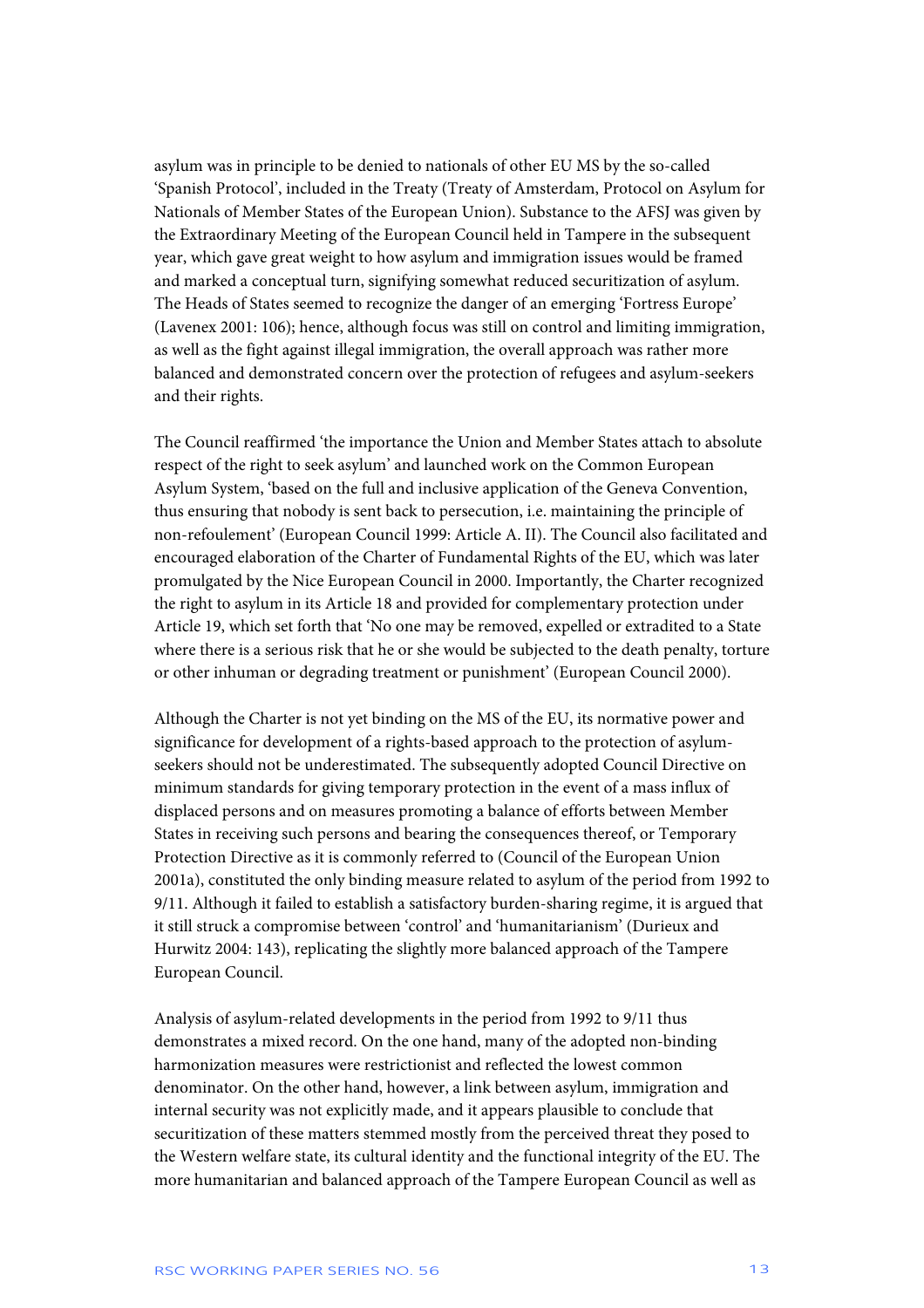asylum was in principle to be denied to nationals of other EU MS by the so-called 'Spanish Protocol', included in the Treaty (Treaty of Amsterdam, Protocol on Asylum for Nationals of Member States of the European Union). Substance to the AFSJ was given by the Extraordinary Meeting of the European Council held in Tampere in the subsequent year, which gave great weight to how asylum and immigration issues would be framed and marked a conceptual turn, signifying somewhat reduced securitization of asylum. The Heads of States seemed to recognize the danger of an emerging 'Fortress Europe' (Lavenex 2001: 106); hence, although focus was still on control and limiting immigration, as well as the fight against illegal immigration, the overall approach was rather more balanced and demonstrated concern over the protection of refugees and asylum-seekers and their rights.

The Council reaffirmed 'the importance the Union and Member States attach to absolute respect of the right to seek asylum' and launched work on the Common European Asylum System, 'based on the full and inclusive application of the Geneva Convention, thus ensuring that nobody is sent back to persecution, i.e. maintaining the principle of non-refoulement' (European Council 1999: Article A. II). The Council also facilitated and encouraged elaboration of the Charter of Fundamental Rights of the EU, which was later promulgated by the Nice European Council in 2000. Importantly, the Charter recognized the right to asylum in its Article 18 and provided for complementary protection under Article 19, which set forth that 'No one may be removed, expelled or extradited to a State where there is a serious risk that he or she would be subjected to the death penalty, torture or other inhuman or degrading treatment or punishment' (European Council 2000).

Although the Charter is not yet binding on the MS of the EU, its normative power and significance for development of a rights-based approach to the protection of asylum-seekers should not be underestimated. The subsequently adopted Council Directive on minimum standards for giving temporary protection in the event of a mass influx of displaced persons and on measures promoting a balance of efforts between Member States in receiving such persons and bearing the consequences thereof, or Temporary Protection Directive as it is commonly referred to (Council of the European Union 2001a), constituted the only binding measure related to asylum of the period from 1992 to 9/11. Although it failed to establish a satisfactory burden-sharing regime, it is argued that it still struck a compromise between 'control' and 'humanitarianism' (Durieux and Hurwitz 2004: 143), replicating the slightly more balanced approach of the Tampere European Council.

Analysis of asylum-related developments in the period from 1992 to 9/11 thus demonstrates a mixed record. On the one hand, many of the adopted non-binding harmonization measures were restrictionist and reflected the lowest common denominator. On the other hand, however, a link between asylum, immigration and internal security was not explicitly made, and it appears plausible to conclude that securitization of these matters stemmed mostly from the perceived threat they posed to the Western welfare state, its cultural identity and the functional integrity of the EU. The more humanitarian and balanced approach of the Tampere European Council as well as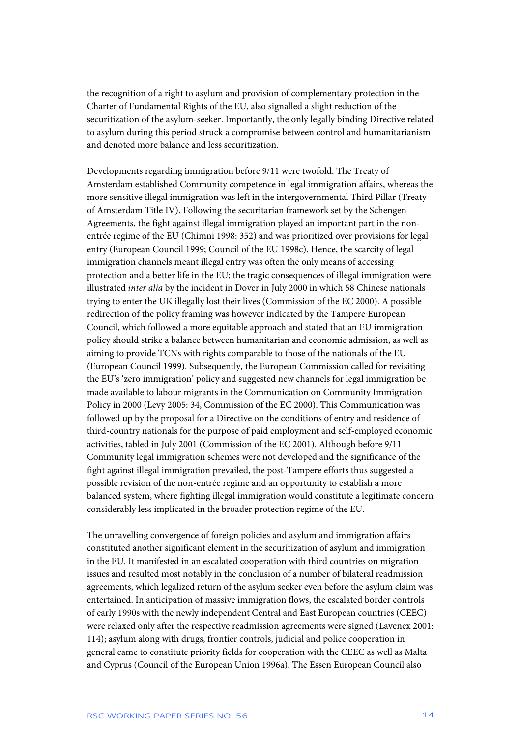the recognition of a right to asylum and provision of complementary protection in the Charter of Fundamental Rights of the EU, also signalled a slight reduction of the securitization of the asylum-seeker. Importantly, the only legally binding Directive related to asylum during this period struck a compromise between control and humanitarianism and denoted more balance and less securitization.

Developments regarding immigration before 9/11 were twofold. The Treaty of Amsterdam established Community competence in legal immigration affairs, whereas the more sensitive illegal immigration was left in the intergovernmental Third Pillar (Treaty of Amsterdam Title IV). Following the securitarian framework set by the Schengen Agreements, the fight against illegal immigration played an important part in the non-entrée regime of the EU (Chimni 1998: 352) and was prioritized over provisions for legal entry (European Council 1999; Council of the EU 1998c). Hence, the scarcity of legal immigration channels meant illegal entry was often the only means of accessing protection and a better life in the EU; the tragic consequences of illegal immigration were illustrated *inter alia* by the incident in Dover in July 2000 in which 58 Chinese nationals trying to enter the UK illegally lost their lives (Commission of the EC 2000). A possible redirection of the policy framing was however indicated by the Tampere European Council, which followed a more equitable approach and stated that an EU immigration policy should strike a balance between humanitarian and economic admission, as well as aiming to provide TCNs with rights comparable to those of the nationals of the EU (European Council 1999). Subsequently, the European Commission called for revisiting the EU's 'zero immigration' policy and suggested new channels for legal immigration be made available to labour migrants in the Communication on Community Immigration Policy in 2000 (Levy 2005: 34, Commission of the EC 2000). This Communication was followed up by the proposal for a Directive on the conditions of entry and residence of third-country nationals for the purpose of paid employment and self-employed economic activities, tabled in July 2001 (Commission of the EC 2001). Although before 9/11 Community legal immigration schemes were not developed and the significance of the fight against illegal immigration prevailed, the post-Tampere efforts thus suggested a possible revision of the non-entrée regime and an opportunity to establish a more balanced system, where fighting illegal immigration would constitute a legitimate concern considerably less implicated in the broader protection regime of the EU.

The unravelling convergence of foreign policies and asylum and immigration affairs constituted another significant element in the securitization of asylum and immigration in the EU. It manifested in an escalated cooperation with third countries on migration issues and resulted most notably in the conclusion of a number of bilateral readmission agreements, which legalized return of the asylum seeker even before the asylum claim was entertained. In anticipation of massive immigration flows, the escalated border controls of early 1990s with the newly independent Central and East European countries (CEEC) were relaxed only after the respective readmission agreements were signed (Lavenex 2001: 114); asylum along with drugs, frontier controls, judicial and police cooperation in general came to constitute priority fields for cooperation with the CEEC as well as Malta and Cyprus (Council of the European Union 1996a). The Essen European Council also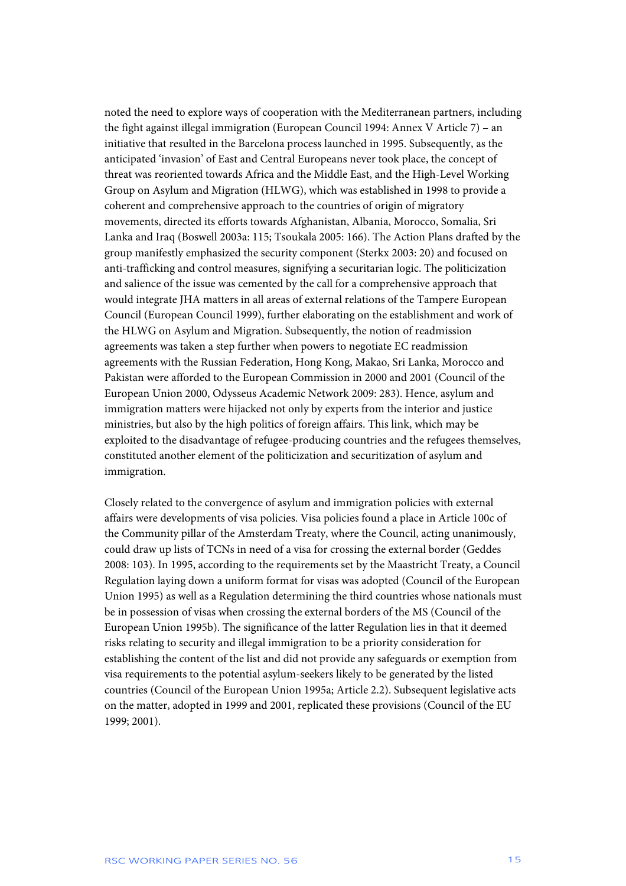noted the need to explore ways of cooperation with the Mediterranean partners, including the fight against illegal immigration (European Council 1994: Annex V Article 7) – an initiative that resulted in the Barcelona process launched in 1995. Subsequently, as the anticipated 'invasion' of East and Central Europeans never took place, the concept of threat was reoriented towards Africa and the Middle East, and the High-Level Working Group on Asylum and Migration (HLWG), which was established in 1998 to provide a coherent and comprehensive approach to the countries of origin of migratory movements, directed its efforts towards Afghanistan, Albania, Morocco, Somalia, Sri Lanka and Iraq (Boswell 2003a: 115; Tsoukala 2005: 166). The Action Plans drafted by the group manifestly emphasized the security component (Sterkx 2003: 20) and focused on anti-trafficking and control measures, signifying a securitarian logic. The politicization and salience of the issue was cemented by the call for a comprehensive approach that would integrate JHA matters in all areas of external relations of the Tampere European Council (European Council 1999), further elaborating on the establishment and work of the HLWG on Asylum and Migration. Subsequently, the notion of readmission agreements was taken a step further when powers to negotiate EC readmission agreements with the Russian Federation, Hong Kong, Makao, Sri Lanka, Morocco and Pakistan were afforded to the European Commission in 2000 and 2001 (Council of the European Union 2000, Odysseus Academic Network 2009: 283). Hence, asylum and immigration matters were hijacked not only by experts from the interior and justice ministries, but also by the high politics of foreign affairs. This link, which may be exploited to the disadvantage of refugee-producing countries and the refugees themselves, constituted another element of the politicization and securitization of asylum and immigration.

Closely related to the convergence of asylum and immigration policies with external affairs were developments of visa policies. Visa policies found a place in Article 100c of the Community pillar of the Amsterdam Treaty, where the Council, acting unanimously, could draw up lists of TCNs in need of a visa for crossing the external border (Geddes 2008: 103). In 1995, according to the requirements set by the Maastricht Treaty, a Council Regulation laying down a uniform format for visas was adopted (Council of the European Union 1995) as well as a Regulation determining the third countries whose nationals must be in possession of visas when crossing the external borders of the MS (Council of the European Union 1995b). The significance of the latter Regulation lies in that it deemed risks relating to security and illegal immigration to be a priority consideration for establishing the content of the list and did not provide any safeguards or exemption from visa requirements to the potential asylum-seekers likely to be generated by the listed countries (Council of the European Union 1995a; Article 2.2). Subsequent legislative acts on the matter, adopted in 1999 and 2001, replicated these provisions (Council of the EU 1999; 2001).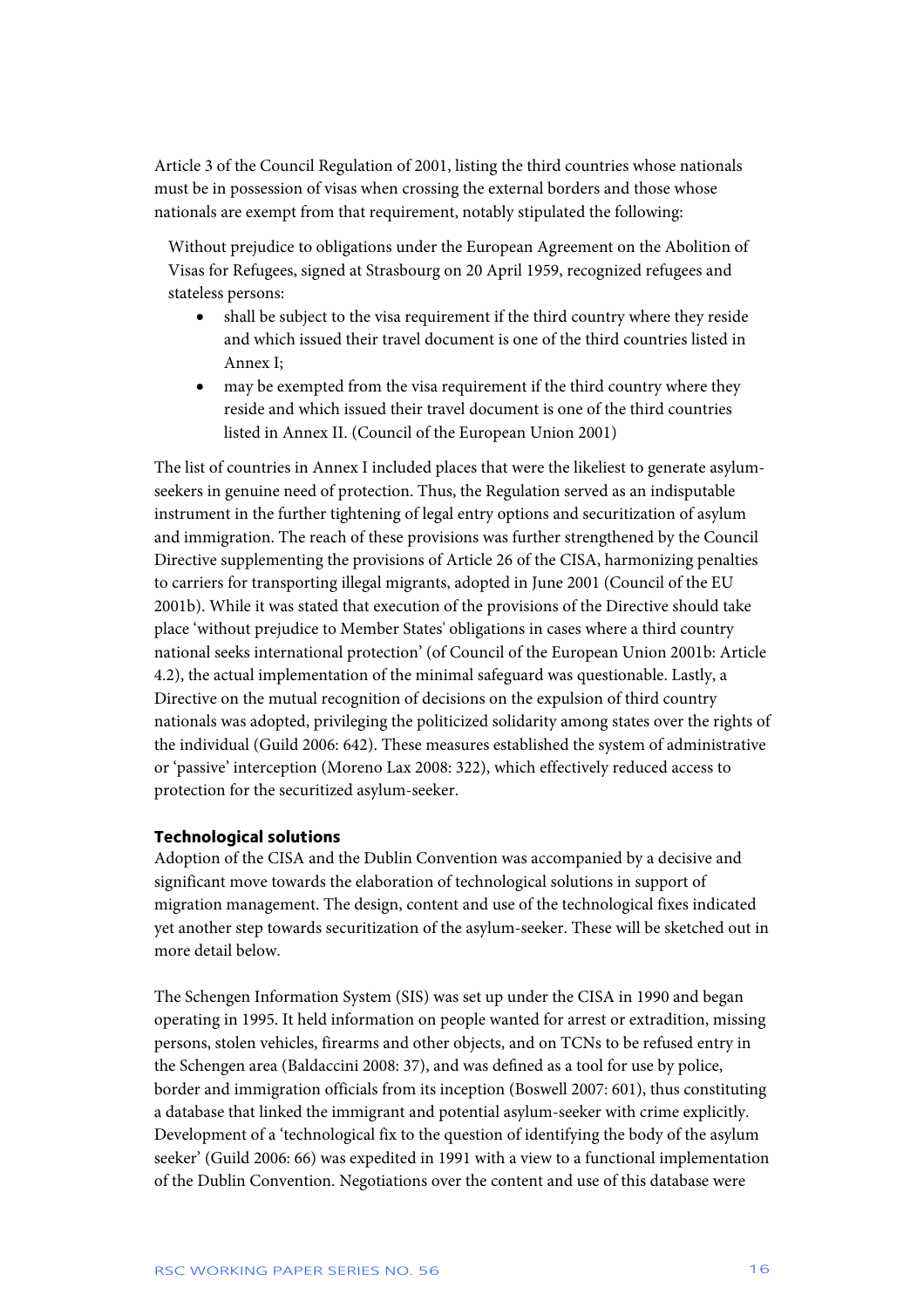Article 3 of the Council Regulation of 2001, listing the third countries whose nationals must be in possession of visas when crossing the external borders and those whose nationals are exempt from that requirement, notably stipulated the following:

> Without prejudice to obligations under the European Agreement on the Abolition of Visas for Refugees, signed at Strasbourg on 20 April 1959, recognized refugees and stateless persons:
>
> - shall be subject to the visa requirement if the third country where they reside and which issued their travel document is one of the third countries listed in Annex I;
> - may be exempted from the visa requirement if the third country where they reside and which issued their travel document is one of the third countries listed in Annex II. (Council of the European Union 2001)

The list of countries in Annex I included places that were the likeliest to generate asylum-seekers in genuine need of protection. Thus, the Regulation served as an indisputable instrument in the further tightening of legal entry options and securitization of asylum and immigration. The reach of these provisions was further strengthened by the Council Directive supplementing the provisions of Article 26 of the CISA, harmonizing penalties to carriers for transporting illegal migrants, adopted in June 2001 (Council of the EU 2001b). While it was stated that execution of the provisions of the Directive should take place 'without prejudice to Member States' obligations in cases where a third country national seeks international protection' (of Council of the European Union 2001b: Article 4.2), the actual implementation of the minimal safeguard was questionable. Lastly, a Directive on the mutual recognition of decisions on the expulsion of third country nationals was adopted, privileging the politicized solidarity among states over the rights of the individual (Guild 2006: 642). These measures established the system of administrative or 'passive' interception (Moreno Lax 2008: 322), which effectively reduced access to protection for the securitized asylum-seeker.

**Technological solutions**

Adoption of the CISA and the Dublin Convention was accompanied by a decisive and significant move towards the elaboration of technological solutions in support of migration management. The design, content and use of the technological fixes indicated yet another step towards securitization of the asylum-seeker. These will be sketched out in more detail below.

The Schengen Information System (SIS) was set up under the CISA in 1990 and began operating in 1995. It held information on people wanted for arrest or extradition, missing persons, stolen vehicles, firearms and other objects, and on TCNs to be refused entry in the Schengen area (Baldaccini 2008: 37), and was defined as a tool for use by police, border and immigration officials from its inception (Boswell 2007: 601), thus constituting a database that linked the immigrant and potential asylum-seeker with crime explicitly. Development of a 'technological fix to the question of identifying the body of the asylum seeker' (Guild 2006: 66) was expedited in 1991 with a view to a functional implementation of the Dublin Convention. Negotiations over the content and use of this database were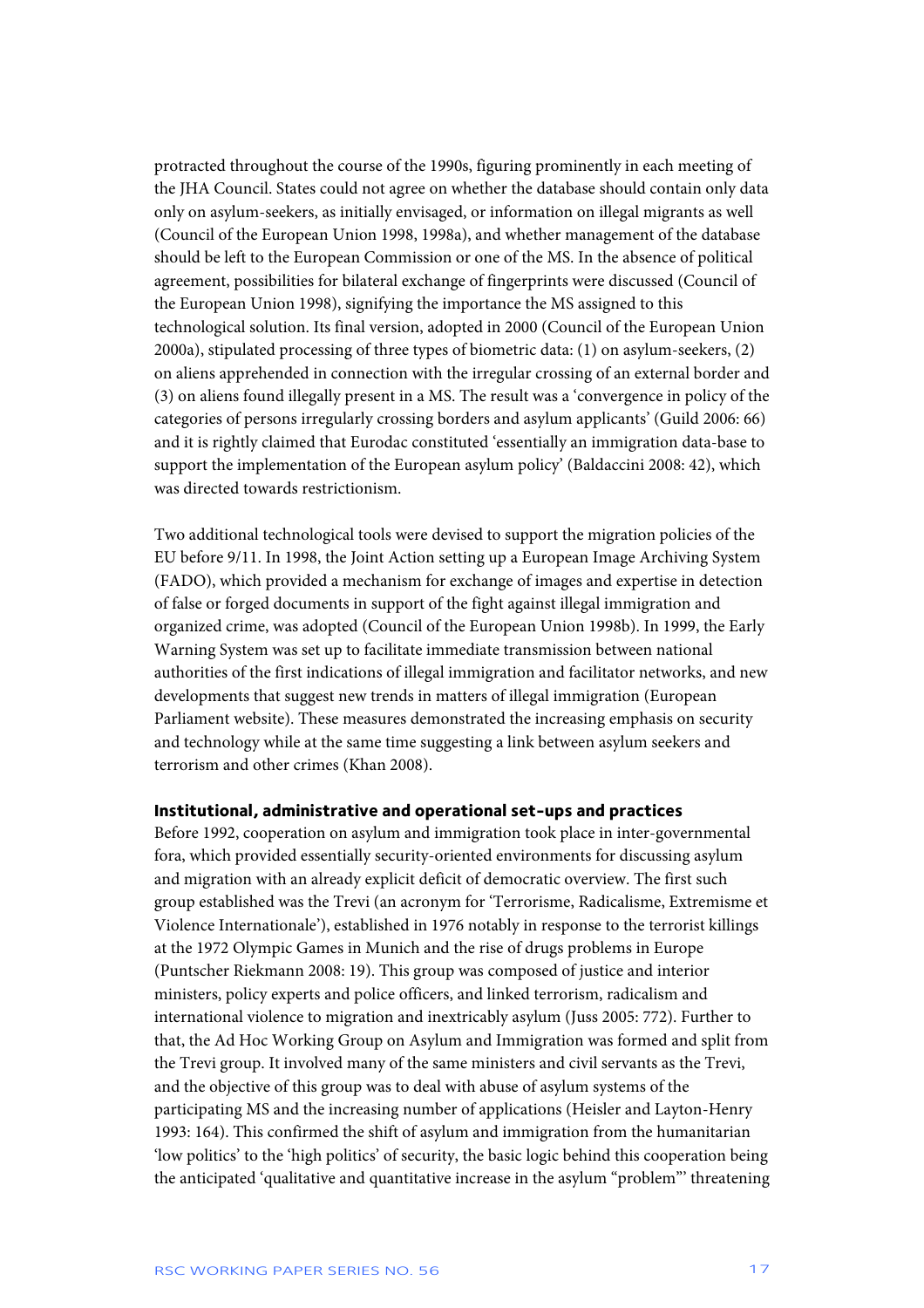protracted throughout the course of the 1990s, figuring prominently in each meeting of the JHA Council. States could not agree on whether the database should contain only data only on asylum-seekers, as initially envisaged, or information on illegal migrants as well (Council of the European Union 1998, 1998a), and whether management of the database should be left to the European Commission or one of the MS. In the absence of political agreement, possibilities for bilateral exchange of fingerprints were discussed (Council of the European Union 1998), signifying the importance the MS assigned to this technological solution. Its final version, adopted in 2000 (Council of the European Union 2000a), stipulated processing of three types of biometric data: (1) on asylum-seekers, (2) on aliens apprehended in connection with the irregular crossing of an external border and (3) on aliens found illegally present in a MS. The result was a 'convergence in policy of the categories of persons irregularly crossing borders and asylum applicants' (Guild 2006: 66) and it is rightly claimed that Eurodac constituted 'essentially an immigration data-base to support the implementation of the European asylum policy' (Baldaccini 2008: 42), which was directed towards restrictionism.

Two additional technological tools were devised to support the migration policies of the EU before 9/11. In 1998, the Joint Action setting up a European Image Archiving System (FADO), which provided a mechanism for exchange of images and expertise in detection of false or forged documents in support of the fight against illegal immigration and organized crime, was adopted (Council of the European Union 1998b). In 1999, the Early Warning System was set up to facilitate immediate transmission between national authorities of the first indications of illegal immigration and facilitator networks, and new developments that suggest new trends in matters of illegal immigration (European Parliament website). These measures demonstrated the increasing emphasis on security and technology while at the same time suggesting a link between asylum seekers and terrorism and other crimes (Khan 2008).

### Institutional, administrative and operational set-ups and practices

Before 1992, cooperation on asylum and immigration took place in inter-governmental fora, which provided essentially security-oriented environments for discussing asylum and migration with an already explicit deficit of democratic overview. The first such group established was the Trevi (an acronym for 'Terrorisme, Radicalisme, Extremisme et Violence Internationale'), established in 1976 notably in response to the terrorist killings at the 1972 Olympic Games in Munich and the rise of drugs problems in Europe (Puntscher Riekmann 2008: 19). This group was composed of justice and interior ministers, policy experts and police officers, and linked terrorism, radicalism and international violence to migration and inextricably asylum (Juss 2005: 772). Further to that, the Ad Hoc Working Group on Asylum and Immigration was formed and split from the Trevi group. It involved many of the same ministers and civil servants as the Trevi, and the objective of this group was to deal with abuse of asylum systems of the participating MS and the increasing number of applications (Heisler and Layton-Henry 1993: 164). This confirmed the shift of asylum and immigration from the humanitarian 'low politics' to the 'high politics' of security, the basic logic behind this cooperation being the anticipated 'qualitative and quantitative increase in the asylum "problem"' threatening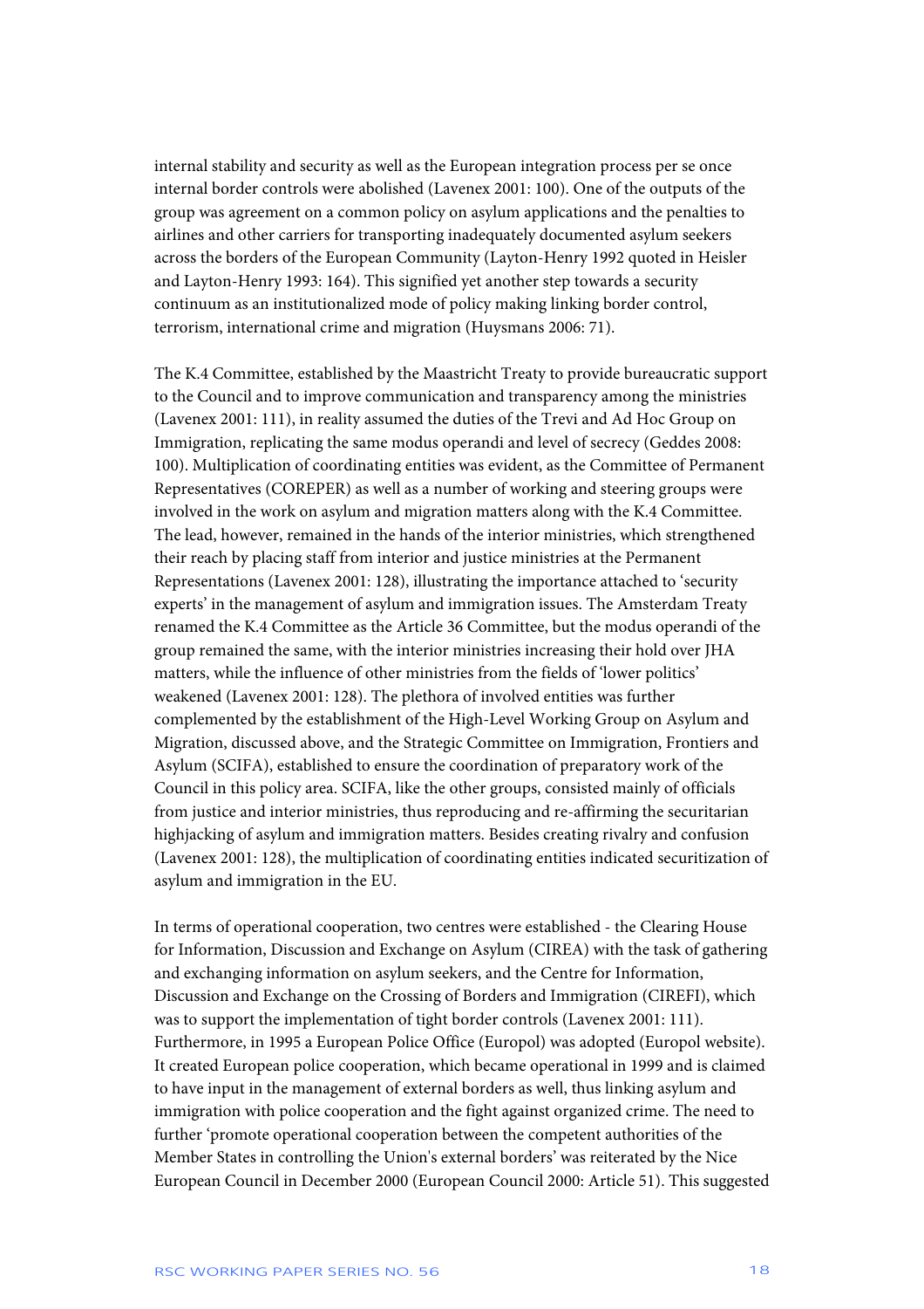internal stability and security as well as the European integration process per se once internal border controls were abolished (Lavenex 2001: 100). One of the outputs of the group was agreement on a common policy on asylum applications and the penalties to airlines and other carriers for transporting inadequately documented asylum seekers across the borders of the European Community (Layton-Henry 1992 quoted in Heisler and Layton-Henry 1993: 164). This signified yet another step towards a security continuum as an institutionalized mode of policy making linking border control, terrorism, international crime and migration (Huysmans 2006: 71).

The K.4 Committee, established by the Maastricht Treaty to provide bureaucratic support to the Council and to improve communication and transparency among the ministries (Lavenex 2001: 111), in reality assumed the duties of the Trevi and Ad Hoc Group on Immigration, replicating the same modus operandi and level of secrecy (Geddes 2008: 100). Multiplication of coordinating entities was evident, as the Committee of Permanent Representatives (COREPER) as well as a number of working and steering groups were involved in the work on asylum and migration matters along with the K.4 Committee. The lead, however, remained in the hands of the interior ministries, which strengthened their reach by placing staff from interior and justice ministries at the Permanent Representations (Lavenex 2001: 128), illustrating the importance attached to 'security experts' in the management of asylum and immigration issues. The Amsterdam Treaty renamed the K.4 Committee as the Article 36 Committee, but the modus operandi of the group remained the same, with the interior ministries increasing their hold over JHA matters, while the influence of other ministries from the fields of 'lower politics' weakened (Lavenex 2001: 128). The plethora of involved entities was further complemented by the establishment of the High-Level Working Group on Asylum and Migration, discussed above, and the Strategic Committee on Immigration, Frontiers and Asylum (SCIFA), established to ensure the coordination of preparatory work of the Council in this policy area. SCIFA, like the other groups, consisted mainly of officials from justice and interior ministries, thus reproducing and re-affirming the securitarian highjacking of asylum and immigration matters. Besides creating rivalry and confusion (Lavenex 2001: 128), the multiplication of coordinating entities indicated securitization of asylum and immigration in the EU.

In terms of operational cooperation, two centres were established - the Clearing House for Information, Discussion and Exchange on Asylum (CIREA) with the task of gathering and exchanging information on asylum seekers, and the Centre for Information, Discussion and Exchange on the Crossing of Borders and Immigration (CIREFI), which was to support the implementation of tight border controls (Lavenex 2001: 111). Furthermore, in 1995 a European Police Office (Europol) was adopted (Europol website). It created European police cooperation, which became operational in 1999 and is claimed to have input in the management of external borders as well, thus linking asylum and immigration with police cooperation and the fight against organized crime. The need to further 'promote operational cooperation between the competent authorities of the Member States in controlling the Union's external borders' was reiterated by the Nice European Council in December 2000 (European Council 2000: Article 51). This suggested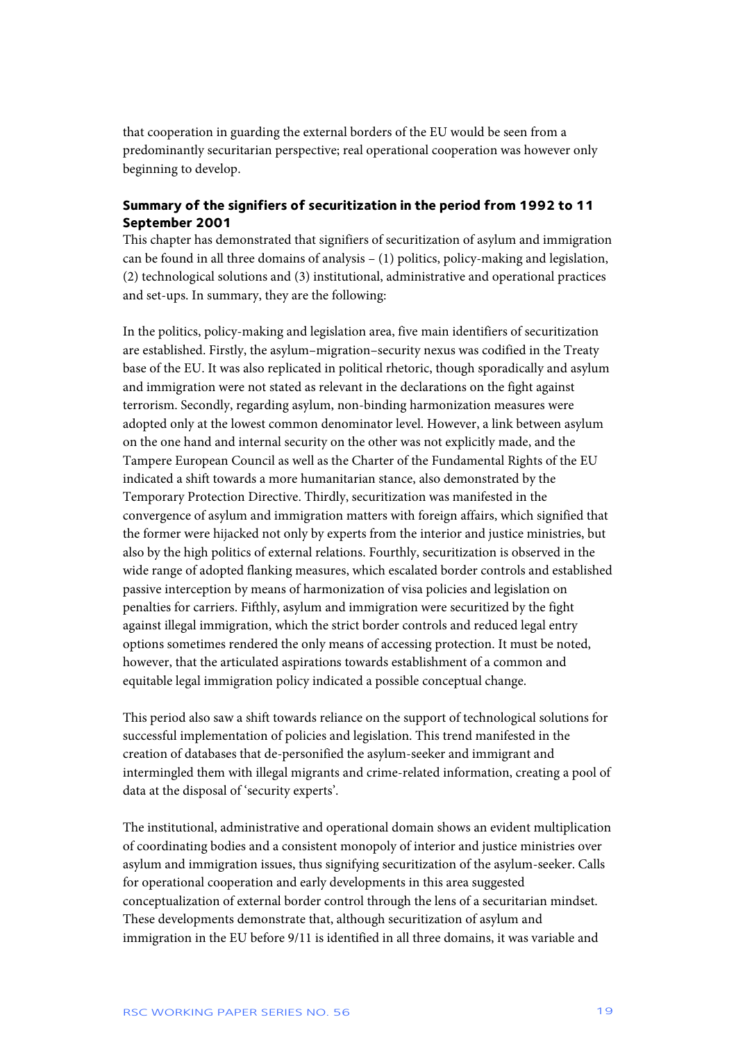that cooperation in guarding the external borders of the EU would be seen from a predominantly securitarian perspective; real operational cooperation was however only beginning to develop.

### Summary of the signifiers of securitization in the period from 1992 to 11 September 2001

This chapter has demonstrated that signifiers of securitization of asylum and immigration can be found in all three domains of analysis – (1) politics, policy-making and legislation, (2) technological solutions and (3) institutional, administrative and operational practices and set-ups. In summary, they are the following:

In the politics, policy-making and legislation area, five main identifiers of securitization are established. Firstly, the asylum–migration–security nexus was codified in the Treaty base of the EU. It was also replicated in political rhetoric, though sporadically and asylum and immigration were not stated as relevant in the declarations on the fight against terrorism. Secondly, regarding asylum, non-binding harmonization measures were adopted only at the lowest common denominator level. However, a link between asylum on the one hand and internal security on the other was not explicitly made, and the Tampere European Council as well as the Charter of the Fundamental Rights of the EU indicated a shift towards a more humanitarian stance, also demonstrated by the Temporary Protection Directive. Thirdly, securitization was manifested in the convergence of asylum and immigration matters with foreign affairs, which signified that the former were hijacked not only by experts from the interior and justice ministries, but also by the high politics of external relations. Fourthly, securitization is observed in the wide range of adopted flanking measures, which escalated border controls and established passive interception by means of harmonization of visa policies and legislation on penalties for carriers. Fifthly, asylum and immigration were securitized by the fight against illegal immigration, which the strict border controls and reduced legal entry options sometimes rendered the only means of accessing protection. It must be noted, however, that the articulated aspirations towards establishment of a common and equitable legal immigration policy indicated a possible conceptual change.

This period also saw a shift towards reliance on the support of technological solutions for successful implementation of policies and legislation. This trend manifested in the creation of databases that de-personified the asylum-seeker and immigrant and intermingled them with illegal migrants and crime-related information, creating a pool of data at the disposal of 'security experts'.

The institutional, administrative and operational domain shows an evident multiplication of coordinating bodies and a consistent monopoly of interior and justice ministries over asylum and immigration issues, thus signifying securitization of the asylum-seeker. Calls for operational cooperation and early developments in this area suggested conceptualization of external border control through the lens of a securitarian mindset. These developments demonstrate that, although securitization of asylum and immigration in the EU before 9/11 is identified in all three domains, it was variable and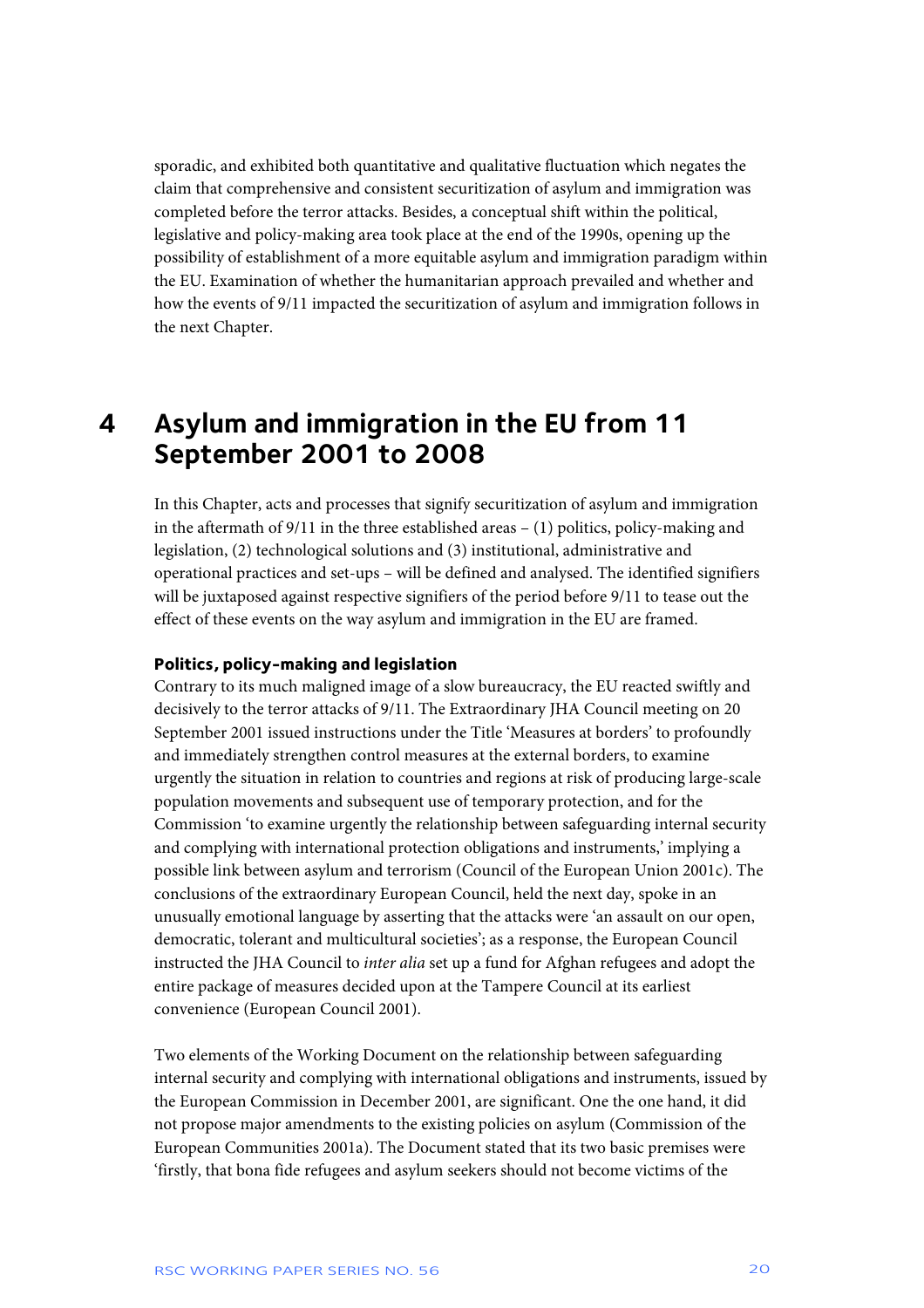sporadic, and exhibited both quantitative and qualitative fluctuation which negates the claim that comprehensive and consistent securitization of asylum and immigration was completed before the terror attacks. Besides, a conceptual shift within the political, legislative and policy-making area took place at the end of the 1990s, opening up the possibility of establishment of a more equitable asylum and immigration paradigm within the EU. Examination of whether the humanitarian approach prevailed and whether and how the events of 9/11 impacted the securitization of asylum and immigration follows in the next Chapter.

# 4 Asylum and immigration in the EU from 11 September 2001 to 2008

In this Chapter, acts and processes that signify securitization of asylum and immigration in the aftermath of 9/11 in the three established areas – (1) politics, policy-making and legislation, (2) technological solutions and (3) institutional, administrative and operational practices and set-ups – will be defined and analysed. The identified signifiers will be juxtaposed against respective signifiers of the period before 9/11 to tease out the effect of these events on the way asylum and immigration in the EU are framed.

### Politics, policy-making and legislation

Contrary to its much maligned image of a slow bureaucracy, the EU reacted swiftly and decisively to the terror attacks of 9/11. The Extraordinary JHA Council meeting on 20 September 2001 issued instructions under the Title 'Measures at borders' to profoundly and immediately strengthen control measures at the external borders, to examine urgently the situation in relation to countries and regions at risk of producing large-scale population movements and subsequent use of temporary protection, and for the Commission 'to examine urgently the relationship between safeguarding internal security and complying with international protection obligations and instruments,' implying a possible link between asylum and terrorism (Council of the European Union 2001c). The conclusions of the extraordinary European Council, held the next day, spoke in an unusually emotional language by asserting that the attacks were 'an assault on our open, democratic, tolerant and multicultural societies'; as a response, the European Council instructed the JHA Council to *inter alia* set up a fund for Afghan refugees and adopt the entire package of measures decided upon at the Tampere Council at its earliest convenience (European Council 2001).

Two elements of the Working Document on the relationship between safeguarding internal security and complying with international obligations and instruments, issued by the European Commission in December 2001, are significant. One the one hand, it did not propose major amendments to the existing policies on asylum (Commission of the European Communities 2001a). The Document stated that its two basic premises were 'firstly, that bona fide refugees and asylum seekers should not become victims of the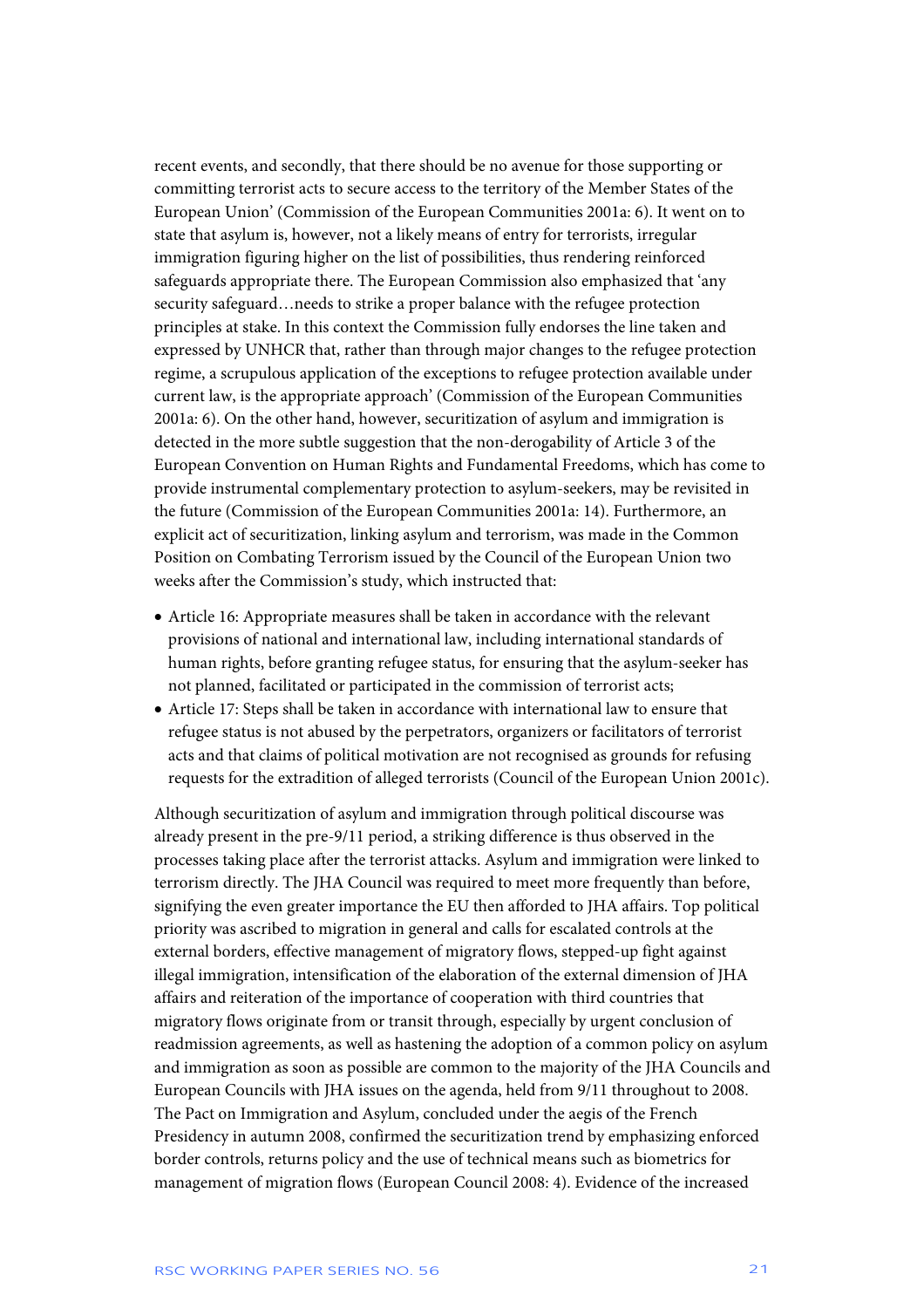recent events, and secondly, that there should be no avenue for those supporting or committing terrorist acts to secure access to the territory of the Member States of the European Union' (Commission of the European Communities 2001a: 6). It went on to state that asylum is, however, not a likely means of entry for terrorists, irregular immigration figuring higher on the list of possibilities, thus rendering reinforced safeguards appropriate there. The European Commission also emphasized that 'any security safeguard…needs to strike a proper balance with the refugee protection principles at stake. In this context the Commission fully endorses the line taken and expressed by UNHCR that, rather than through major changes to the refugee protection regime, a scrupulous application of the exceptions to refugee protection available under current law, is the appropriate approach' (Commission of the European Communities 2001a: 6). On the other hand, however, securitization of asylum and immigration is detected in the more subtle suggestion that the non-derogability of Article 3 of the European Convention on Human Rights and Fundamental Freedoms, which has come to provide instrumental complementary protection to asylum-seekers, may be revisited in the future (Commission of the European Communities 2001a: 14). Furthermore, an explicit act of securitization, linking asylum and terrorism, was made in the Common Position on Combating Terrorism issued by the Council of the European Union two weeks after the Commission's study, which instructed that:

- Article 16: Appropriate measures shall be taken in accordance with the relevant provisions of national and international law, including international standards of human rights, before granting refugee status, for ensuring that the asylum-seeker has not planned, facilitated or participated in the commission of terrorist acts;
- Article 17: Steps shall be taken in accordance with international law to ensure that refugee status is not abused by the perpetrators, organizers or facilitators of terrorist acts and that claims of political motivation are not recognised as grounds for refusing requests for the extradition of alleged terrorists (Council of the European Union 2001c).

Although securitization of asylum and immigration through political discourse was already present in the pre-9/11 period, a striking difference is thus observed in the processes taking place after the terrorist attacks. Asylum and immigration were linked to terrorism directly. The JHA Council was required to meet more frequently than before, signifying the even greater importance the EU then afforded to JHA affairs. Top political priority was ascribed to migration in general and calls for escalated controls at the external borders, effective management of migratory flows, stepped-up fight against illegal immigration, intensification of the elaboration of the external dimension of JHA affairs and reiteration of the importance of cooperation with third countries that migratory flows originate from or transit through, especially by urgent conclusion of readmission agreements, as well as hastening the adoption of a common policy on asylum and immigration as soon as possible are common to the majority of the JHA Councils and European Councils with JHA issues on the agenda, held from 9/11 throughout to 2008. The Pact on Immigration and Asylum, concluded under the aegis of the French Presidency in autumn 2008, confirmed the securitization trend by emphasizing enforced border controls, returns policy and the use of technical means such as biometrics for management of migration flows (European Council 2008: 4). Evidence of the increased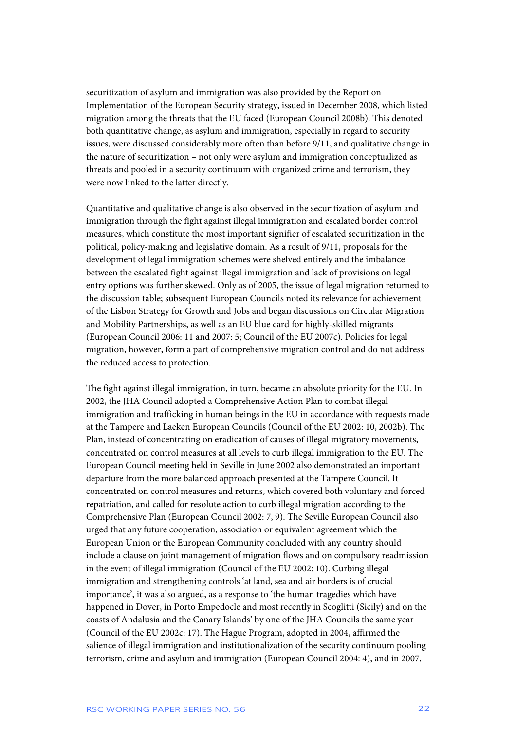securitization of asylum and immigration was also provided by the Report on Implementation of the European Security strategy, issued in December 2008, which listed migration among the threats that the EU faced (European Council 2008b). This denoted both quantitative change, as asylum and immigration, especially in regard to security issues, were discussed considerably more often than before 9/11, and qualitative change in the nature of securitization – not only were asylum and immigration conceptualized as threats and pooled in a security continuum with organized crime and terrorism, they were now linked to the latter directly.

Quantitative and qualitative change is also observed in the securitization of asylum and immigration through the fight against illegal immigration and escalated border control measures, which constitute the most important signifier of escalated securitization in the political, policy-making and legislative domain. As a result of 9/11, proposals for the development of legal immigration schemes were shelved entirely and the imbalance between the escalated fight against illegal immigration and lack of provisions on legal entry options was further skewed. Only as of 2005, the issue of legal migration returned to the discussion table; subsequent European Councils noted its relevance for achievement of the Lisbon Strategy for Growth and Jobs and began discussions on Circular Migration and Mobility Partnerships, as well as an EU blue card for highly-skilled migrants (European Council 2006: 11 and 2007: 5; Council of the EU 2007c). Policies for legal migration, however, form a part of comprehensive migration control and do not address the reduced access to protection.

The fight against illegal immigration, in turn, became an absolute priority for the EU. In 2002, the JHA Council adopted a Comprehensive Action Plan to combat illegal immigration and trafficking in human beings in the EU in accordance with requests made at the Tampere and Laeken European Councils (Council of the EU 2002: 10, 2002b). The Plan, instead of concentrating on eradication of causes of illegal migratory movements, concentrated on control measures at all levels to curb illegal immigration to the EU. The European Council meeting held in Seville in June 2002 also demonstrated an important departure from the more balanced approach presented at the Tampere Council. It concentrated on control measures and returns, which covered both voluntary and forced repatriation, and called for resolute action to curb illegal migration according to the Comprehensive Plan (European Council 2002: 7, 9). The Seville European Council also urged that any future cooperation, association or equivalent agreement which the European Union or the European Community concluded with any country should include a clause on joint management of migration flows and on compulsory readmission in the event of illegal immigration (Council of the EU 2002: 10). Curbing illegal immigration and strengthening controls 'at land, sea and air borders is of crucial importance', it was also argued, as a response to 'the human tragedies which have happened in Dover, in Porto Empedocle and most recently in Scoglitti (Sicily) and on the coasts of Andalusia and the Canary Islands' by one of the JHA Councils the same year (Council of the EU 2002c: 17). The Hague Program, adopted in 2004, affirmed the salience of illegal immigration and institutionalization of the security continuum pooling terrorism, crime and asylum and immigration (European Council 2004: 4), and in 2007,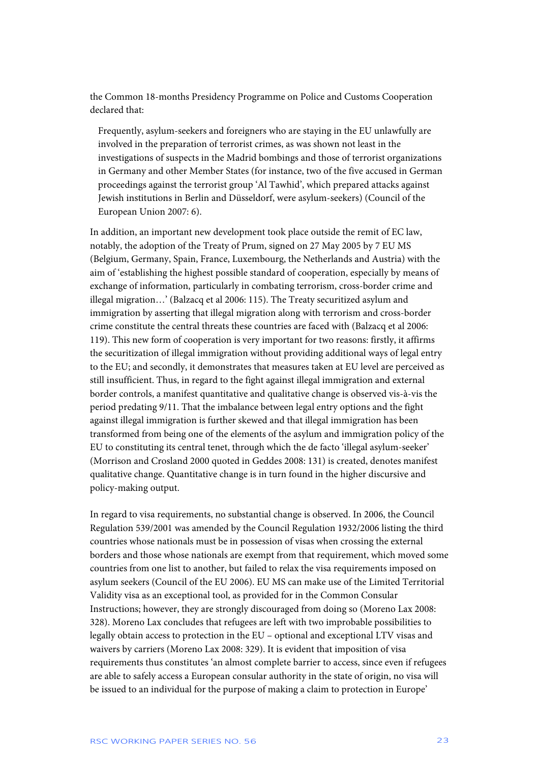the Common 18-months Presidency Programme on Police and Customs Cooperation declared that:

> Frequently, asylum-seekers and foreigners who are staying in the EU unlawfully are involved in the preparation of terrorist crimes, as was shown not least in the investigations of suspects in the Madrid bombings and those of terrorist organizations in Germany and other Member States (for instance, two of the five accused in German proceedings against the terrorist group 'Al Tawhid', which prepared attacks against Jewish institutions in Berlin and Düsseldorf, were asylum-seekers) (Council of the European Union 2007: 6).

In addition, an important new development took place outside the remit of EC law, notably, the adoption of the Treaty of Prum, signed on 27 May 2005 by 7 EU MS (Belgium, Germany, Spain, France, Luxembourg, the Netherlands and Austria) with the aim of 'establishing the highest possible standard of cooperation, especially by means of exchange of information, particularly in combating terrorism, cross-border crime and illegal migration…' (Balzacq et al 2006: 115). The Treaty securitized asylum and immigration by asserting that illegal migration along with terrorism and cross-border crime constitute the central threats these countries are faced with (Balzacq et al 2006: 119). This new form of cooperation is very important for two reasons: firstly, it affirms the securitization of illegal immigration without providing additional ways of legal entry to the EU; and secondly, it demonstrates that measures taken at EU level are perceived as still insufficient. Thus, in regard to the fight against illegal immigration and external border controls, a manifest quantitative and qualitative change is observed vis-à-vis the period predating 9/11. That the imbalance between legal entry options and the fight against illegal immigration is further skewed and that illegal immigration has been transformed from being one of the elements of the asylum and immigration policy of the EU to constituting its central tenet, through which the de facto 'illegal asylum-seeker' (Morrison and Crosland 2000 quoted in Geddes 2008: 131) is created, denotes manifest qualitative change. Quantitative change is in turn found in the higher discursive and policy-making output.

In regard to visa requirements, no substantial change is observed. In 2006, the Council Regulation 539/2001 was amended by the Council Regulation 1932/2006 listing the third countries whose nationals must be in possession of visas when crossing the external borders and those whose nationals are exempt from that requirement, which moved some countries from one list to another, but failed to relax the visa requirements imposed on asylum seekers (Council of the EU 2006). EU MS can make use of the Limited Territorial Validity visa as an exceptional tool, as provided for in the Common Consular Instructions; however, they are strongly discouraged from doing so (Moreno Lax 2008: 328). Moreno Lax concludes that refugees are left with two improbable possibilities to legally obtain access to protection in the EU – optional and exceptional LTV visas and waivers by carriers (Moreno Lax 2008: 329). It is evident that imposition of visa requirements thus constitutes 'an almost complete barrier to access, since even if refugees are able to safely access a European consular authority in the state of origin, no visa will be issued to an individual for the purpose of making a claim to protection in Europe'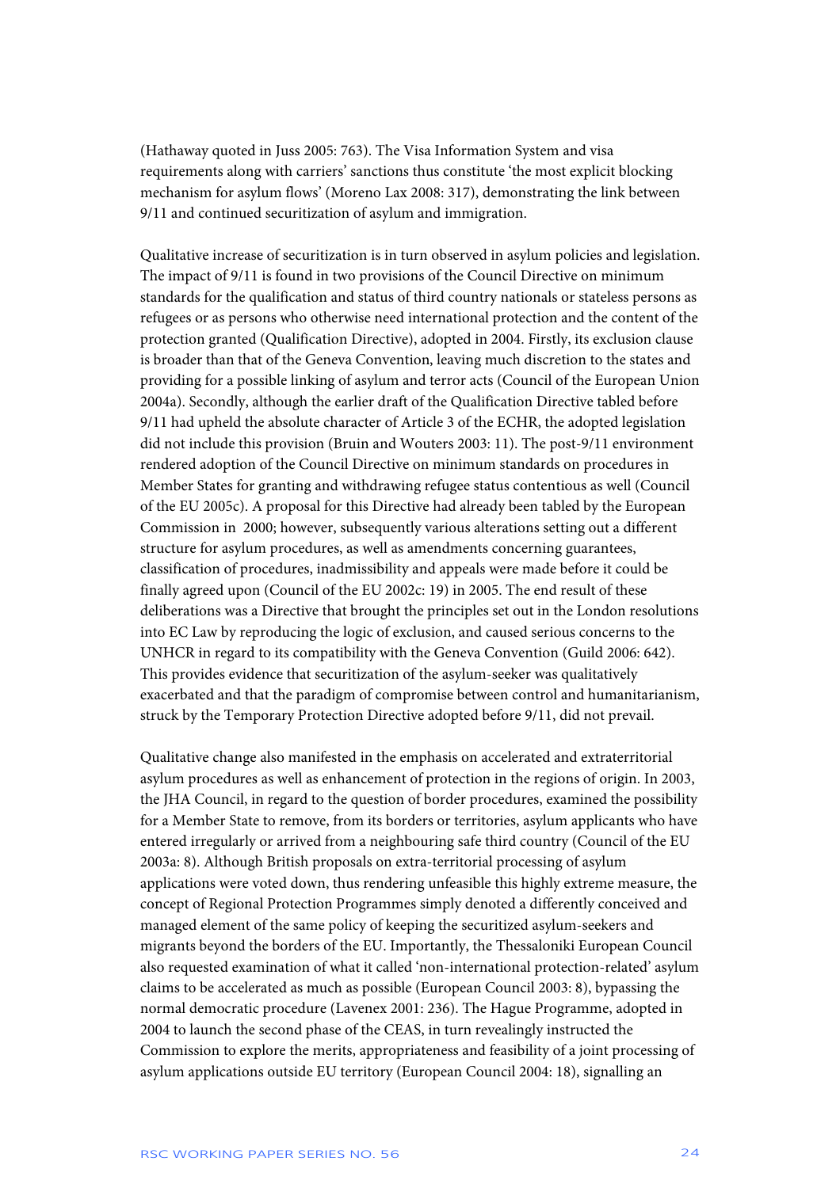(Hathaway quoted in Juss 2005: 763). The Visa Information System and visa requirements along with carriers' sanctions thus constitute 'the most explicit blocking mechanism for asylum flows' (Moreno Lax 2008: 317), demonstrating the link between 9/11 and continued securitization of asylum and immigration.

Qualitative increase of securitization is in turn observed in asylum policies and legislation. The impact of 9/11 is found in two provisions of the Council Directive on minimum standards for the qualification and status of third country nationals or stateless persons as refugees or as persons who otherwise need international protection and the content of the protection granted (Qualification Directive), adopted in 2004. Firstly, its exclusion clause is broader than that of the Geneva Convention, leaving much discretion to the states and providing for a possible linking of asylum and terror acts (Council of the European Union 2004a). Secondly, although the earlier draft of the Qualification Directive tabled before 9/11 had upheld the absolute character of Article 3 of the ECHR, the adopted legislation did not include this provision (Bruin and Wouters 2003: 11). The post-9/11 environment rendered adoption of the Council Directive on minimum standards on procedures in Member States for granting and withdrawing refugee status contentious as well (Council of the EU 2005c). A proposal for this Directive had already been tabled by the European Commission in 2000; however, subsequently various alterations setting out a different structure for asylum procedures, as well as amendments concerning guarantees, classification of procedures, inadmissibility and appeals were made before it could be finally agreed upon (Council of the EU 2002c: 19) in 2005. The end result of these deliberations was a Directive that brought the principles set out in the London resolutions into EC Law by reproducing the logic of exclusion, and caused serious concerns to the UNHCR in regard to its compatibility with the Geneva Convention (Guild 2006: 642). This provides evidence that securitization of the asylum-seeker was qualitatively exacerbated and that the paradigm of compromise between control and humanitarianism, struck by the Temporary Protection Directive adopted before 9/11, did not prevail.

Qualitative change also manifested in the emphasis on accelerated and extraterritorial asylum procedures as well as enhancement of protection in the regions of origin. In 2003, the JHA Council, in regard to the question of border procedures, examined the possibility for a Member State to remove, from its borders or territories, asylum applicants who have entered irregularly or arrived from a neighbouring safe third country (Council of the EU 2003a: 8). Although British proposals on extra-territorial processing of asylum applications were voted down, thus rendering unfeasible this highly extreme measure, the concept of Regional Protection Programmes simply denoted a differently conceived and managed element of the same policy of keeping the securitized asylum-seekers and migrants beyond the borders of the EU. Importantly, the Thessaloniki European Council also requested examination of what it called 'non-international protection-related' asylum claims to be accelerated as much as possible (European Council 2003: 8), bypassing the normal democratic procedure (Lavenex 2001: 236). The Hague Programme, adopted in 2004 to launch the second phase of the CEAS, in turn revealingly instructed the Commission to explore the merits, appropriateness and feasibility of a joint processing of asylum applications outside EU territory (European Council 2004: 18), signalling an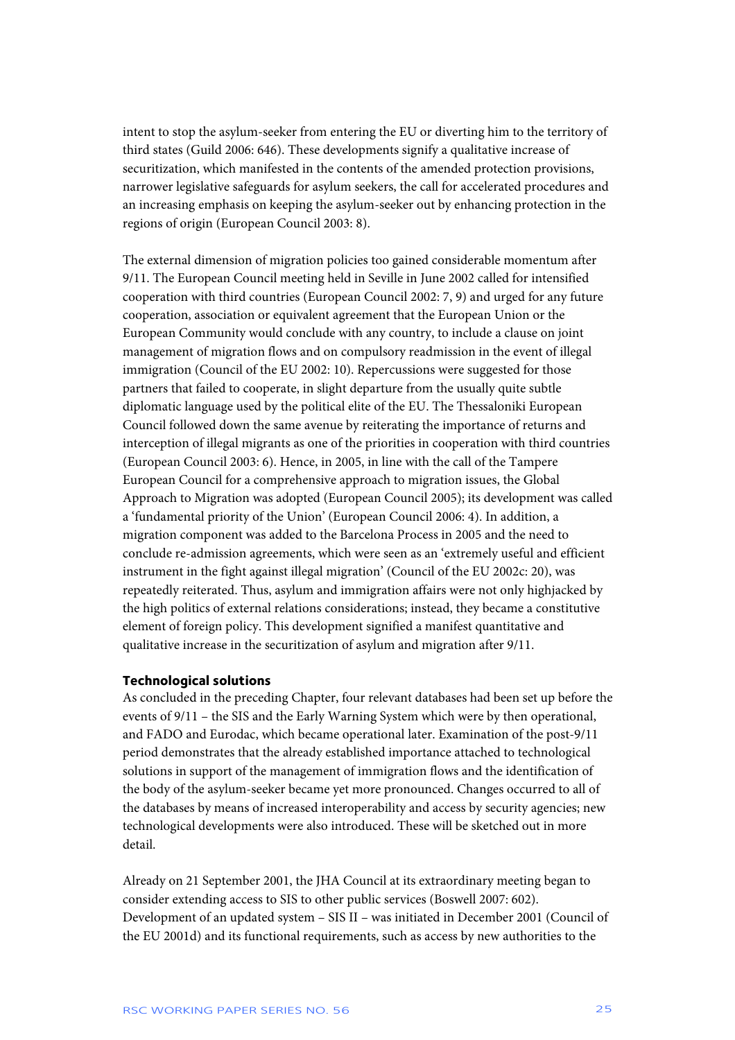intent to stop the asylum-seeker from entering the EU or diverting him to the territory of third states (Guild 2006: 646). These developments signify a qualitative increase of securitization, which manifested in the contents of the amended protection provisions, narrower legislative safeguards for asylum seekers, the call for accelerated procedures and an increasing emphasis on keeping the asylum-seeker out by enhancing protection in the regions of origin (European Council 2003: 8).

The external dimension of migration policies too gained considerable momentum after 9/11. The European Council meeting held in Seville in June 2002 called for intensified cooperation with third countries (European Council 2002: 7, 9) and urged for any future cooperation, association or equivalent agreement that the European Union or the European Community would conclude with any country, to include a clause on joint management of migration flows and on compulsory readmission in the event of illegal immigration (Council of the EU 2002: 10). Repercussions were suggested for those partners that failed to cooperate, in slight departure from the usually quite subtle diplomatic language used by the political elite of the EU. The Thessaloniki European Council followed down the same avenue by reiterating the importance of returns and interception of illegal migrants as one of the priorities in cooperation with third countries (European Council 2003: 6). Hence, in 2005, in line with the call of the Tampere European Council for a comprehensive approach to migration issues, the Global Approach to Migration was adopted (European Council 2005); its development was called a 'fundamental priority of the Union' (European Council 2006: 4). In addition, a migration component was added to the Barcelona Process in 2005 and the need to conclude re-admission agreements, which were seen as an 'extremely useful and efficient instrument in the fight against illegal migration' (Council of the EU 2002c: 20), was repeatedly reiterated. Thus, asylum and immigration affairs were not only highjacked by the high politics of external relations considerations; instead, they became a constitutive element of foreign policy. This development signified a manifest quantitative and qualitative increase in the securitization of asylum and migration after 9/11.

**Technological solutions**

As concluded in the preceding Chapter, four relevant databases had been set up before the events of 9/11 – the SIS and the Early Warning System which were by then operational, and FADO and Eurodac, which became operational later. Examination of the post-9/11 period demonstrates that the already established importance attached to technological solutions in support of the management of immigration flows and the identification of the body of the asylum-seeker became yet more pronounced. Changes occurred to all of the databases by means of increased interoperability and access by security agencies; new technological developments were also introduced. These will be sketched out in more detail.

Already on 21 September 2001, the JHA Council at its extraordinary meeting began to consider extending access to SIS to other public services (Boswell 2007: 602). Development of an updated system – SIS II – was initiated in December 2001 (Council of the EU 2001d) and its functional requirements, such as access by new authorities to the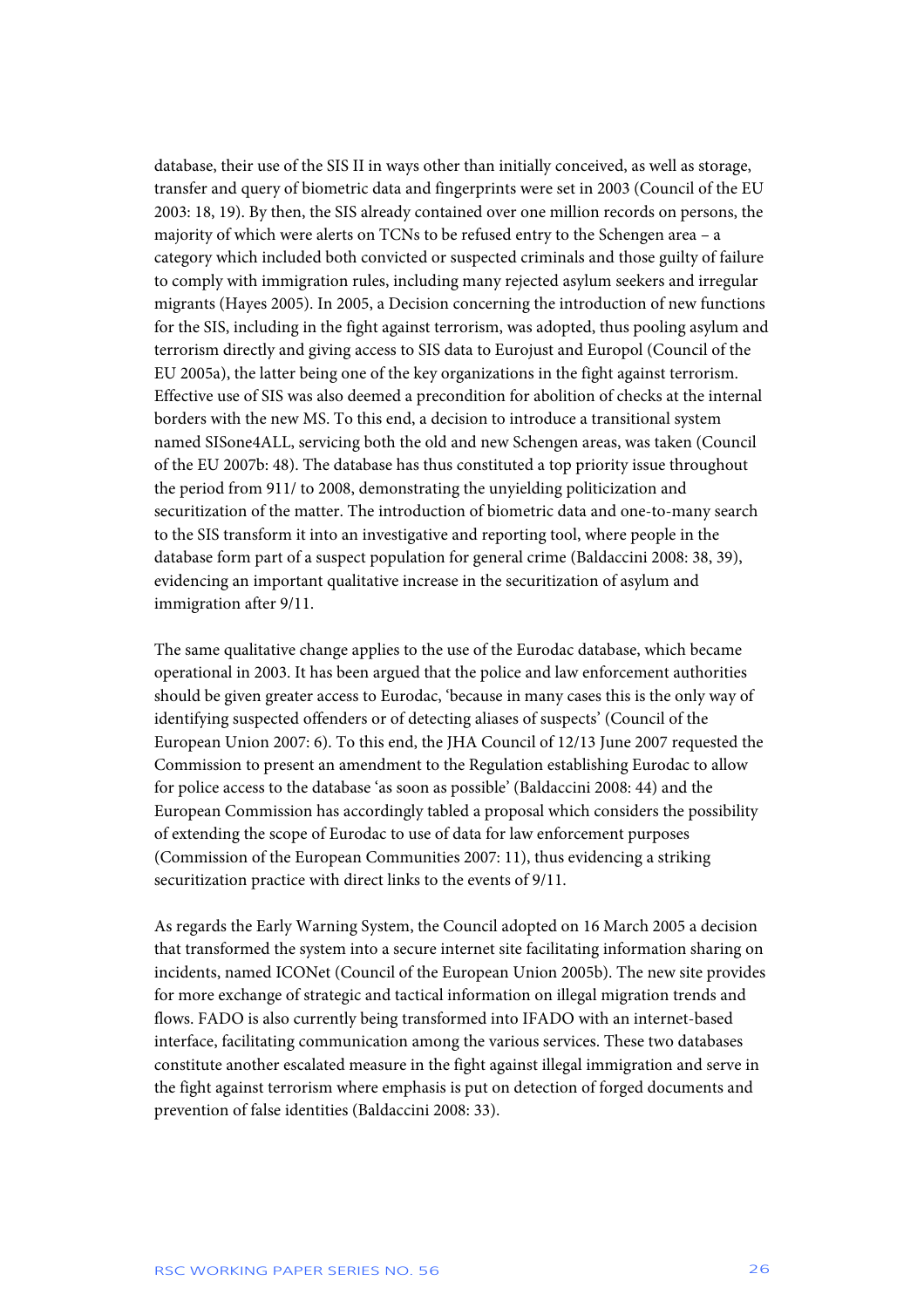database, their use of the SIS II in ways other than initially conceived, as well as storage, transfer and query of biometric data and fingerprints were set in 2003 (Council of the EU 2003: 18, 19). By then, the SIS already contained over one million records on persons, the majority of which were alerts on TCNs to be refused entry to the Schengen area – a category which included both convicted or suspected criminals and those guilty of failure to comply with immigration rules, including many rejected asylum seekers and irregular migrants (Hayes 2005). In 2005, a Decision concerning the introduction of new functions for the SIS, including in the fight against terrorism, was adopted, thus pooling asylum and terrorism directly and giving access to SIS data to Eurojust and Europol (Council of the EU 2005a), the latter being one of the key organizations in the fight against terrorism. Effective use of SIS was also deemed a precondition for abolition of checks at the internal borders with the new MS. To this end, a decision to introduce a transitional system named SISone4ALL, servicing both the old and new Schengen areas, was taken (Council of the EU 2007b: 48). The database has thus constituted a top priority issue throughout the period from 911/ to 2008, demonstrating the unyielding politicization and securitization of the matter. The introduction of biometric data and one-to-many search to the SIS transform it into an investigative and reporting tool, where people in the database form part of a suspect population for general crime (Baldaccini 2008: 38, 39), evidencing an important qualitative increase in the securitization of asylum and immigration after 9/11.

The same qualitative change applies to the use of the Eurodac database, which became operational in 2003. It has been argued that the police and law enforcement authorities should be given greater access to Eurodac, 'because in many cases this is the only way of identifying suspected offenders or of detecting aliases of suspects' (Council of the European Union 2007: 6). To this end, the JHA Council of 12/13 June 2007 requested the Commission to present an amendment to the Regulation establishing Eurodac to allow for police access to the database 'as soon as possible' (Baldaccini 2008: 44) and the European Commission has accordingly tabled a proposal which considers the possibility of extending the scope of Eurodac to use of data for law enforcement purposes (Commission of the European Communities 2007: 11), thus evidencing a striking securitization practice with direct links to the events of 9/11.

As regards the Early Warning System, the Council adopted on 16 March 2005 a decision that transformed the system into a secure internet site facilitating information sharing on incidents, named ICONet (Council of the European Union 2005b). The new site provides for more exchange of strategic and tactical information on illegal migration trends and flows. FADO is also currently being transformed into IFADO with an internet-based interface, facilitating communication among the various services. These two databases constitute another escalated measure in the fight against illegal immigration and serve in the fight against terrorism where emphasis is put on detection of forged documents and prevention of false identities (Baldaccini 2008: 33).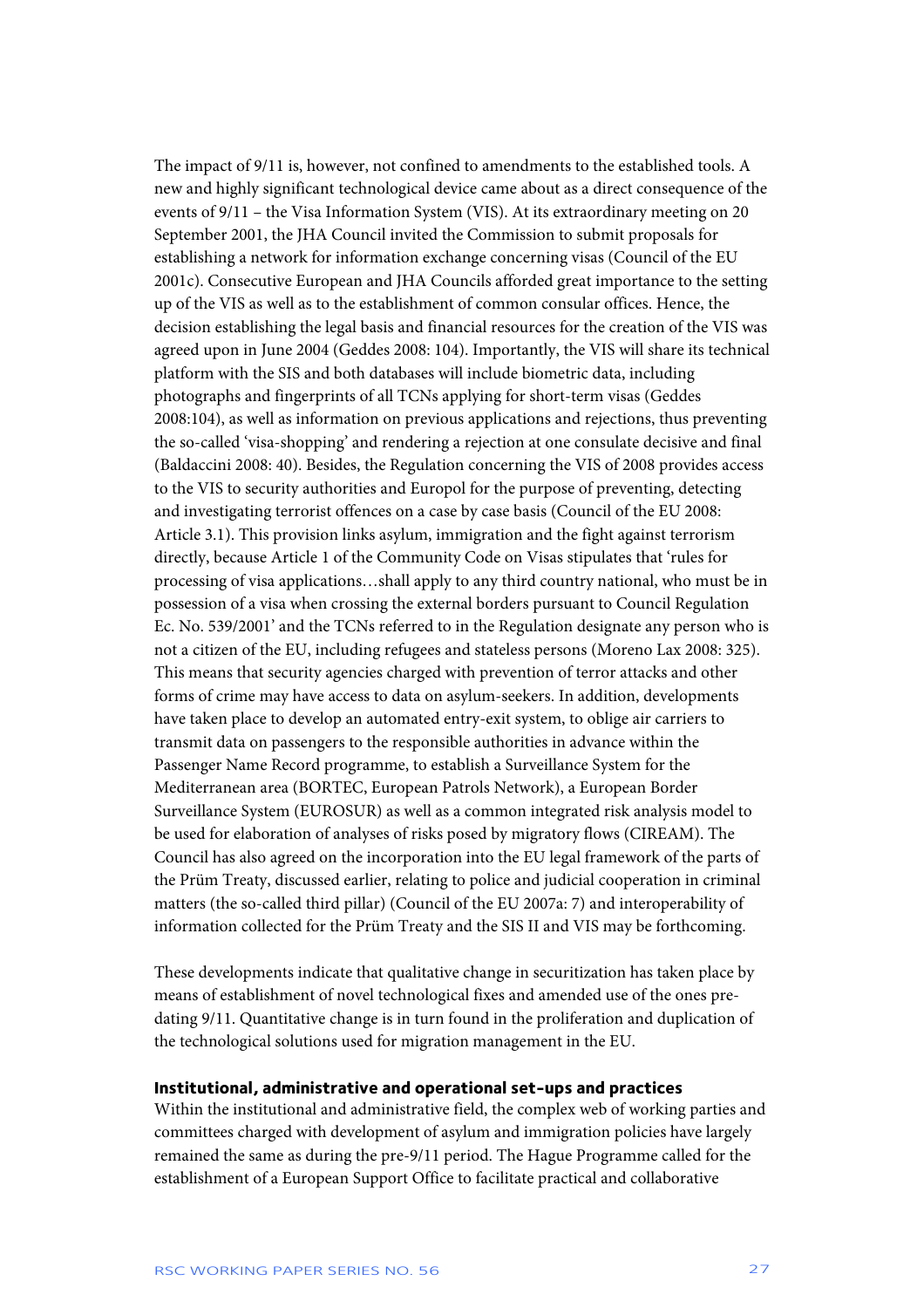The impact of 9/11 is, however, not confined to amendments to the established tools. A new and highly significant technological device came about as a direct consequence of the events of 9/11 – the Visa Information System (VIS). At its extraordinary meeting on 20 September 2001, the JHA Council invited the Commission to submit proposals for establishing a network for information exchange concerning visas (Council of the EU 2001c). Consecutive European and JHA Councils afforded great importance to the setting up of the VIS as well as to the establishment of common consular offices. Hence, the decision establishing the legal basis and financial resources for the creation of the VIS was agreed upon in June 2004 (Geddes 2008: 104). Importantly, the VIS will share its technical platform with the SIS and both databases will include biometric data, including photographs and fingerprints of all TCNs applying for short-term visas (Geddes 2008:104), as well as information on previous applications and rejections, thus preventing the so-called 'visa-shopping' and rendering a rejection at one consulate decisive and final (Baldaccini 2008: 40). Besides, the Regulation concerning the VIS of 2008 provides access to the VIS to security authorities and Europol for the purpose of preventing, detecting and investigating terrorist offences on a case by case basis (Council of the EU 2008: Article 3.1). This provision links asylum, immigration and the fight against terrorism directly, because Article 1 of the Community Code on Visas stipulates that 'rules for processing of visa applications…shall apply to any third country national, who must be in possession of a visa when crossing the external borders pursuant to Council Regulation Ec. No. 539/2001' and the TCNs referred to in the Regulation designate any person who is not a citizen of the EU, including refugees and stateless persons (Moreno Lax 2008: 325). This means that security agencies charged with prevention of terror attacks and other forms of crime may have access to data on asylum-seekers. In addition, developments have taken place to develop an automated entry-exit system, to oblige air carriers to transmit data on passengers to the responsible authorities in advance within the Passenger Name Record programme, to establish a Surveillance System for the Mediterranean area (BORTEC, European Patrols Network), a European Border Surveillance System (EUROSUR) as well as a common integrated risk analysis model to be used for elaboration of analyses of risks posed by migratory flows (CIREAM). The Council has also agreed on the incorporation into the EU legal framework of the parts of the Prüm Treaty, discussed earlier, relating to police and judicial cooperation in criminal matters (the so-called third pillar) (Council of the EU 2007a: 7) and interoperability of information collected for the Prüm Treaty and the SIS II and VIS may be forthcoming.

These developments indicate that qualitative change in securitization has taken place by means of establishment of novel technological fixes and amended use of the ones pre-dating 9/11. Quantitative change is in turn found in the proliferation and duplication of the technological solutions used for migration management in the EU.

### Institutional, administrative and operational set-ups and practices

Within the institutional and administrative field, the complex web of working parties and committees charged with development of asylum and immigration policies have largely remained the same as during the pre-9/11 period. The Hague Programme called for the establishment of a European Support Office to facilitate practical and collaborative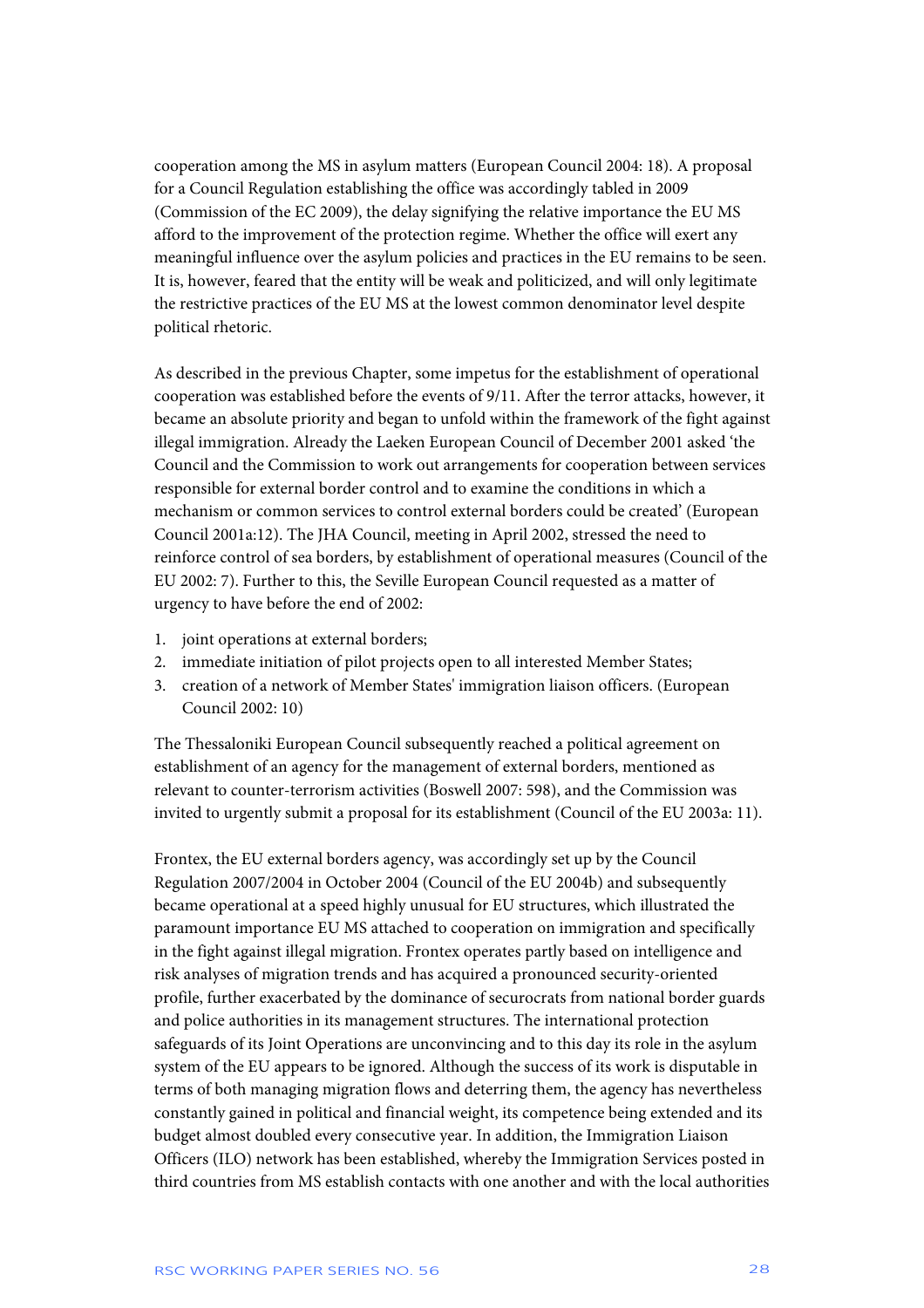cooperation among the MS in asylum matters (European Council 2004: 18). A proposal for a Council Regulation establishing the office was accordingly tabled in 2009 (Commission of the EC 2009), the delay signifying the relative importance the EU MS afford to the improvement of the protection regime. Whether the office will exert any meaningful influence over the asylum policies and practices in the EU remains to be seen. It is, however, feared that the entity will be weak and politicized, and will only legitimate the restrictive practices of the EU MS at the lowest common denominator level despite political rhetoric.

As described in the previous Chapter, some impetus for the establishment of operational cooperation was established before the events of 9/11. After the terror attacks, however, it became an absolute priority and began to unfold within the framework of the fight against illegal immigration. Already the Laeken European Council of December 2001 asked 'the Council and the Commission to work out arrangements for cooperation between services responsible for external border control and to examine the conditions in which a mechanism or common services to control external borders could be created' (European Council 2001a:12). The JHA Council, meeting in April 2002, stressed the need to reinforce control of sea borders, by establishment of operational measures (Council of the EU 2002: 7). Further to this, the Seville European Council requested as a matter of urgency to have before the end of 2002:

1. joint operations at external borders;
2. immediate initiation of pilot projects open to all interested Member States;
3. creation of a network of Member States' immigration liaison officers. (European Council 2002: 10)

The Thessaloniki European Council subsequently reached a political agreement on establishment of an agency for the management of external borders, mentioned as relevant to counter-terrorism activities (Boswell 2007: 598), and the Commission was invited to urgently submit a proposal for its establishment (Council of the EU 2003a: 11).

Frontex, the EU external borders agency, was accordingly set up by the Council Regulation 2007/2004 in October 2004 (Council of the EU 2004b) and subsequently became operational at a speed highly unusual for EU structures, which illustrated the paramount importance EU MS attached to cooperation on immigration and specifically in the fight against illegal migration. Frontex operates partly based on intelligence and risk analyses of migration trends and has acquired a pronounced security-oriented profile, further exacerbated by the dominance of securocrats from national border guards and police authorities in its management structures. The international protection safeguards of its Joint Operations are unconvincing and to this day its role in the asylum system of the EU appears to be ignored. Although the success of its work is disputable in terms of both managing migration flows and deterring them, the agency has nevertheless constantly gained in political and financial weight, its competence being extended and its budget almost doubled every consecutive year. In addition, the Immigration Liaison Officers (ILO) network has been established, whereby the Immigration Services posted in third countries from MS establish contacts with one another and with the local authorities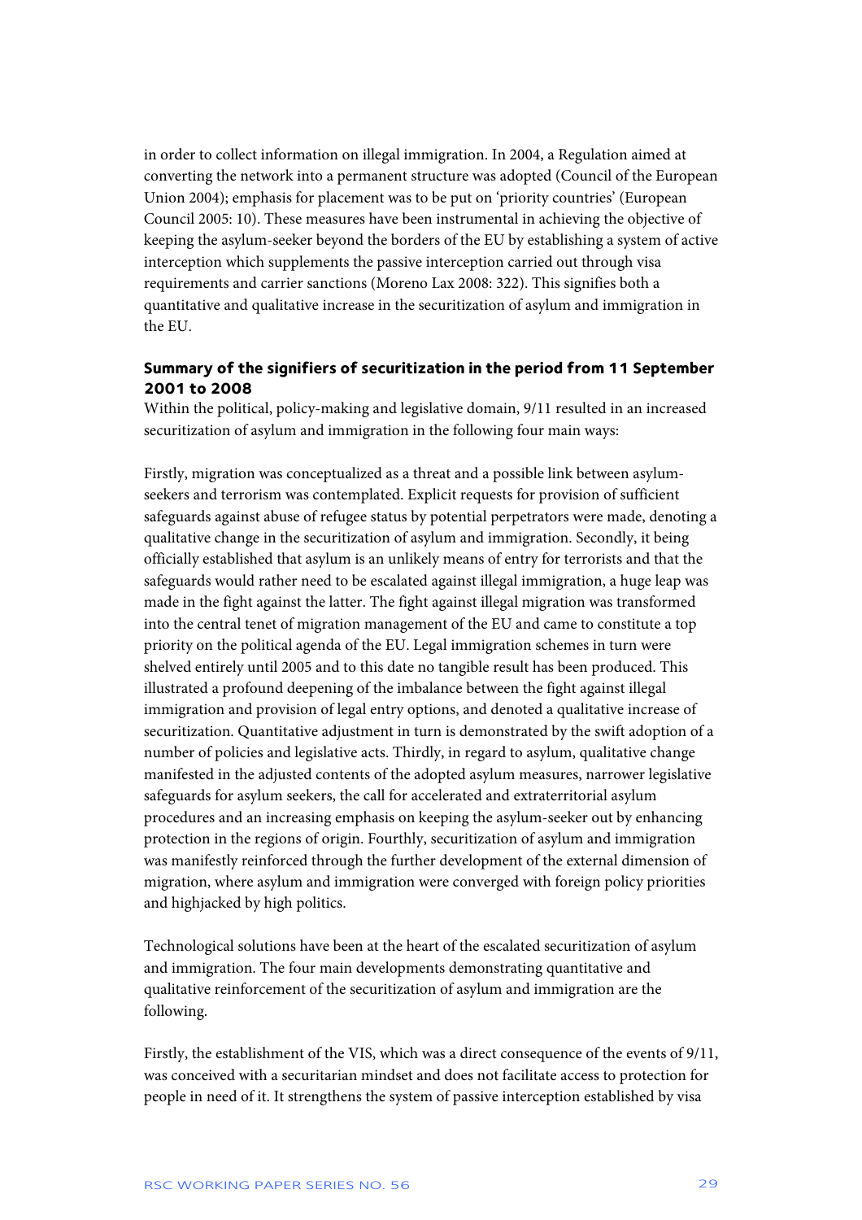in order to collect information on illegal immigration. In 2004, a Regulation aimed at converting the network into a permanent structure was adopted (Council of the European Union 2004); emphasis for placement was to be put on 'priority countries' (European Council 2005: 10). These measures have been instrumental in achieving the objective of keeping the asylum-seeker beyond the borders of the EU by establishing a system of active interception which supplements the passive interception carried out through visa requirements and carrier sanctions (Moreno Lax 2008: 322). This signifies both a quantitative and qualitative increase in the securitization of asylum and immigration in the EU.

### Summary of the signifiers of securitization in the period from 11 September 2001 to 2008

Within the political, policy-making and legislative domain, 9/11 resulted in an increased securitization of asylum and immigration in the following four main ways:

Firstly, migration was conceptualized as a threat and a possible link between asylum-seekers and terrorism was contemplated. Explicit requests for provision of sufficient safeguards against abuse of refugee status by potential perpetrators were made, denoting a qualitative change in the securitization of asylum and immigration. Secondly, it being officially established that asylum is an unlikely means of entry for terrorists and that the safeguards would rather need to be escalated against illegal immigration, a huge leap was made in the fight against the latter. The fight against illegal migration was transformed into the central tenet of migration management of the EU and came to constitute a top priority on the political agenda of the EU. Legal immigration schemes in turn were shelved entirely until 2005 and to this date no tangible result has been produced. This illustrated a profound deepening of the imbalance between the fight against illegal immigration and provision of legal entry options, and denoted a qualitative increase of securitization. Quantitative adjustment in turn is demonstrated by the swift adoption of a number of policies and legislative acts. Thirdly, in regard to asylum, qualitative change manifested in the adjusted contents of the adopted asylum measures, narrower legislative safeguards for asylum seekers, the call for accelerated and extraterritorial asylum procedures and an increasing emphasis on keeping the asylum-seeker out by enhancing protection in the regions of origin. Fourthly, securitization of asylum and immigration was manifestly reinforced through the further development of the external dimension of migration, where asylum and immigration were converged with foreign policy priorities and highjacked by high politics.

Technological solutions have been at the heart of the escalated securitization of asylum and immigration. The four main developments demonstrating quantitative and qualitative reinforcement of the securitization of asylum and immigration are the following.

Firstly, the establishment of the VIS, which was a direct consequence of the events of 9/11, was conceived with a securitarian mindset and does not facilitate access to protection for people in need of it. It strengthens the system of passive interception established by visa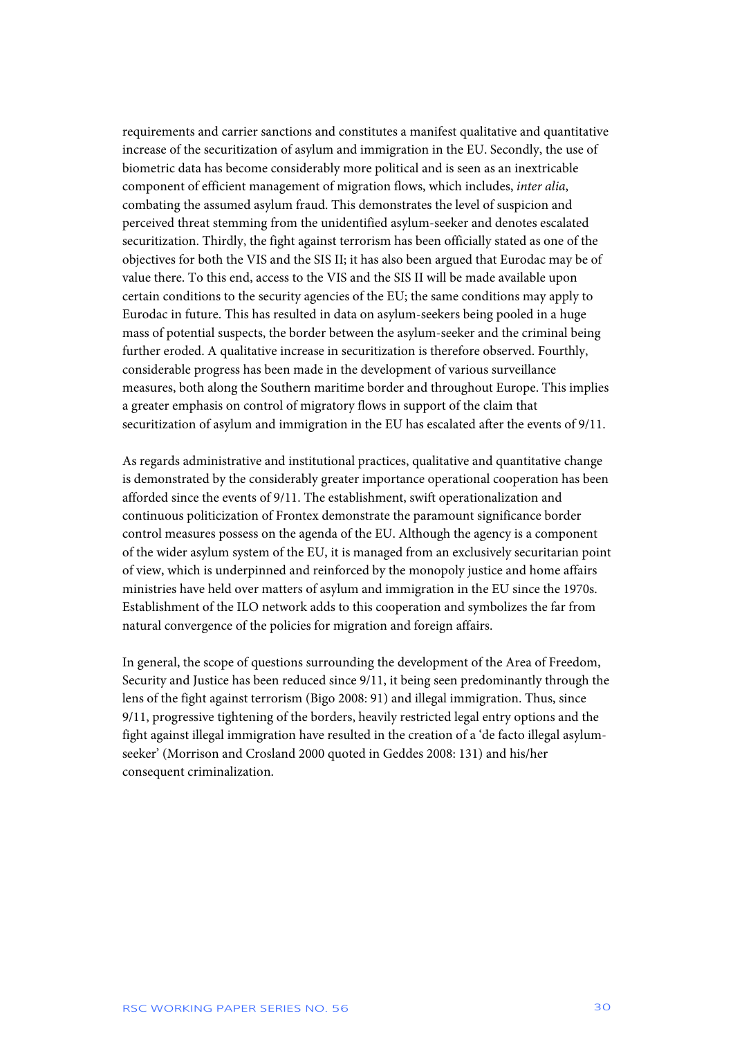requirements and carrier sanctions and constitutes a manifest qualitative and quantitative increase of the securitization of asylum and immigration in the EU. Secondly, the use of biometric data has become considerably more political and is seen as an inextricable component of efficient management of migration flows, which includes, *inter alia*, combating the assumed asylum fraud. This demonstrates the level of suspicion and perceived threat stemming from the unidentified asylum-seeker and denotes escalated securitization. Thirdly, the fight against terrorism has been officially stated as one of the objectives for both the VIS and the SIS II; it has also been argued that Eurodac may be of value there. To this end, access to the VIS and the SIS II will be made available upon certain conditions to the security agencies of the EU; the same conditions may apply to Eurodac in future. This has resulted in data on asylum-seekers being pooled in a huge mass of potential suspects, the border between the asylum-seeker and the criminal being further eroded. A qualitative increase in securitization is therefore observed. Fourthly, considerable progress has been made in the development of various surveillance measures, both along the Southern maritime border and throughout Europe. This implies a greater emphasis on control of migratory flows in support of the claim that securitization of asylum and immigration in the EU has escalated after the events of 9/11.

As regards administrative and institutional practices, qualitative and quantitative change is demonstrated by the considerably greater importance operational cooperation has been afforded since the events of 9/11. The establishment, swift operationalization and continuous politicization of Frontex demonstrate the paramount significance border control measures possess on the agenda of the EU. Although the agency is a component of the wider asylum system of the EU, it is managed from an exclusively securitarian point of view, which is underpinned and reinforced by the monopoly justice and home affairs ministries have held over matters of asylum and immigration in the EU since the 1970s. Establishment of the ILO network adds to this cooperation and symbolizes the far from natural convergence of the policies for migration and foreign affairs.

In general, the scope of questions surrounding the development of the Area of Freedom, Security and Justice has been reduced since 9/11, it being seen predominantly through the lens of the fight against terrorism (Bigo 2008: 91) and illegal immigration. Thus, since 9/11, progressive tightening of the borders, heavily restricted legal entry options and the fight against illegal immigration have resulted in the creation of a 'de facto illegal asylum-seeker' (Morrison and Crosland 2000 quoted in Geddes 2008: 131) and his/her consequent criminalization.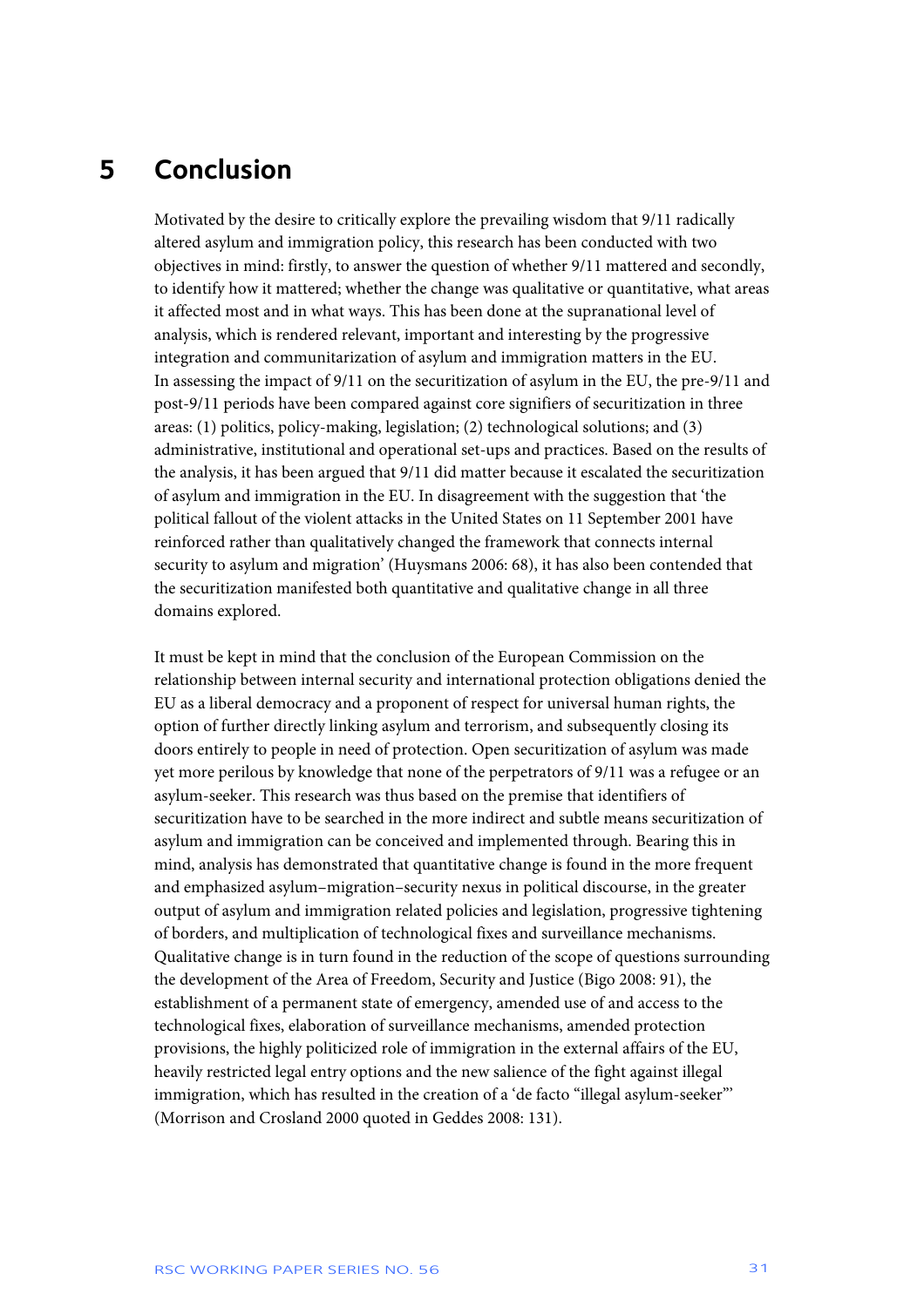# 5 Conclusion

Motivated by the desire to critically explore the prevailing wisdom that 9/11 radically altered asylum and immigration policy, this research has been conducted with two objectives in mind: firstly, to answer the question of whether 9/11 mattered and secondly, to identify how it mattered; whether the change was qualitative or quantitative, what areas it affected most and in what ways. This has been done at the supranational level of analysis, which is rendered relevant, important and interesting by the progressive integration and communitarization of asylum and immigration matters in the EU. In assessing the impact of 9/11 on the securitization of asylum in the EU, the pre-9/11 and post-9/11 periods have been compared against core signifiers of securitization in three areas: (1) politics, policy-making, legislation; (2) technological solutions; and (3) administrative, institutional and operational set-ups and practices. Based on the results of the analysis, it has been argued that 9/11 did matter because it escalated the securitization of asylum and immigration in the EU. In disagreement with the suggestion that 'the political fallout of the violent attacks in the United States on 11 September 2001 have reinforced rather than qualitatively changed the framework that connects internal security to asylum and migration' (Huysmans 2006: 68), it has also been contended that the securitization manifested both quantitative and qualitative change in all three domains explored.

It must be kept in mind that the conclusion of the European Commission on the relationship between internal security and international protection obligations denied the EU as a liberal democracy and a proponent of respect for universal human rights, the option of further directly linking asylum and terrorism, and subsequently closing its doors entirely to people in need of protection. Open securitization of asylum was made yet more perilous by knowledge that none of the perpetrators of 9/11 was a refugee or an asylum-seeker. This research was thus based on the premise that identifiers of securitization have to be searched in the more indirect and subtle means securitization of asylum and immigration can be conceived and implemented through. Bearing this in mind, analysis has demonstrated that quantitative change is found in the more frequent and emphasized asylum–migration–security nexus in political discourse, in the greater output of asylum and immigration related policies and legislation, progressive tightening of borders, and multiplication of technological fixes and surveillance mechanisms. Qualitative change is in turn found in the reduction of the scope of questions surrounding the development of the Area of Freedom, Security and Justice (Bigo 2008: 91), the establishment of a permanent state of emergency, amended use of and access to the technological fixes, elaboration of surveillance mechanisms, amended protection provisions, the highly politicized role of immigration in the external affairs of the EU, heavily restricted legal entry options and the new salience of the fight against illegal immigration, which has resulted in the creation of a 'de facto "illegal asylum-seeker"' (Morrison and Crosland 2000 quoted in Geddes 2008: 131).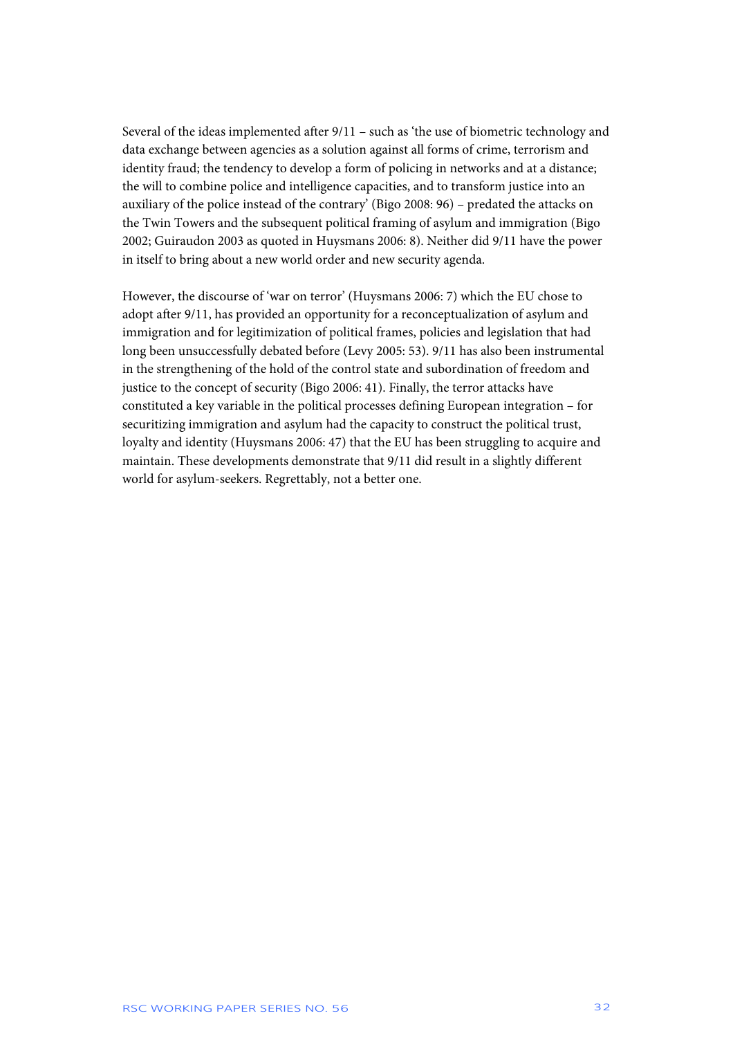Several of the ideas implemented after 9/11 – such as 'the use of biometric technology and data exchange between agencies as a solution against all forms of crime, terrorism and identity fraud; the tendency to develop a form of policing in networks and at a distance; the will to combine police and intelligence capacities, and to transform justice into an auxiliary of the police instead of the contrary' (Bigo 2008: 96) – predated the attacks on the Twin Towers and the subsequent political framing of asylum and immigration (Bigo 2002; Guiraudon 2003 as quoted in Huysmans 2006: 8). Neither did 9/11 have the power in itself to bring about a new world order and new security agenda.

However, the discourse of 'war on terror' (Huysmans 2006: 7) which the EU chose to adopt after 9/11, has provided an opportunity for a reconceptualization of asylum and immigration and for legitimization of political frames, policies and legislation that had long been unsuccessfully debated before (Levy 2005: 53). 9/11 has also been instrumental in the strengthening of the hold of the control state and subordination of freedom and justice to the concept of security (Bigo 2006: 41). Finally, the terror attacks have constituted a key variable in the political processes defining European integration – for securitizing immigration and asylum had the capacity to construct the political trust, loyalty and identity (Huysmans 2006: 47) that the EU has been struggling to acquire and maintain. These developments demonstrate that 9/11 did result in a slightly different world for asylum-seekers. Regrettably, not a better one.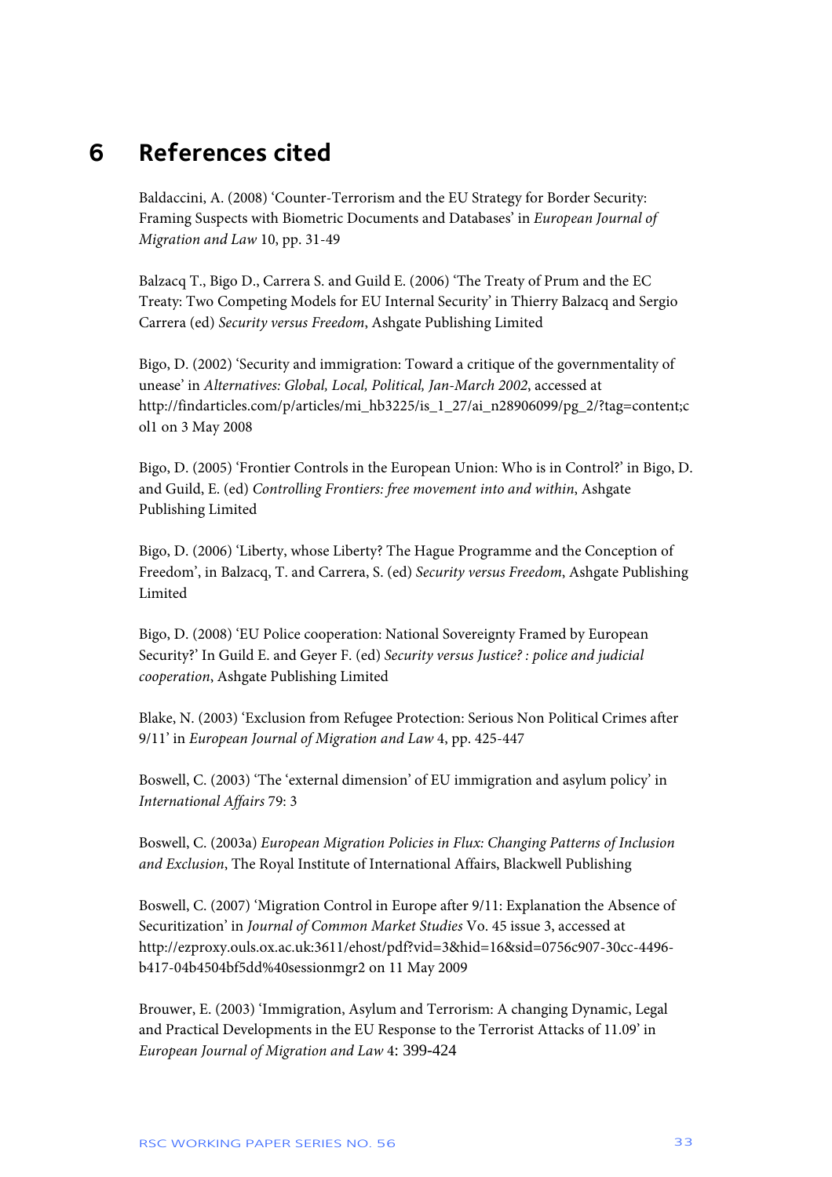# 6 References cited

Baldaccini, A. (2008) 'Counter-Terrorism and the EU Strategy for Border Security: Framing Suspects with Biometric Documents and Databases' in *European Journal of Migration and Law* 10, pp. 31-49

Balzacq T., Bigo D., Carrera S. and Guild E. (2006) 'The Treaty of Prum and the EC Treaty: Two Competing Models for EU Internal Security' in Thierry Balzacq and Sergio Carrera (ed) *Security versus Freedom*, Ashgate Publishing Limited

Bigo, D. (2002) 'Security and immigration: Toward a critique of the governmentality of unease' in *Alternatives: Global, Local, Political, Jan-March 2002*, accessed at http://findarticles.com/p/articles/mi_hb3225/is_1_27/ai_n28906099/pg_2/?tag=content;col1 on 3 May 2008

Bigo, D. (2005) 'Frontier Controls in the European Union: Who is in Control?' in Bigo, D. and Guild, E. (ed) *Controlling Frontiers: free movement into and within*, Ashgate Publishing Limited

Bigo, D. (2006) 'Liberty, whose Liberty? The Hague Programme and the Conception of Freedom', in Balzacq, T. and Carrera, S. (ed) *Security versus Freedom*, Ashgate Publishing Limited

Bigo, D. (2008) 'EU Police cooperation: National Sovereignty Framed by European Security?' In Guild E. and Geyer F. (ed) *Security versus Justice? : police and judicial cooperation*, Ashgate Publishing Limited

Blake, N. (2003) 'Exclusion from Refugee Protection: Serious Non Political Crimes after 9/11' in *European Journal of Migration and Law* 4, pp. 425-447

Boswell, C. (2003) 'The 'external dimension' of EU immigration and asylum policy' in *International Affairs* 79: 3

Boswell, C. (2003a) *European Migration Policies in Flux: Changing Patterns of Inclusion and Exclusion*, The Royal Institute of International Affairs, Blackwell Publishing

Boswell, C. (2007) 'Migration Control in Europe after 9/11: Explanation the Absence of Securitization' in *Journal of Common Market Studies* Vo. 45 issue 3, accessed at http://ezproxy.ouls.ox.ac.uk:3611/ehost/pdf?vid=3&hid=16&sid=0756c907-30cc-4496-b417-04b4504bf5dd%40sessionmgr2 on 11 May 2009

Brouwer, E. (2003) 'Immigration, Asylum and Terrorism: A changing Dynamic, Legal and Practical Developments in the EU Response to the Terrorist Attacks of 11.09' in *European Journal of Migration and Law* 4: 399-424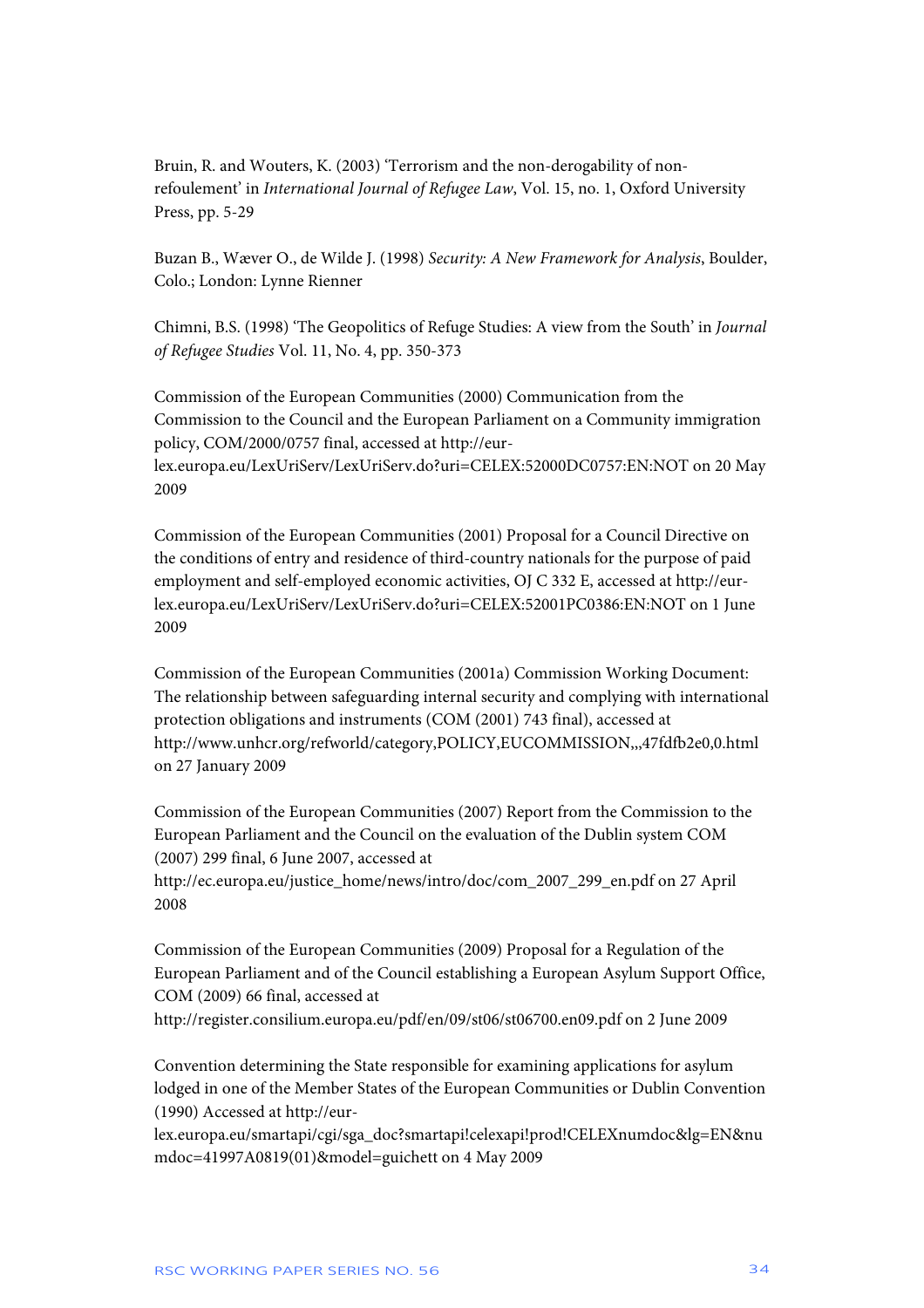Bruin, R. and Wouters, K. (2003) 'Terrorism and the non-derogability of non-refoulement' in *International Journal of Refugee Law*, Vol. 15, no. 1, Oxford University Press, pp. 5-29

Buzan B., Wæver O., de Wilde J. (1998) *Security: A New Framework for Analysis*, Boulder, Colo.; London: Lynne Rienner

Chimni, B.S. (1998) 'The Geopolitics of Refuge Studies: A view from the South' in *Journal of Refugee Studies* Vol. 11, No. 4, pp. 350-373

Commission of the European Communities (2000) Communication from the Commission to the Council and the European Parliament on a Community immigration policy, COM/2000/0757 final, accessed at http://eur-lex.europa.eu/LexUriServ/LexUriServ.do?uri=CELEX:52000DC0757:EN:NOT on 20 May 2009

Commission of the European Communities (2001) Proposal for a Council Directive on the conditions of entry and residence of third-country nationals for the purpose of paid employment and self-employed economic activities, OJ C 332 E, accessed at http://eur-lex.europa.eu/LexUriServ/LexUriServ.do?uri=CELEX:52001PC0386:EN:NOT on 1 June 2009

Commission of the European Communities (2001a) Commission Working Document: The relationship between safeguarding internal security and complying with international protection obligations and instruments (COM (2001) 743 final), accessed at http://www.unhcr.org/refworld/category,POLICY,EUCOMMISSION,,,47fdfb2e0,0.html on 27 January 2009

Commission of the European Communities (2007) Report from the Commission to the European Parliament and the Council on the evaluation of the Dublin system COM (2007) 299 final, 6 June 2007, accessed at http://ec.europa.eu/justice_home/news/intro/doc/com_2007_299_en.pdf on 27 April 2008

Commission of the European Communities (2009) Proposal for a Regulation of the European Parliament and of the Council establishing a European Asylum Support Office, COM (2009) 66 final, accessed at http://register.consilium.europa.eu/pdf/en/09/st06/st06700.en09.pdf on 2 June 2009

Convention determining the State responsible for examining applications for asylum lodged in one of the Member States of the European Communities or Dublin Convention (1990) Accessed at http://eur-lex.europa.eu/smartapi/cgi/sga_doc?smartapi!celexapi!prod!CELEXnumdoc&lg=EN&numdoc=41997A0819(01)&model=guichett on 4 May 2009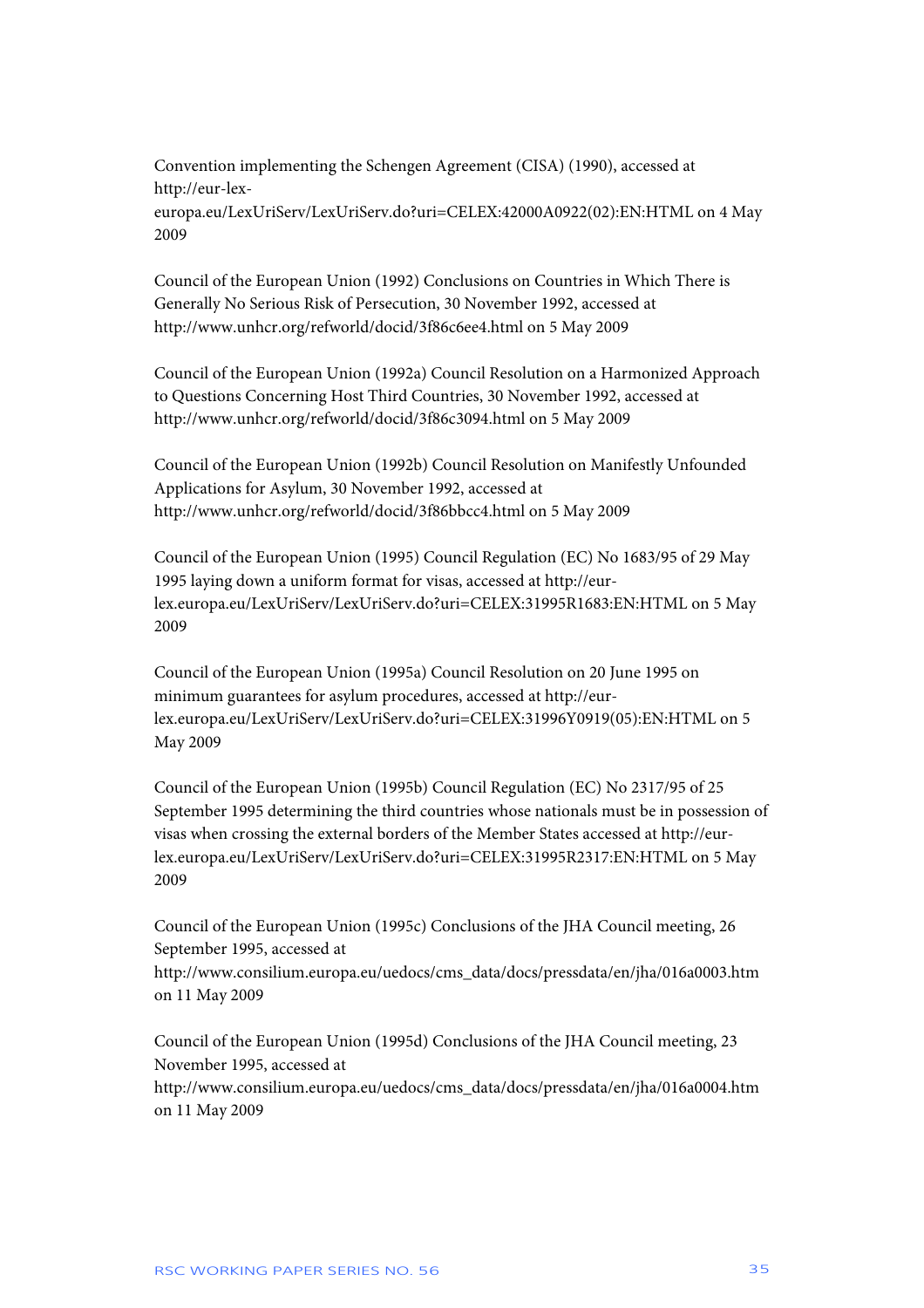Convention implementing the Schengen Agreement (CISA) (1990), accessed at http://eur-lex-europa.eu/LexUriServ/LexUriServ.do?uri=CELEX:42000A0922(02):EN:HTML on 4 May 2009

Council of the European Union (1992) Conclusions on Countries in Which There is Generally No Serious Risk of Persecution, 30 November 1992, accessed at http://www.unhcr.org/refworld/docid/3f86c6ee4.html on 5 May 2009

Council of the European Union (1992a) Council Resolution on a Harmonized Approach to Questions Concerning Host Third Countries, 30 November 1992, accessed at http://www.unhcr.org/refworld/docid/3f86c3094.html on 5 May 2009

Council of the European Union (1992b) Council Resolution on Manifestly Unfounded Applications for Asylum, 30 November 1992, accessed at http://www.unhcr.org/refworld/docid/3f86bbcc4.html on 5 May 2009

Council of the European Union (1995) Council Regulation (EC) No 1683/95 of 29 May 1995 laying down a uniform format for visas, accessed at http://eur-lex.europa.eu/LexUriServ/LexUriServ.do?uri=CELEX:31995R1683:EN:HTML on 5 May 2009

Council of the European Union (1995a) Council Resolution on 20 June 1995 on minimum guarantees for asylum procedures, accessed at http://eur-lex.europa.eu/LexUriServ/LexUriServ.do?uri=CELEX:31996Y0919(05):EN:HTML on 5 May 2009

Council of the European Union (1995b) Council Regulation (EC) No 2317/95 of 25 September 1995 determining the third countries whose nationals must be in possession of visas when crossing the external borders of the Member States accessed at http://eur-lex.europa.eu/LexUriServ/LexUriServ.do?uri=CELEX:31995R2317:EN:HTML on 5 May 2009

Council of the European Union (1995c) Conclusions of the JHA Council meeting, 26 September 1995, accessed at http://www.consilium.europa.eu/uedocs/cms_data/docs/pressdata/en/jha/016a0003.htm on 11 May 2009

Council of the European Union (1995d) Conclusions of the JHA Council meeting, 23 November 1995, accessed at http://www.consilium.europa.eu/uedocs/cms_data/docs/pressdata/en/jha/016a0004.htm on 11 May 2009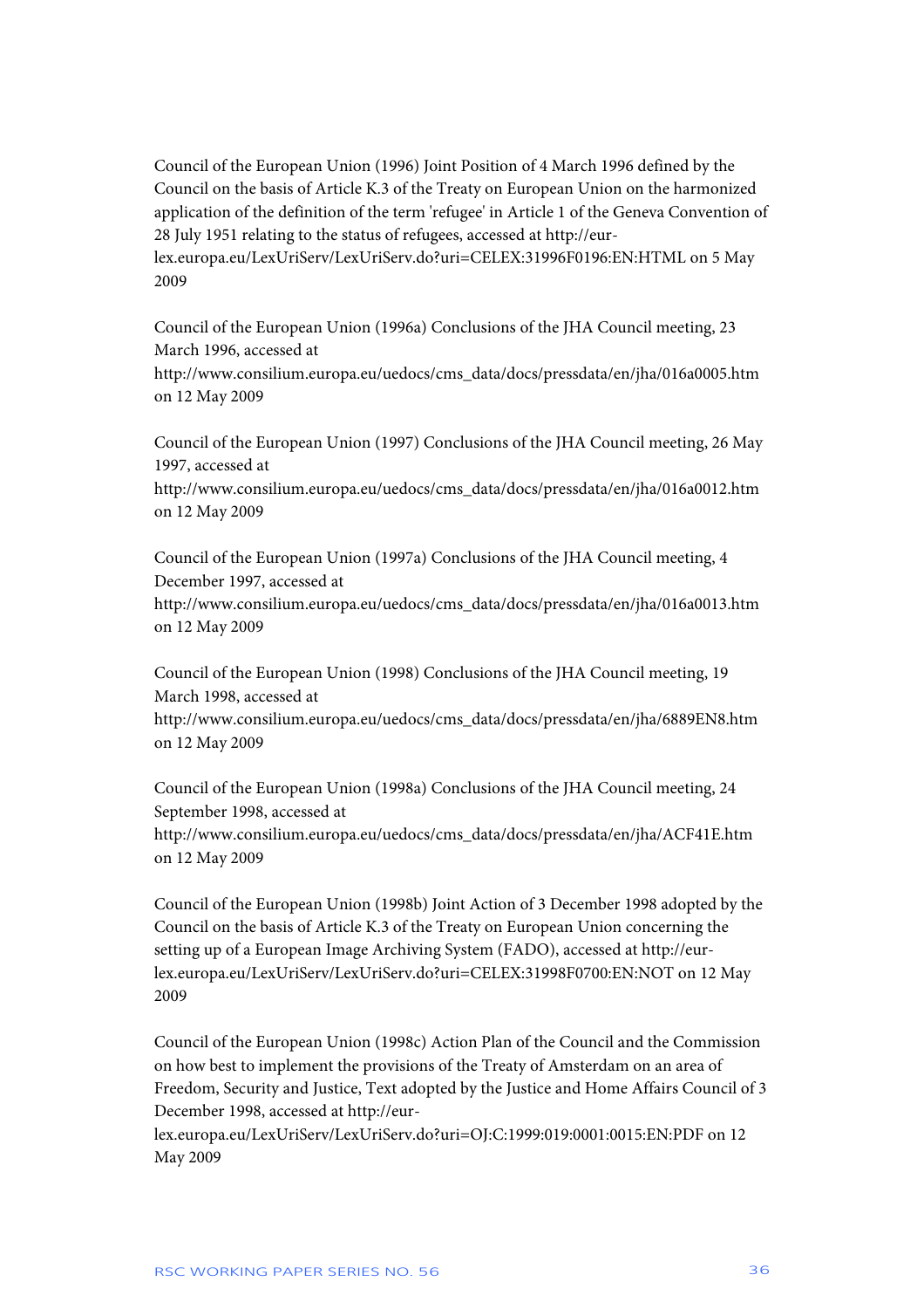Council of the European Union (1996) Joint Position of 4 March 1996 defined by the Council on the basis of Article K.3 of the Treaty on European Union on the harmonized application of the definition of the term 'refugee' in Article 1 of the Geneva Convention of 28 July 1951 relating to the status of refugees, accessed at http://eur-lex.europa.eu/LexUriServ/LexUriServ.do?uri=CELEX:31996F0196:EN:HTML on 5 May 2009

Council of the European Union (1996a) Conclusions of the JHA Council meeting, 23 March 1996, accessed at http://www.consilium.europa.eu/uedocs/cms_data/docs/pressdata/en/jha/016a0005.htm on 12 May 2009

Council of the European Union (1997) Conclusions of the JHA Council meeting, 26 May 1997, accessed at http://www.consilium.europa.eu/uedocs/cms_data/docs/pressdata/en/jha/016a0012.htm on 12 May 2009

Council of the European Union (1997a) Conclusions of the JHA Council meeting, 4 December 1997, accessed at http://www.consilium.europa.eu/uedocs/cms_data/docs/pressdata/en/jha/016a0013.htm on 12 May 2009

Council of the European Union (1998) Conclusions of the JHA Council meeting, 19 March 1998, accessed at http://www.consilium.europa.eu/uedocs/cms_data/docs/pressdata/en/jha/6889EN8.htm on 12 May 2009

Council of the European Union (1998a) Conclusions of the JHA Council meeting, 24 September 1998, accessed at http://www.consilium.europa.eu/uedocs/cms_data/docs/pressdata/en/jha/ACF41E.htm on 12 May 2009

Council of the European Union (1998b) Joint Action of 3 December 1998 adopted by the Council on the basis of Article K.3 of the Treaty on European Union concerning the setting up of a European Image Archiving System (FADO), accessed at http://eur-lex.europa.eu/LexUriServ/LexUriServ.do?uri=CELEX:31998F0700:EN:NOT on 12 May 2009

Council of the European Union (1998c) Action Plan of the Council and the Commission on how best to implement the provisions of the Treaty of Amsterdam on an area of Freedom, Security and Justice, Text adopted by the Justice and Home Affairs Council of 3 December 1998, accessed at http://eur-lex.europa.eu/LexUriServ/LexUriServ.do?uri=OJ:C:1999:019:0001:0015:EN:PDF on 12 May 2009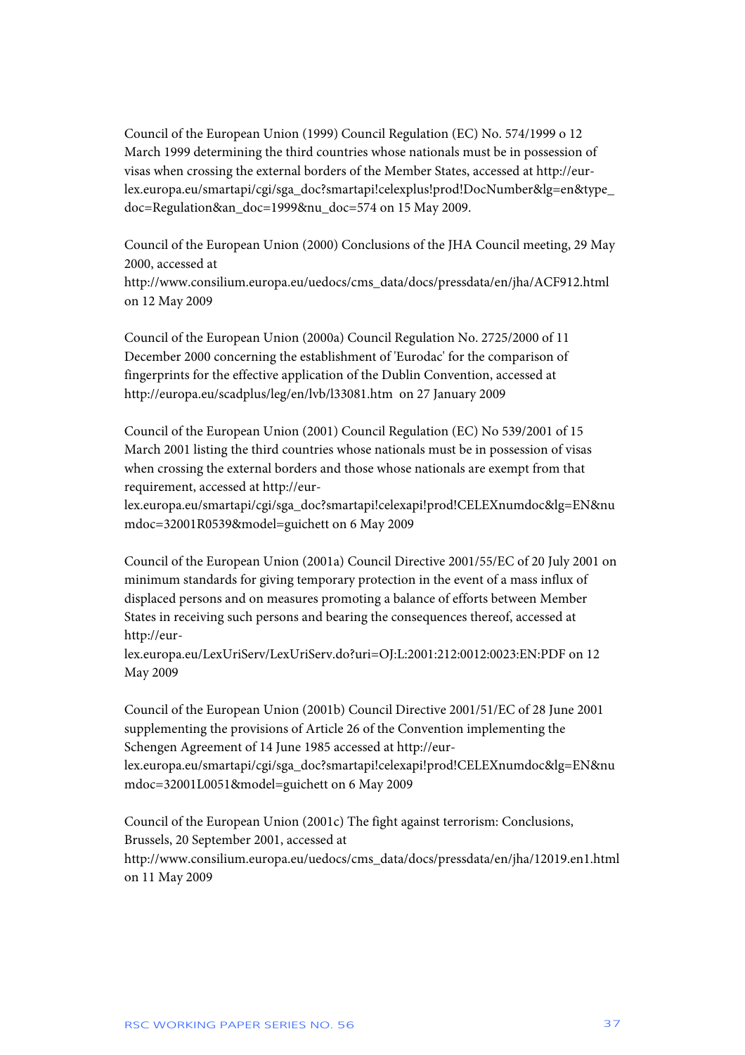Council of the European Union (1999) Council Regulation (EC) No. 574/1999 o 12 March 1999 determining the third countries whose nationals must be in possession of visas when crossing the external borders of the Member States, accessed at http://eur-lex.europa.eu/smartapi/cgi/sga_doc?smartapi!celexplus!prod!DocNumber&lg=en&type_doc=Regulation&an_doc=1999&nu_doc=574 on 15 May 2009.

Council of the European Union (2000) Conclusions of the JHA Council meeting, 29 May 2000, accessed at http://www.consilium.europa.eu/uedocs/cms_data/docs/pressdata/en/jha/ACF912.html on 12 May 2009

Council of the European Union (2000a) Council Regulation No. 2725/2000 of 11 December 2000 concerning the establishment of 'Eurodac' for the comparison of fingerprints for the effective application of the Dublin Convention, accessed at http://europa.eu/scadplus/leg/en/lvb/l33081.htm on 27 January 2009

Council of the European Union (2001) Council Regulation (EC) No 539/2001 of 15 March 2001 listing the third countries whose nationals must be in possession of visas when crossing the external borders and those whose nationals are exempt from that requirement, accessed at http://eur-lex.europa.eu/smartapi/cgi/sga_doc?smartapi!celexapi!prod!CELEXnumdoc&lg=EN&numdoc=32001R0539&model=guichett on 6 May 2009

Council of the European Union (2001a) Council Directive 2001/55/EC of 20 July 2001 on minimum standards for giving temporary protection in the event of a mass influx of displaced persons and on measures promoting a balance of efforts between Member States in receiving such persons and bearing the consequences thereof, accessed at http://eur-lex.europa.eu/LexUriServ/LexUriServ.do?uri=OJ:L:2001:212:0012:0023:EN:PDF on 12 May 2009

Council of the European Union (2001b) Council Directive 2001/51/EC of 28 June 2001 supplementing the provisions of Article 26 of the Convention implementing the Schengen Agreement of 14 June 1985 accessed at http://eur-lex.europa.eu/smartapi/cgi/sga_doc?smartapi!celexapi!prod!CELEXnumdoc&lg=EN&numdoc=32001L0051&model=guichett on 6 May 2009

Council of the European Union (2001c) The fight against terrorism: Conclusions, Brussels, 20 September 2001, accessed at http://www.consilium.europa.eu/uedocs/cms_data/docs/pressdata/en/jha/12019.en1.html on 11 May 2009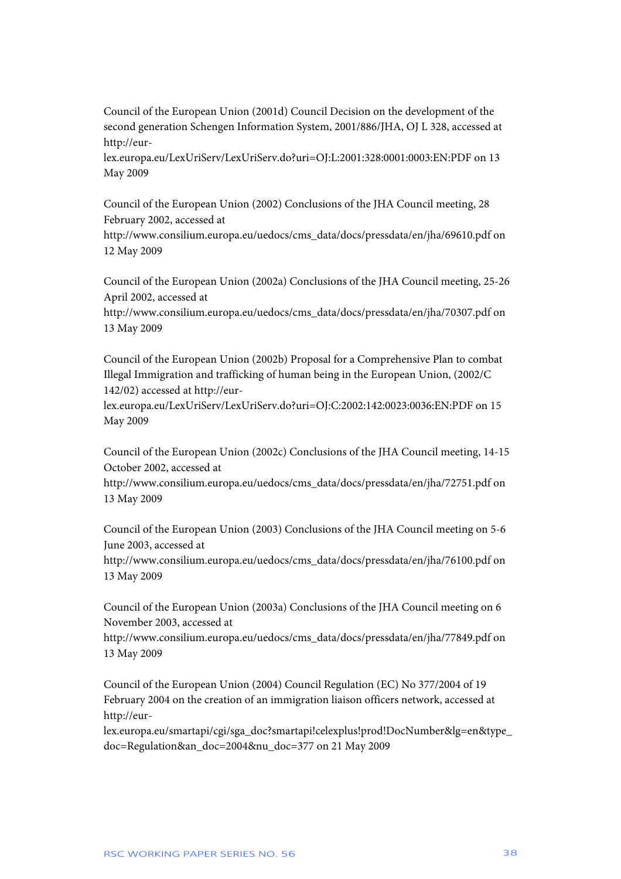Council of the European Union (2001d) Council Decision on the development of the second generation Schengen Information System, 2001/886/JHA, OJ L 328, accessed at http://eur-lex.europa.eu/LexUriServ/LexUriServ.do?uri=OJ:L:2001:328:0001:0003:EN:PDF on 13 May 2009

Council of the European Union (2002) Conclusions of the JHA Council meeting, 28 February 2002, accessed at http://www.consilium.europa.eu/uedocs/cms_data/docs/pressdata/en/jha/69610.pdf on 12 May 2009

Council of the European Union (2002a) Conclusions of the JHA Council meeting, 25-26 April 2002, accessed at http://www.consilium.europa.eu/uedocs/cms_data/docs/pressdata/en/jha/70307.pdf on 13 May 2009

Council of the European Union (2002b) Proposal for a Comprehensive Plan to combat Illegal Immigration and trafficking of human being in the European Union, (2002/C 142/02) accessed at http://eur-lex.europa.eu/LexUriServ/LexUriServ.do?uri=OJ:C:2002:142:0023:0036:EN:PDF on 15 May 2009

Council of the European Union (2002c) Conclusions of the JHA Council meeting, 14-15 October 2002, accessed at http://www.consilium.europa.eu/uedocs/cms_data/docs/pressdata/en/jha/72751.pdf on 13 May 2009

Council of the European Union (2003) Conclusions of the JHA Council meeting on 5-6 June 2003, accessed at http://www.consilium.europa.eu/uedocs/cms_data/docs/pressdata/en/jha/76100.pdf on 13 May 2009

Council of the European Union (2003a) Conclusions of the JHA Council meeting on 6 November 2003, accessed at http://www.consilium.europa.eu/uedocs/cms_data/docs/pressdata/en/jha/77849.pdf on 13 May 2009

Council of the European Union (2004) Council Regulation (EC) No 377/2004 of 19 February 2004 on the creation of an immigration liaison officers network, accessed at http://eur-lex.europa.eu/smartapi/cgi/sga_doc?smartapi!celexplus!prod!DocNumber&lg=en&type_doc=Regulation&an_doc=2004&nu_doc=377 on 21 May 2009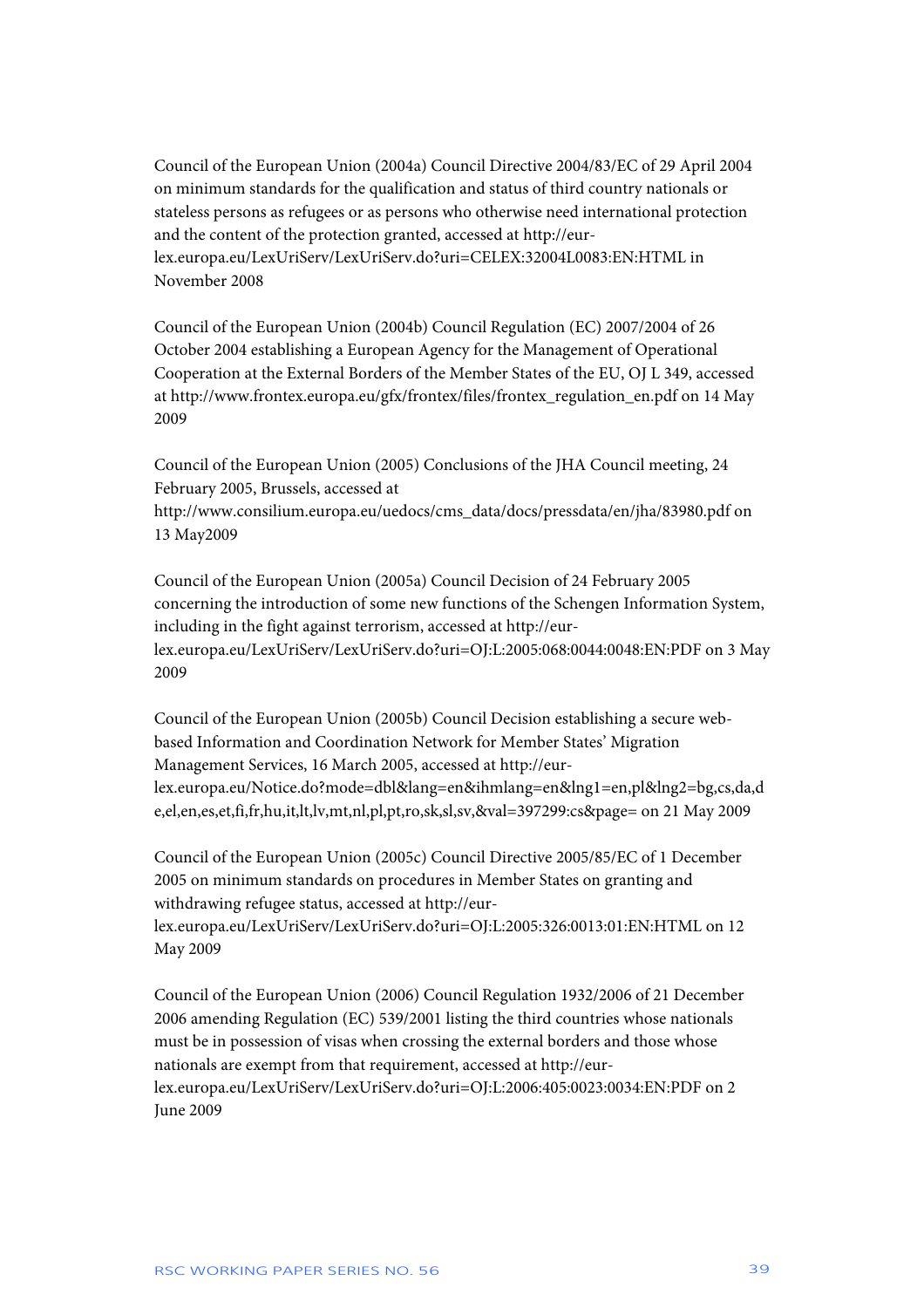Council of the European Union (2004a) Council Directive 2004/83/EC of 29 April 2004 on minimum standards for the qualification and status of third country nationals or stateless persons as refugees or as persons who otherwise need international protection and the content of the protection granted, accessed at http://eur-lex.europa.eu/LexUriServ/LexUriServ.do?uri=CELEX:32004L0083:EN:HTML in November 2008

Council of the European Union (2004b) Council Regulation (EC) 2007/2004 of 26 October 2004 establishing a European Agency for the Management of Operational Cooperation at the External Borders of the Member States of the EU, OJ L 349, accessed at http://www.frontex.europa.eu/gfx/frontex/files/frontex_regulation_en.pdf on 14 May 2009

Council of the European Union (2005) Conclusions of the JHA Council meeting, 24 February 2005, Brussels, accessed at http://www.consilium.europa.eu/uedocs/cms_data/docs/pressdata/en/jha/83980.pdf on 13 May2009

Council of the European Union (2005a) Council Decision of 24 February 2005 concerning the introduction of some new functions of the Schengen Information System, including in the fight against terrorism, accessed at http://eur-lex.europa.eu/LexUriServ/LexUriServ.do?uri=OJ:L:2005:068:0044:0048:EN:PDF on 3 May 2009

Council of the European Union (2005b) Council Decision establishing a secure web-based Information and Coordination Network for Member States' Migration Management Services, 16 March 2005, accessed at http://eur-lex.europa.eu/Notice.do?mode=dbl&lang=en&ihmlang=en&lng1=en,pl&lng2=bg,cs,da,de,el,en,es,et,fi,fr,hu,it,lt,lv,mt,nl,pl,pt,ro,sk,sl,sv,&val=397299:cs&page= on 21 May 2009

Council of the European Union (2005c) Council Directive 2005/85/EC of 1 December 2005 on minimum standards on procedures in Member States on granting and withdrawing refugee status, accessed at http://eur-lex.europa.eu/LexUriServ/LexUriServ.do?uri=OJ:L:2005:326:0013:01:EN:HTML on 12 May 2009

Council of the European Union (2006) Council Regulation 1932/2006 of 21 December 2006 amending Regulation (EC) 539/2001 listing the third countries whose nationals must be in possession of visas when crossing the external borders and those whose nationals are exempt from that requirement, accessed at http://eur-lex.europa.eu/LexUriServ/LexUriServ.do?uri=OJ:L:2006:405:0023:0034:EN:PDF on 2 June 2009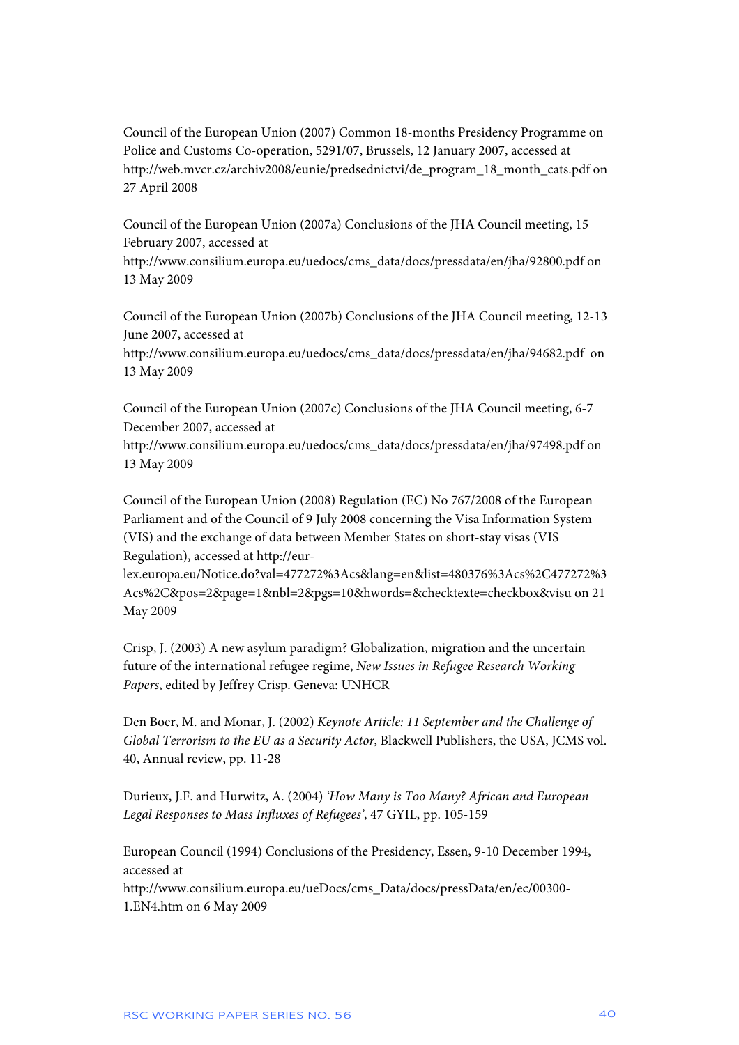Council of the European Union (2007) Common 18-months Presidency Programme on Police and Customs Co-operation, 5291/07, Brussels, 12 January 2007, accessed at http://web.mvcr.cz/archiv2008/eunie/predsednictvi/de_program_18_month_cats.pdf on 27 April 2008

Council of the European Union (2007a) Conclusions of the JHA Council meeting, 15 February 2007, accessed at http://www.consilium.europa.eu/uedocs/cms_data/docs/pressdata/en/jha/92800.pdf on 13 May 2009

Council of the European Union (2007b) Conclusions of the JHA Council meeting, 12-13 June 2007, accessed at http://www.consilium.europa.eu/uedocs/cms_data/docs/pressdata/en/jha/94682.pdf on 13 May 2009

Council of the European Union (2007c) Conclusions of the JHA Council meeting, 6-7 December 2007, accessed at http://www.consilium.europa.eu/uedocs/cms_data/docs/pressdata/en/jha/97498.pdf on 13 May 2009

Council of the European Union (2008) Regulation (EC) No 767/2008 of the European Parliament and of the Council of 9 July 2008 concerning the Visa Information System (VIS) and the exchange of data between Member States on short-stay visas (VIS Regulation), accessed at http://eur-lex.europa.eu/Notice.do?val=477272%3Acs&lang=en&list=480376%3Acs%2C477272%3Acs%2C&pos=2&page=1&nbl=2&pgs=10&hwords=&checktexte=checkbox&visu on 21 May 2009

Crisp, J. (2003) A new asylum paradigm? Globalization, migration and the uncertain future of the international refugee regime, *New Issues in Refugee Research Working Papers*, edited by Jeffrey Crisp. Geneva: UNHCR

Den Boer, M. and Monar, J. (2002) *Keynote Article: 11 September and the Challenge of Global Terrorism to the EU as a Security Actor*, Blackwell Publishers, the USA, JCMS vol. 40, Annual review, pp. 11-28

Durieux, J.F. and Hurwitz, A. (2004) *'How Many is Too Many? African and European Legal Responses to Mass Influxes of Refugees'*, 47 GYIL, pp. 105-159

European Council (1994) Conclusions of the Presidency, Essen, 9-10 December 1994, accessed at http://www.consilium.europa.eu/ueDocs/cms_Data/docs/pressData/en/ec/00300-1.EN4.htm on 6 May 2009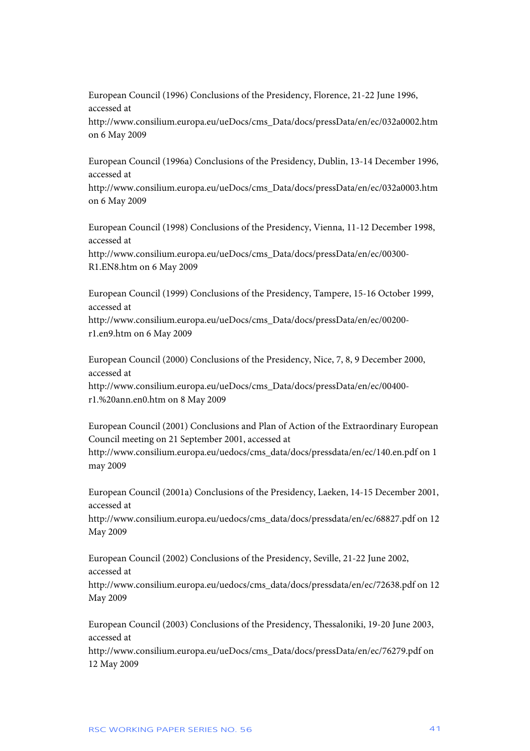European Council (1996) Conclusions of the Presidency, Florence, 21-22 June 1996, accessed at http://www.consilium.europa.eu/ueDocs/cms_Data/docs/pressData/en/ec/032a0002.htm on 6 May 2009

European Council (1996a) Conclusions of the Presidency, Dublin, 13-14 December 1996, accessed at http://www.consilium.europa.eu/ueDocs/cms_Data/docs/pressData/en/ec/032a0003.htm on 6 May 2009

European Council (1998) Conclusions of the Presidency, Vienna, 11-12 December 1998, accessed at http://www.consilium.europa.eu/ueDocs/cms_Data/docs/pressData/en/ec/00300-R1.EN8.htm on 6 May 2009

European Council (1999) Conclusions of the Presidency, Tampere, 15-16 October 1999, accessed at http://www.consilium.europa.eu/ueDocs/cms_Data/docs/pressData/en/ec/00200-r1.en9.htm on 6 May 2009

European Council (2000) Conclusions of the Presidency, Nice, 7, 8, 9 December 2000, accessed at http://www.consilium.europa.eu/ueDocs/cms_Data/docs/pressData/en/ec/00400-r1.%20ann.en0.htm on 8 May 2009

European Council (2001) Conclusions and Plan of Action of the Extraordinary European Council meeting on 21 September 2001, accessed at http://www.consilium.europa.eu/uedocs/cms_data/docs/pressdata/en/ec/140.en.pdf on 1 may 2009

European Council (2001a) Conclusions of the Presidency, Laeken, 14-15 December 2001, accessed at http://www.consilium.europa.eu/uedocs/cms_data/docs/pressdata/en/ec/68827.pdf on 12 May 2009

European Council (2002) Conclusions of the Presidency, Seville, 21-22 June 2002, accessed at http://www.consilium.europa.eu/uedocs/cms_data/docs/pressdata/en/ec/72638.pdf on 12 May 2009

European Council (2003) Conclusions of the Presidency, Thessaloniki, 19-20 June 2003, accessed at http://www.consilium.europa.eu/ueDocs/cms_Data/docs/pressData/en/ec/76279.pdf on 12 May 2009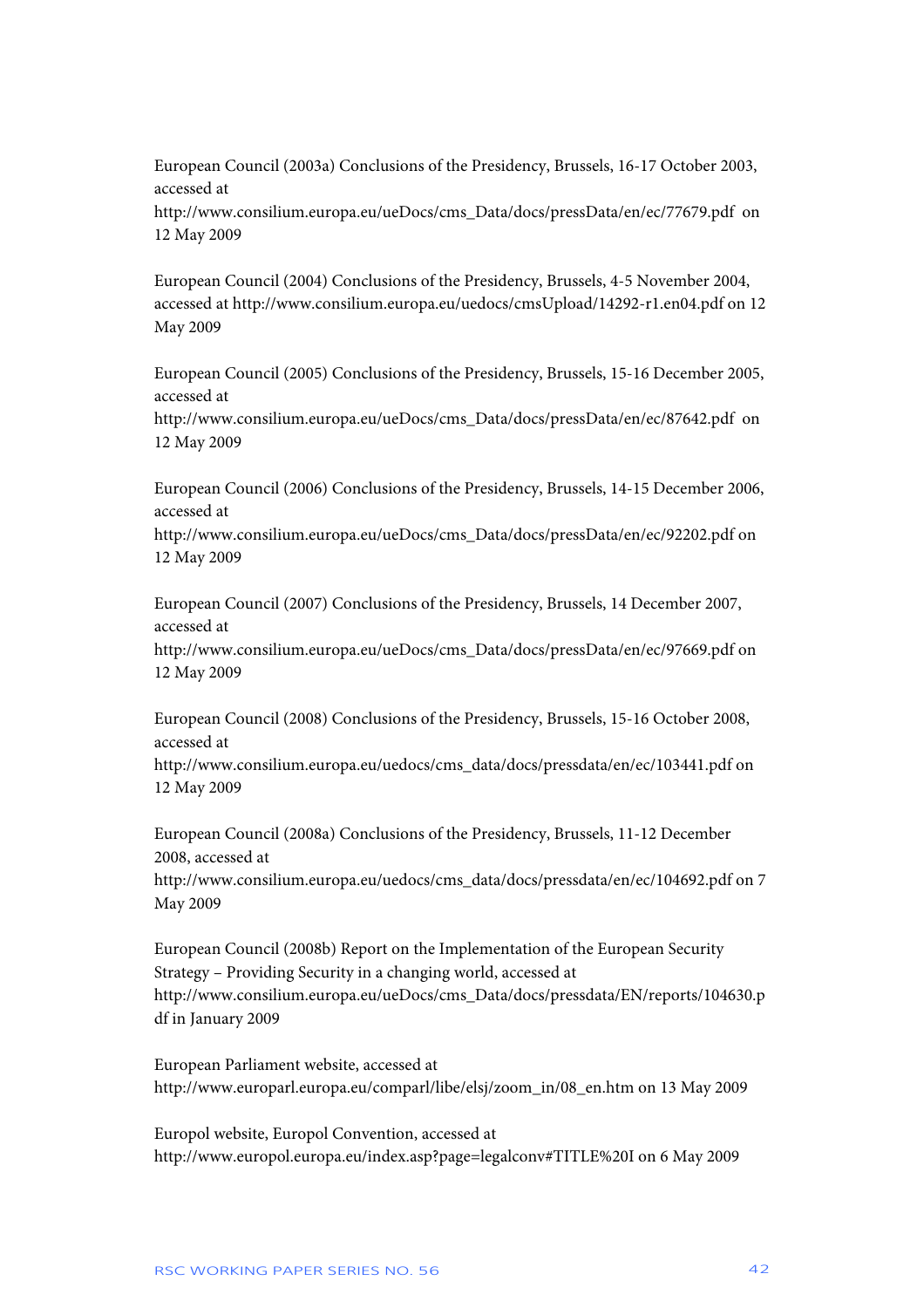European Council (2003a) Conclusions of the Presidency, Brussels, 16-17 October 2003, accessed at http://www.consilium.europa.eu/ueDocs/cms_Data/docs/pressData/en/ec/77679.pdf on 12 May 2009

European Council (2004) Conclusions of the Presidency, Brussels, 4-5 November 2004, accessed at http://www.consilium.europa.eu/uedocs/cmsUpload/14292-r1.en04.pdf on 12 May 2009

European Council (2005) Conclusions of the Presidency, Brussels, 15-16 December 2005, accessed at http://www.consilium.europa.eu/ueDocs/cms_Data/docs/pressData/en/ec/87642.pdf on 12 May 2009

European Council (2006) Conclusions of the Presidency, Brussels, 14-15 December 2006, accessed at http://www.consilium.europa.eu/ueDocs/cms_Data/docs/pressData/en/ec/92202.pdf on 12 May 2009

European Council (2007) Conclusions of the Presidency, Brussels, 14 December 2007, accessed at http://www.consilium.europa.eu/ueDocs/cms_Data/docs/pressData/en/ec/97669.pdf on 12 May 2009

European Council (2008) Conclusions of the Presidency, Brussels, 15-16 October 2008, accessed at http://www.consilium.europa.eu/uedocs/cms_data/docs/pressdata/en/ec/103441.pdf on 12 May 2009

European Council (2008a) Conclusions of the Presidency, Brussels, 11-12 December 2008, accessed at http://www.consilium.europa.eu/uedocs/cms_data/docs/pressdata/en/ec/104692.pdf on 7 May 2009

European Council (2008b) Report on the Implementation of the European Security Strategy – Providing Security in a changing world, accessed at http://www.consilium.europa.eu/ueDocs/cms_Data/docs/pressdata/EN/reports/104630.pdf in January 2009

European Parliament website, accessed at http://www.europarl.europa.eu/comparl/libe/elsj/zoom_in/08_en.htm on 13 May 2009

Europol website, Europol Convention, accessed at http://www.europol.europa.eu/index.asp?page=legalconv#TITLE%20I on 6 May 2009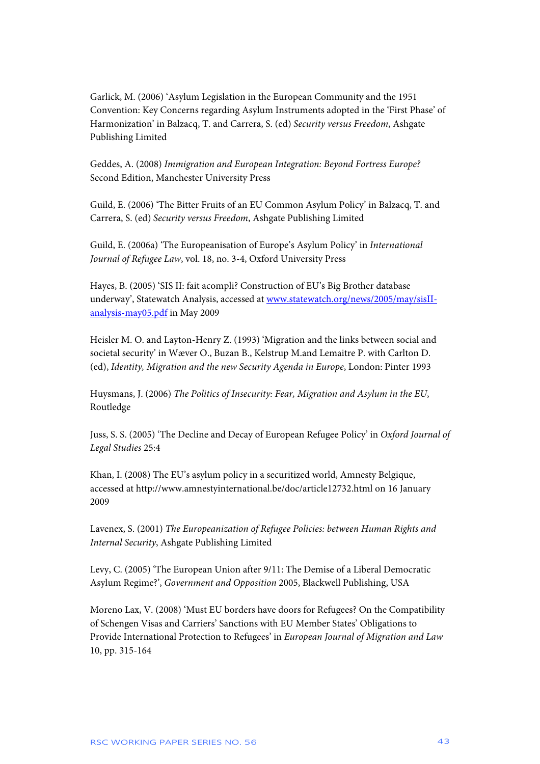Garlick, M. (2006) 'Asylum Legislation in the European Community and the 1951 Convention: Key Concerns regarding Asylum Instruments adopted in the 'First Phase' of Harmonization' in Balzacq, T. and Carrera, S. (ed) *Security versus Freedom*, Ashgate Publishing Limited

Geddes, A. (2008) *Immigration and European Integration: Beyond Fortress Europe?* Second Edition, Manchester University Press

Guild, E. (2006) 'The Bitter Fruits of an EU Common Asylum Policy' in Balzacq, T. and Carrera, S. (ed) *Security versus Freedom*, Ashgate Publishing Limited

Guild, E. (2006a) 'The Europeanisation of Europe's Asylum Policy' in *International Journal of Refugee Law*, vol. 18, no. 3-4, Oxford University Press

Hayes, B. (2005) 'SIS II: fait acompli? Construction of EU's Big Brother database underway', Statewatch Analysis, accessed at [www.statewatch.org/news/2005/may/sisII-analysis-may05.pdf](www.statewatch.org/news/2005/may/sisII-analysis-may05.pdf) in May 2009

Heisler M. O. and Layton-Henry Z. (1993) 'Migration and the links between social and societal security' in Wæver O., Buzan B., Kelstrup M.and Lemaitre P. with Carlton D. (ed), *Identity, Migration and the new Security Agenda in Europe*, London: Pinter 1993

Huysmans, J. (2006) *The Politics of Insecurity: Fear, Migration and Asylum in the EU*, Routledge

Juss, S. S. (2005) 'The Decline and Decay of European Refugee Policy' in *Oxford Journal of Legal Studies* 25:4

Khan, I. (2008) The EU's asylum policy in a securitized world, Amnesty Belgique, accessed at http://www.amnestyinternational.be/doc/article12732.html on 16 January 2009

Lavenex, S. (2001) *The Europeanization of Refugee Policies: between Human Rights and Internal Security*, Ashgate Publishing Limited

Levy, C. (2005) 'The European Union after 9/11: The Demise of a Liberal Democratic Asylum Regime?', *Government and Opposition* 2005, Blackwell Publishing, USA

Moreno Lax, V. (2008) 'Must EU borders have doors for Refugees? On the Compatibility of Schengen Visas and Carriers' Sanctions with EU Member States' Obligations to Provide International Protection to Refugees' in *European Journal of Migration and Law* 10, pp. 315-164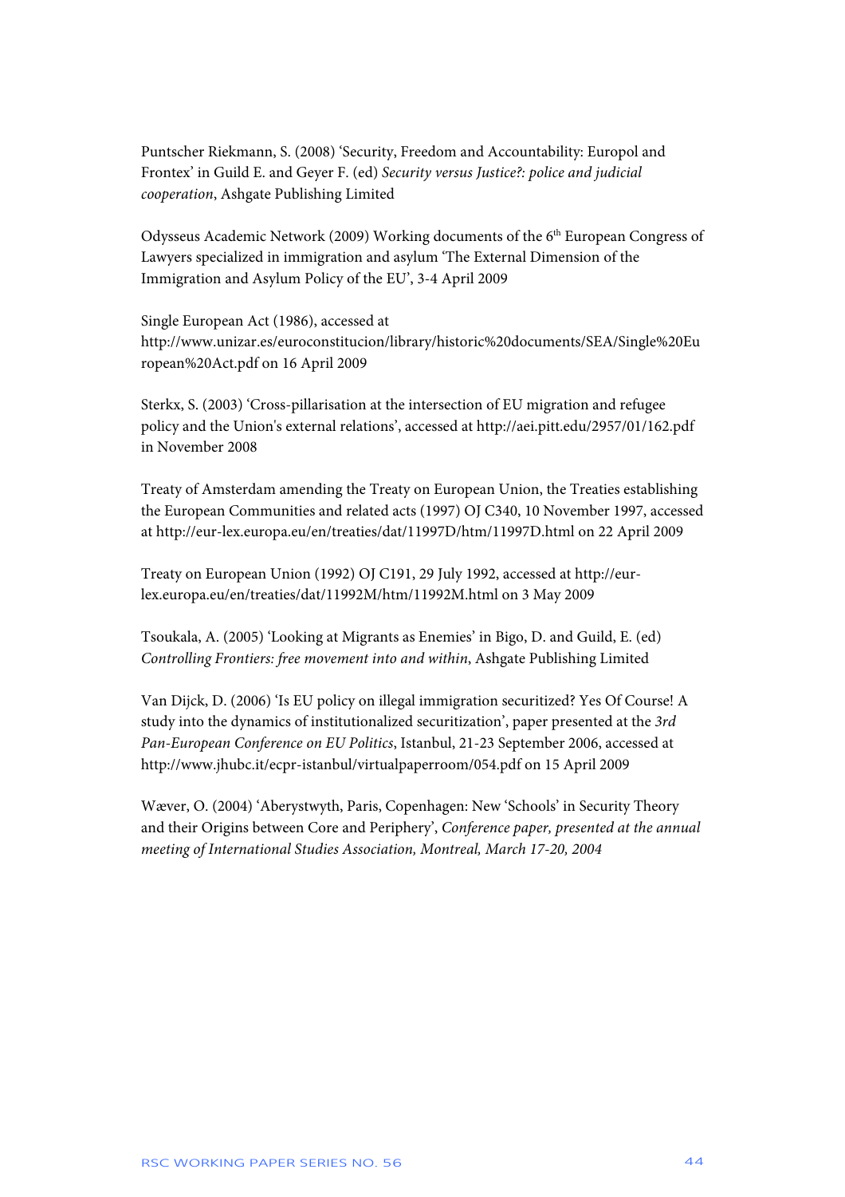Puntscher Riekmann, S. (2008) 'Security, Freedom and Accountability: Europol and Frontex' in Guild E. and Geyer F. (ed) *Security versus Justice?: police and judicial cooperation*, Ashgate Publishing Limited

Odysseus Academic Network (2009) Working documents of the 6th European Congress of Lawyers specialized in immigration and asylum 'The External Dimension of the Immigration and Asylum Policy of the EU', 3-4 April 2009

Single European Act (1986), accessed at http://www.unizar.es/euroconstitucion/library/historic%20documents/SEA/Single%20European%20Act.pdf on 16 April 2009

Sterkx, S. (2003) 'Cross-pillarisation at the intersection of EU migration and refugee policy and the Union's external relations', accessed at http://aei.pitt.edu/2957/01/162.pdf in November 2008

Treaty of Amsterdam amending the Treaty on European Union, the Treaties establishing the European Communities and related acts (1997) OJ C340, 10 November 1997, accessed at http://eur-lex.europa.eu/en/treaties/dat/11997D/htm/11997D.html on 22 April 2009

Treaty on European Union (1992) OJ C191, 29 July 1992, accessed at http://eur-lex.europa.eu/en/treaties/dat/11992M/htm/11992M.html on 3 May 2009

Tsoukala, A. (2005) 'Looking at Migrants as Enemies' in Bigo, D. and Guild, E. (ed) *Controlling Frontiers: free movement into and within*, Ashgate Publishing Limited

Van Dijck, D. (2006) 'Is EU policy on illegal immigration securitized? Yes Of Course! A study into the dynamics of institutionalized securitization', paper presented at the *3rd Pan-European Conference on EU Politics*, Istanbul, 21-23 September 2006, accessed at http://www.jhubc.it/ecpr-istanbul/virtualpaperroom/054.pdf on 15 April 2009

Wæver, O. (2004) 'Aberystwyth, Paris, Copenhagen: New 'Schools' in Security Theory and their Origins between Core and Periphery', *Conference paper, presented at the annual meeting of International Studies Association, Montreal, March 17-20, 2004*